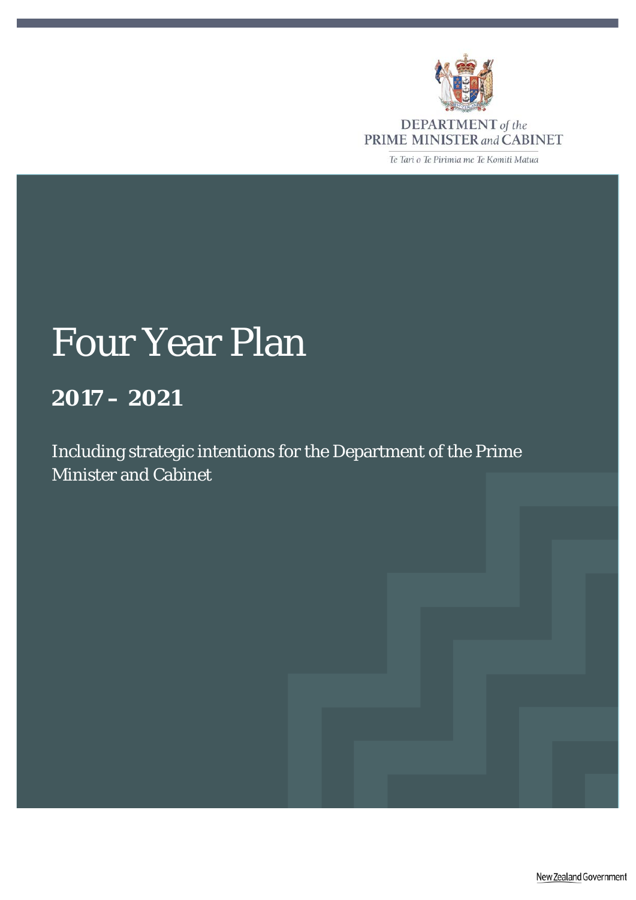DEPARTMENT *of the* PRIME MINISTER *and* CABINET

*Te Tari o Te Pirimia me Te Komiti Matua*

# Four Year Plan

## 2017 – 2021

Including strategic intentions for the Department of the Prime Minister and Cabinet

New Zealand Government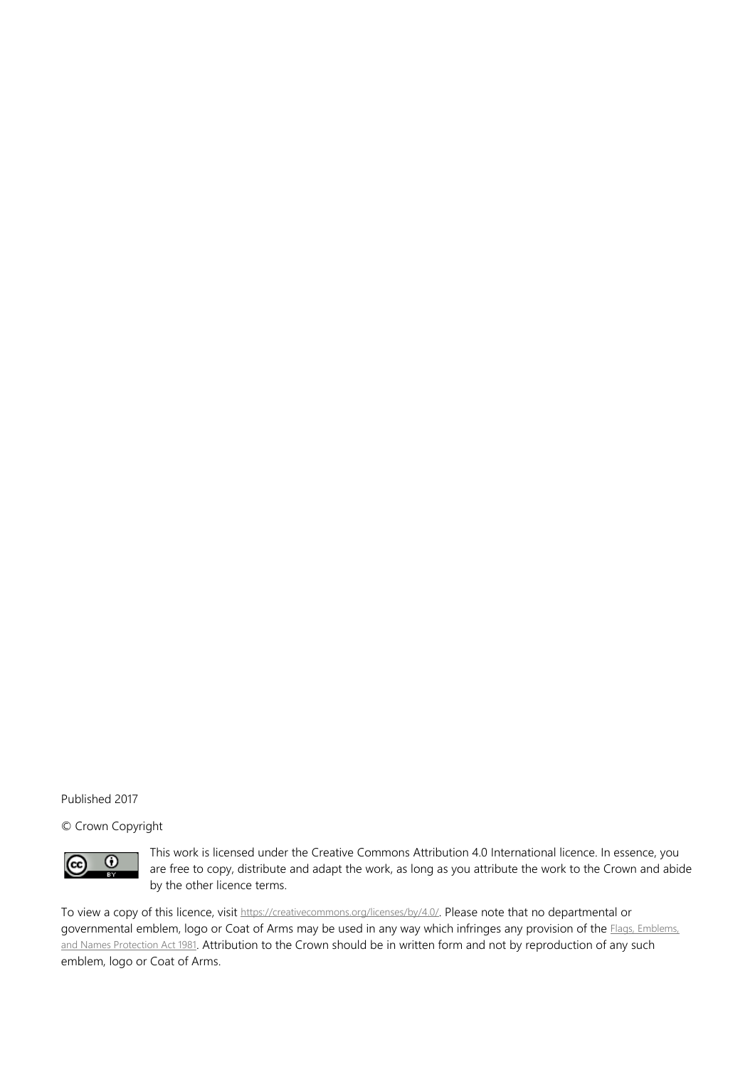Published 2017

© Crown Copyright

This work is licensed under the Creative Commons Attribution 4.0 International licence. In essence, you are free to copy, distribute and adapt the work, as long as you attribute the work to the Crown and abide by the other licence terms.

To view a copy of this licence, visit https://creativecommons.org/licenses/by/4.0/. Please note that no departmental or governmental emblem, logo or Coat of Arms may be used in any way which infringes any provision of the Flags, Emblems, and Names Protection Act 1981. Attribution to the Crown should be in written form and not by reproduction of any such emblem, logo or Coat of Arms.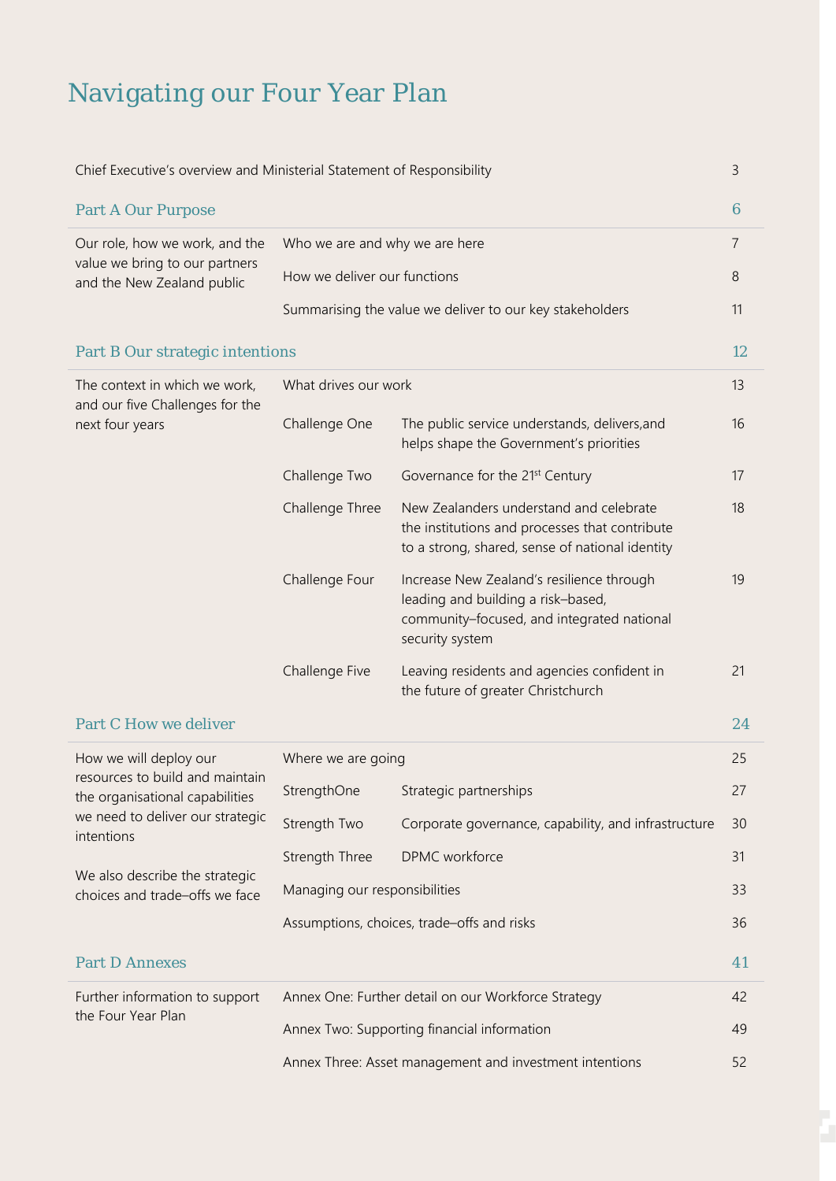# Navigating our Four Year Plan

| | | | |
|---|---|---|---|
| Chief Executive's overview and Ministerial Statement of Responsibility | | | 3 |
| **Part A Our Purpose** | | | **6** |
| Our role, how we work, and the value we bring to our partners and the New Zealand public | Who we are and why we are here | | 7 |
| | How we deliver our functions | | 8 |
| | Summarising the value we deliver to our key stakeholders | | 11 |
| **Part B Our strategic intentions** | | | **12** |
| The context in which we work, and our five Challenges for the next four years | What drives our work | | 13 |
| | Challenge One | The public service understands, delivers,and helps shape the Government's priorities | 16 |
| | Challenge Two | Governance for the 21st Century | 17 |
| | Challenge Three | New Zealanders understand and celebrate the institutions and processes that contribute to a strong, shared, sense of national identity | 18 |
| | Challenge Four | Increase New Zealand's resilience through leading and building a risk–based, community–focused, and integrated national security system | 19 |
| | Challenge Five | Leaving residents and agencies confident in the future of greater Christchurch | 21 |
| **Part C How we deliver** | | | **24** |
| How we will deploy our resources to build and maintain the organisational capabilities we need to deliver our strategic intentions | Where we are going | | 25 |
| | StrengthOne | Strategic partnerships | 27 |
| | Strength Two | Corporate governance, capability, and infrastructure | 30 |
| | Strength Three | DPMC workforce | 31 |
| We also describe the strategic choices and trade–offs we face | Managing our responsibilities | | 33 |
| | Assumptions, choices, trade–offs and risks | | 36 |
| **Part D Annexes** | | | **41** |
| Further information to support the Four Year Plan | Annex One: Further detail on our Workforce Strategy | | 42 |
| | Annex Two: Supporting financial information | | 49 |
| | Annex Three: Asset management and investment intentions | | 52 |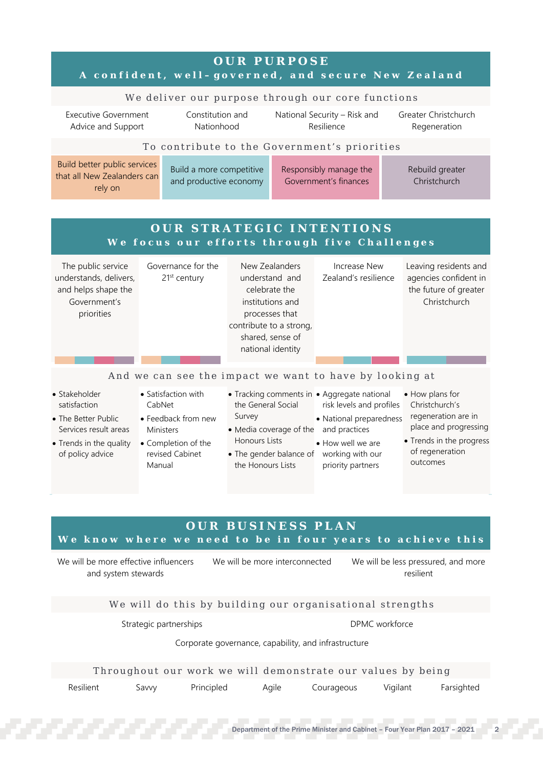## OUR PURPOSE

### A confident, well-governed, and secure New Zealand

We deliver our purpose through our core functions

| Executive Government Advice and Support | Constitution and Nationhood | National Security – Risk and Resilience | Greater Christchurch Regeneration |
|---|---|---|---|

To contribute to the Government's priorities

| Build better public services that all New Zealanders can rely on | Build a more competitive and productive economy | Responsibly manage the Government's finances | Rebuild greater Christchurch |
|---|---|---|---|

## OUR STRATEGIC INTENTIONS

### We focus our efforts through five Challenges

| The public service understands, delivers, and helps shape the Government's priorities | Governance for the 21st century | New Zealanders understand and celebrate the institutions and processes that contribute to a strong, shared, sense of national identity | Increase New Zealand's resilience | Leaving residents and agencies confident in the future of greater Christchurch |
|---|---|---|---|---|

And we can see the impact we want to have by looking at

| | | | | |
|---|---|---|---|---|
| • Stakeholder satisfaction<br>• The Better Public Services result areas<br>• Trends in the quality of policy advice | • Satisfaction with CabNet<br>• Feedback from new Ministers<br>• Completion of the revised Cabinet Manual | • Tracking comments in the General Social Survey<br>• Media coverage of the Honours Lists<br>• The gender balance of the Honours Lists | • Aggregate national risk levels and profiles<br>• National preparedness and practices<br>• How well we are working with our priority partners | • How plans for Christchurch's regeneration are in place and progressing<br>• Trends in the progress of regeneration outcomes |

## OUR BUSINESS PLAN

### We know where we need to be in four years to achieve this

| We will be more effective influencers and system stewards | We will be more interconnected | We will be less pressured, and more resilient |
|---|---|---|

We will do this by building our organisational strengths

- Strategic partnerships
- DPMC workforce
- Corporate governance, capability, and infrastructure

Throughout our work we will demonstrate our values by being

Resilient · Savvy · Principled · Agile · Courageous · Vigilant · Farsighted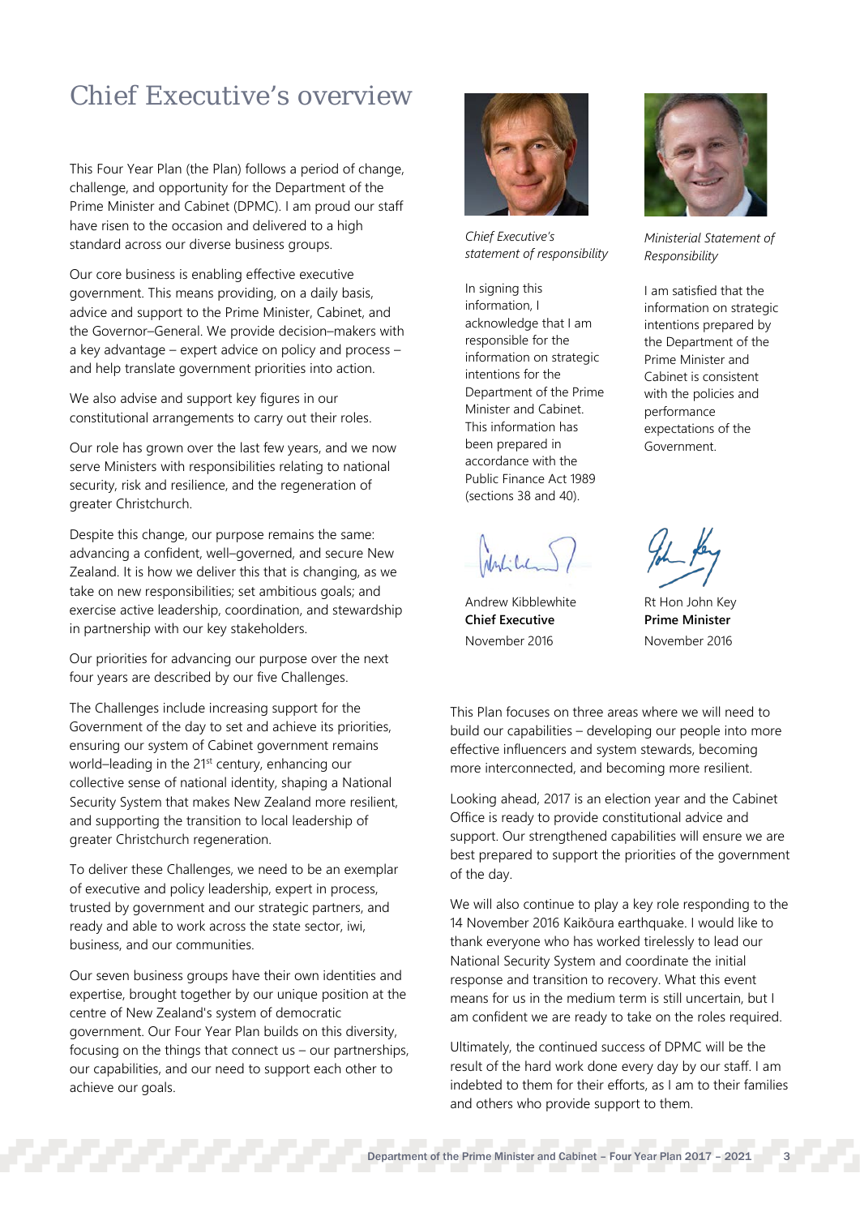# Chief Executive's overview

This Four Year Plan (the Plan) follows a period of change, challenge, and opportunity for the Department of the Prime Minister and Cabinet (DPMC). I am proud our staff have risen to the occasion and delivered to a high standard across our diverse business groups.

Our core business is enabling effective executive government. This means providing, on a daily basis, advice and support to the Prime Minister, Cabinet, and the Governor–General. We provide decision–makers with a key advantage – expert advice on policy and process – and help translate government priorities into action.

We also advise and support key figures in our constitutional arrangements to carry out their roles.

Our role has grown over the last few years, and we now serve Ministers with responsibilities relating to national security, risk and resilience, and the regeneration of greater Christchurch.

Despite this change, our purpose remains the same: advancing a confident, well–governed, and secure New Zealand. It is how we deliver this that is changing, as we take on new responsibilities; set ambitious goals; and exercise active leadership, coordination, and stewardship in partnership with our key stakeholders.

Our priorities for advancing our purpose over the next four years are described by our five Challenges.

The Challenges include increasing support for the Government of the day to set and achieve its priorities, ensuring our system of Cabinet government remains world–leading in the 21st century, enhancing our collective sense of national identity, shaping a National Security System that makes New Zealand more resilient, and supporting the transition to local leadership of greater Christchurch regeneration.

To deliver these Challenges, we need to be an exemplar of executive and policy leadership, expert in process, trusted by government and our strategic partners, and ready and able to work across the state sector, iwi, business, and our communities.

Our seven business groups have their own identities and expertise, brought together by our unique position at the centre of New Zealand's system of democratic government. Our Four Year Plan builds on this diversity, focusing on the things that connect us – our partnerships, our capabilities, and our need to support each other to achieve our goals.

*Chief Executive's statement of responsibility*

In signing this information, I acknowledge that I am responsible for the information on strategic intentions for the Department of the Prime Minister and Cabinet. This information has been prepared in accordance with the Public Finance Act 1989 (sections 38 and 40).

Andrew Kibblewhite
**Chief Executive**
November 2016

*Ministerial Statement of Responsibility*

I am satisfied that the information on strategic intentions prepared by the Department of the Prime Minister and Cabinet is consistent with the policies and performance expectations of the Government.

Rt Hon John Key
**Prime Minister**
November 2016

This Plan focuses on three areas where we will need to build our capabilities – developing our people into more effective influencers and system stewards, becoming more interconnected, and becoming more resilient.

Looking ahead, 2017 is an election year and the Cabinet Office is ready to provide constitutional advice and support. Our strengthened capabilities will ensure we are best prepared to support the priorities of the government of the day.

We will also continue to play a key role responding to the 14 November 2016 Kaikōura earthquake. I would like to thank everyone who has worked tirelessly to lead our National Security System and coordinate the initial response and transition to recovery. What this event means for us in the medium term is still uncertain, but I am confident we are ready to take on the roles required.

Ultimately, the continued success of DPMC will be the result of the hard work done every day by our staff. I am indebted to them for their efforts, as I am to their families and others who provide support to them.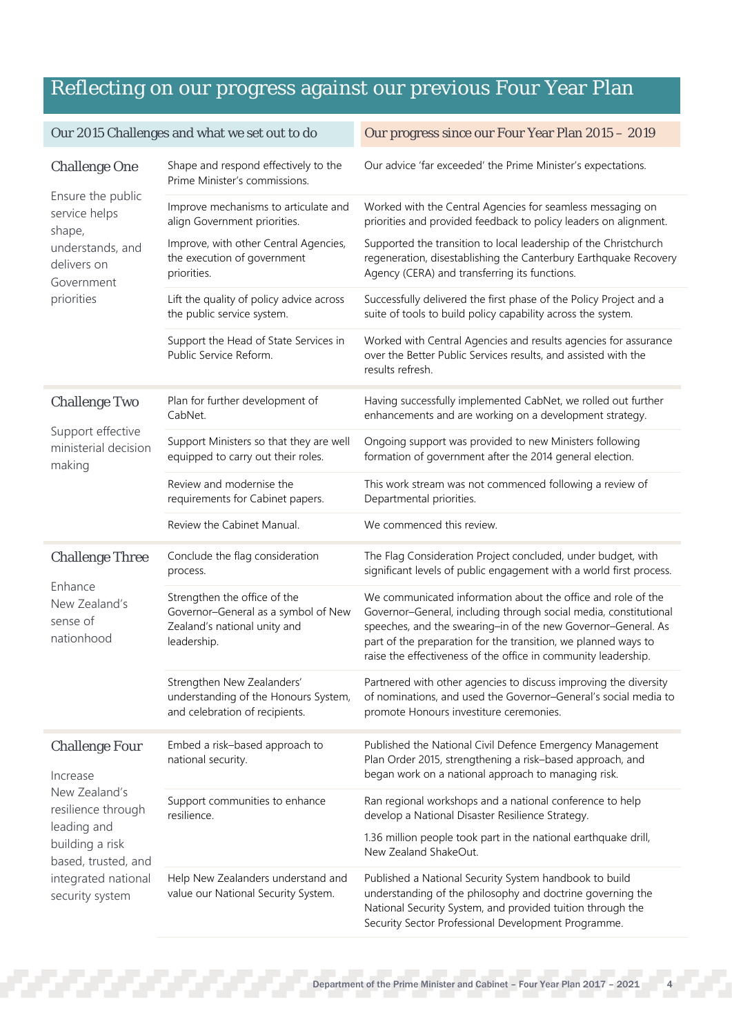# Reflecting on our progress against our previous Four Year Plan

| Our 2015 Challenges and what we set out to do | | Our progress since our Four Year Plan 2015 – 2019 |
|---|---|---|
| **Challenge One** Ensure the public service helps shape, understands, and delivers on Government priorities | Shape and respond effectively to the Prime Minister's commissions. | Our advice 'far exceeded' the Prime Minister's expectations. |
| | Improve mechanisms to articulate and align Government priorities. | Worked with the Central Agencies for seamless messaging on priorities and provided feedback to policy leaders on alignment. |
| | Improve, with other Central Agencies, the execution of government priorities. | Supported the transition to local leadership of the Christchurch regeneration, disestablishing the Canterbury Earthquake Recovery Agency (CERA) and transferring its functions. |
| | Lift the quality of policy advice across the public service system. | Successfully delivered the first phase of the Policy Project and a suite of tools to build policy capability across the system. |
| | Support the Head of State Services in Public Service Reform. | Worked with Central Agencies and results agencies for assurance over the Better Public Services results, and assisted with the results refresh. |
| **Challenge Two** Support effective ministerial decision making | Plan for further development of CabNet. | Having successfully implemented CabNet, we rolled out further enhancements and are working on a development strategy. |
| | Support Ministers so that they are well equipped to carry out their roles. | Ongoing support was provided to new Ministers following formation of government after the 2014 general election. |
| | Review and modernise the requirements for Cabinet papers. | This work stream was not commenced following a review of Departmental priorities. |
| | Review the Cabinet Manual. | We commenced this review. |
| **Challenge Three** Enhance New Zealand's sense of nationhood | Conclude the flag consideration process. | The Flag Consideration Project concluded, under budget, with significant levels of public engagement with a world first process. |
| | Strengthen the office of the Governor–General as a symbol of New Zealand's national unity and leadership. | We communicated information about the office and role of the Governor–General, including through social media, constitutional speeches, and the swearing–in of the new Governor–General. As part of the preparation for the transition, we planned ways to raise the effectiveness of the office in community leadership. |
| | Strengthen New Zealanders' understanding of the Honours System, and celebration of recipients. | Partnered with other agencies to discuss improving the diversity of nominations, and used the Governor–General's social media to promote Honours investiture ceremonies. |
| **Challenge Four** Increase New Zealand's resilience through leading and building a risk based, trusted, and integrated national security system | Embed a risk–based approach to national security. | Published the National Civil Defence Emergency Management Plan Order 2015, strengthening a risk–based approach, and began work on a national approach to managing risk. |
| | Support communities to enhance resilience. | Ran regional workshops and a national conference to help develop a National Disaster Resilience Strategy.<br>1.36 million people took part in the national earthquake drill, New Zealand ShakeOut. |
| | Help New Zealanders understand and value our National Security System. | Published a National Security System handbook to build understanding of the philosophy and doctrine governing the National Security System, and provided tuition through the Security Sector Professional Development Programme. |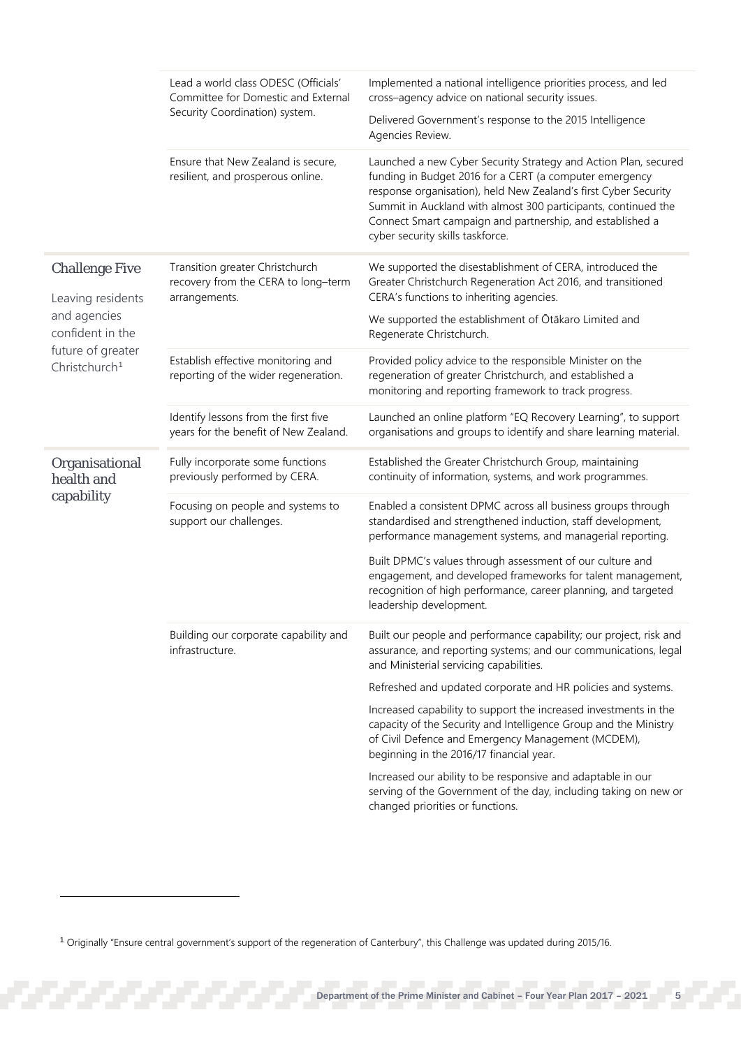| | | |
|---|---|---|
| | Lead a world class ODESC (Officials' Committee for Domestic and External Security Coordination) system. | Implemented a national intelligence priorities process, and led cross–agency advice on national security issues.<br><br>Delivered Government's response to the 2015 Intelligence Agencies Review. |
| | Ensure that New Zealand is secure, resilient, and prosperous online. | Launched a new Cyber Security Strategy and Action Plan, secured funding in Budget 2016 for a CERT (a computer emergency response organisation), held New Zealand's first Cyber Security Summit in Auckland with almost 300 participants, continued the Connect Smart campaign and partnership, and established a cyber security skills taskforce. |
| **Challenge Five**<br><br>Leaving residents and agencies confident in the future of greater Christchurch[1] | Transition greater Christchurch recovery from the CERA to long–term arrangements. | We supported the disestablishment of CERA, introduced the Greater Christchurch Regeneration Act 2016, and transitioned CERA's functions to inheriting agencies.<br><br>We supported the establishment of Ōtākaro Limited and Regenerate Christchurch. |
| | Establish effective monitoring and reporting of the wider regeneration. | Provided policy advice to the responsible Minister on the regeneration of greater Christchurch, and established a monitoring and reporting framework to track progress. |
| | Identify lessons from the first five years for the benefit of New Zealand. | Launched an online platform "EQ Recovery Learning", to support organisations and groups to identify and share learning material. |
| **Organisational health and capability** | Fully incorporate some functions previously performed by CERA. | Established the Greater Christchurch Group, maintaining continuity of information, systems, and work programmes. |
| | Focusing on people and systems to support our challenges. | Enabled a consistent DPMC across all business groups through standardised and strengthened induction, staff development, performance management systems, and managerial reporting.<br><br>Built DPMC's values through assessment of our culture and engagement, and developed frameworks for talent management, recognition of high performance, career planning, and targeted leadership development. |
| | Building our corporate capability and infrastructure. | Built our people and performance capability; our project, risk and assurance, and reporting systems; and our communications, legal and Ministerial servicing capabilities.<br><br>Refreshed and updated corporate and HR policies and systems.<br><br>Increased capability to support the increased investments in the capacity of the Security and Intelligence Group and the Ministry of Civil Defence and Emergency Management (MCDEM), beginning in the 2016/17 financial year.<br><br>Increased our ability to be responsive and adaptable in our serving of the Government of the day, including taking on new or changed priorities or functions. |

[1] Originally "Ensure central government's support of the regeneration of Canterbury", this Challenge was updated during 2015/16.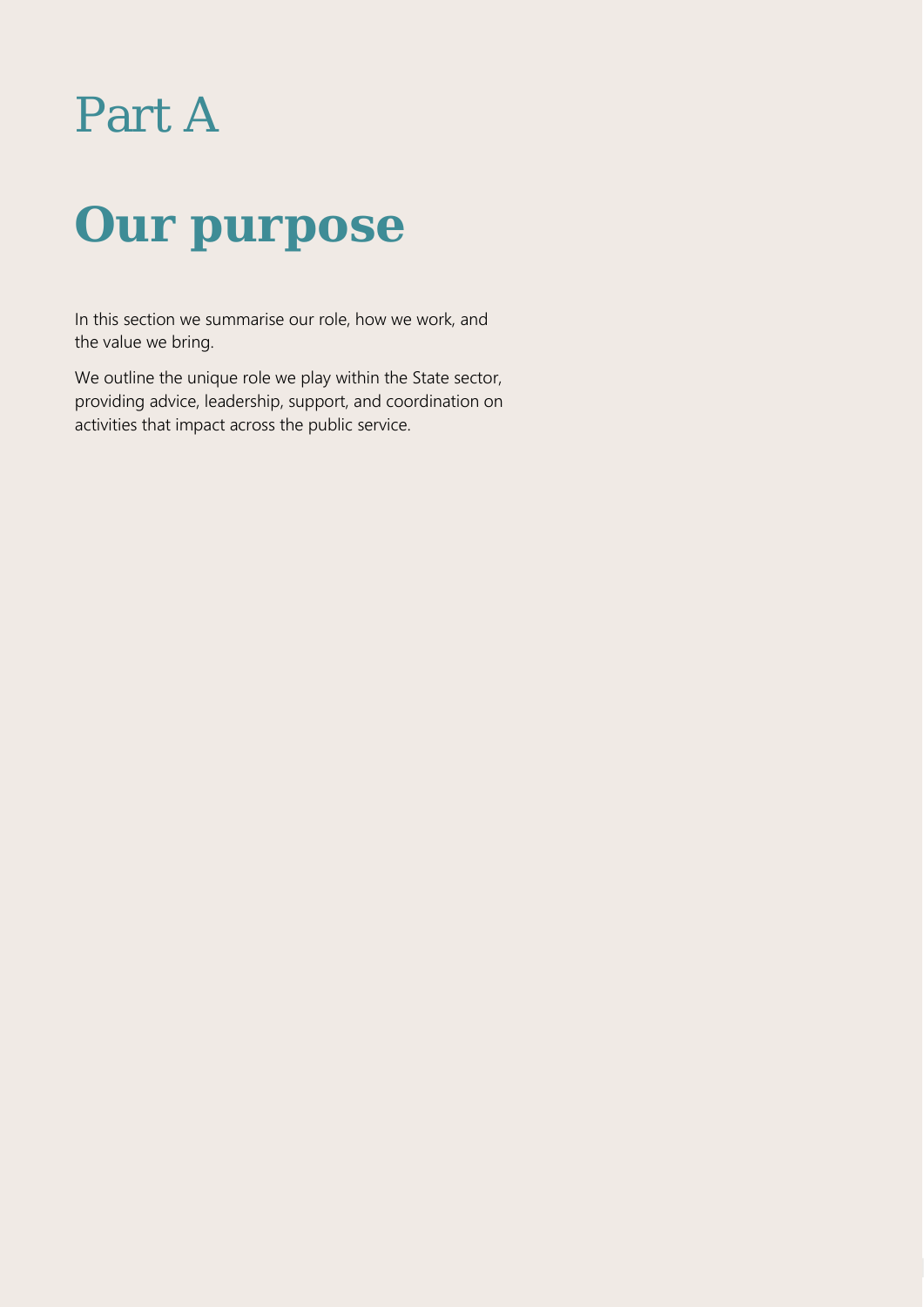# Part A

# Our purpose

In this section we summarise our role, how we work, and the value we bring.

We outline the unique role we play within the State sector, providing advice, leadership, support, and coordination on activities that impact across the public service.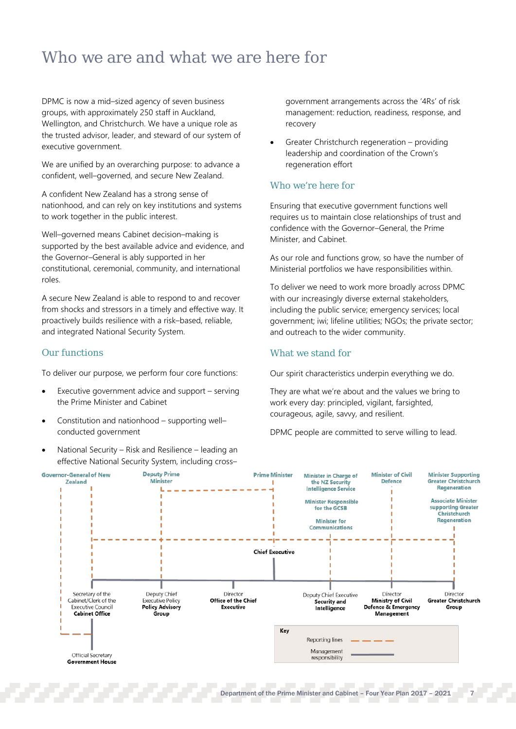# Who we are and what we are here for

DPMC is now a mid–sized agency of seven business groups, with approximately 250 staff in Auckland, Wellington, and Christchurch. We have a unique role as the trusted advisor, leader, and steward of our system of executive government.

We are unified by an overarching purpose: to advance a confident, well–governed, and secure New Zealand.

A confident New Zealand has a strong sense of nationhood, and can rely on key institutions and systems to work together in the public interest.

Well–governed means Cabinet decision–making is supported by the best available advice and evidence, and the Governor–General is ably supported in her constitutional, ceremonial, community, and international roles.

A secure New Zealand is able to respond to and recover from shocks and stressors in a timely and effective way. It proactively builds resilience with a risk–based, reliable, and integrated National Security System.

## Our functions

To deliver our purpose, we perform four core functions:

- Executive government advice and support – serving the Prime Minister and Cabinet
- Constitution and nationhood – supporting well–conducted government
- National Security – Risk and Resilience – leading an effective National Security System, including cross–government arrangements across the '4Rs' of risk management: reduction, readiness, response, and recovery
- Greater Christchurch regeneration – providing leadership and coordination of the Crown's regeneration effort

## Who we're here for

Ensuring that executive government functions well requires us to maintain close relationships of trust and confidence with the Governor–General, the Prime Minister, and Cabinet.

As our role and functions grow, so have the number of Ministerial portfolios we have responsibilities within.

To deliver we need to work more broadly across DPMC with our increasingly diverse external stakeholders, including the public service; emergency services; local government; iwi; lifeline utilities; NGOs; the private sector; and outreach to the wider community.

## What we stand for

Our spirit characteristics underpin everything we do.

They are what we're about and the values we bring to work every day: principled, vigilant, farsighted, courageous, agile, savvy, and resilient.

DPMC people are committed to serve willing to lead.

Governor-General of New Zealand | Deputy Prime Minister | Prime Minister | Minister in Charge of the NZ Security Intelligence Service | Minister Responsible for the GCSB | Minister for Communications | Minister of Civil Defence | Minister Supporting Greater Christchurch Regeneration | Associate Minister supporting Greater Christchurch Regeneration

Chief Executive

Secretary of the Cabinet/Clerk of the Executive Council **Cabinet Office** | Deputy Chief Executive Policy **Policy Advisory Group** | Director **Office of the Chief Executive** | Deputy Chief Executive **Security and Intelligence** | Director **Ministry of Civil Defence & Emergency Management** | Director **Greater Christchurch Group**

Official Secretary **Government House**

**Key**

Reporting lines — — — —

Management responsibility ————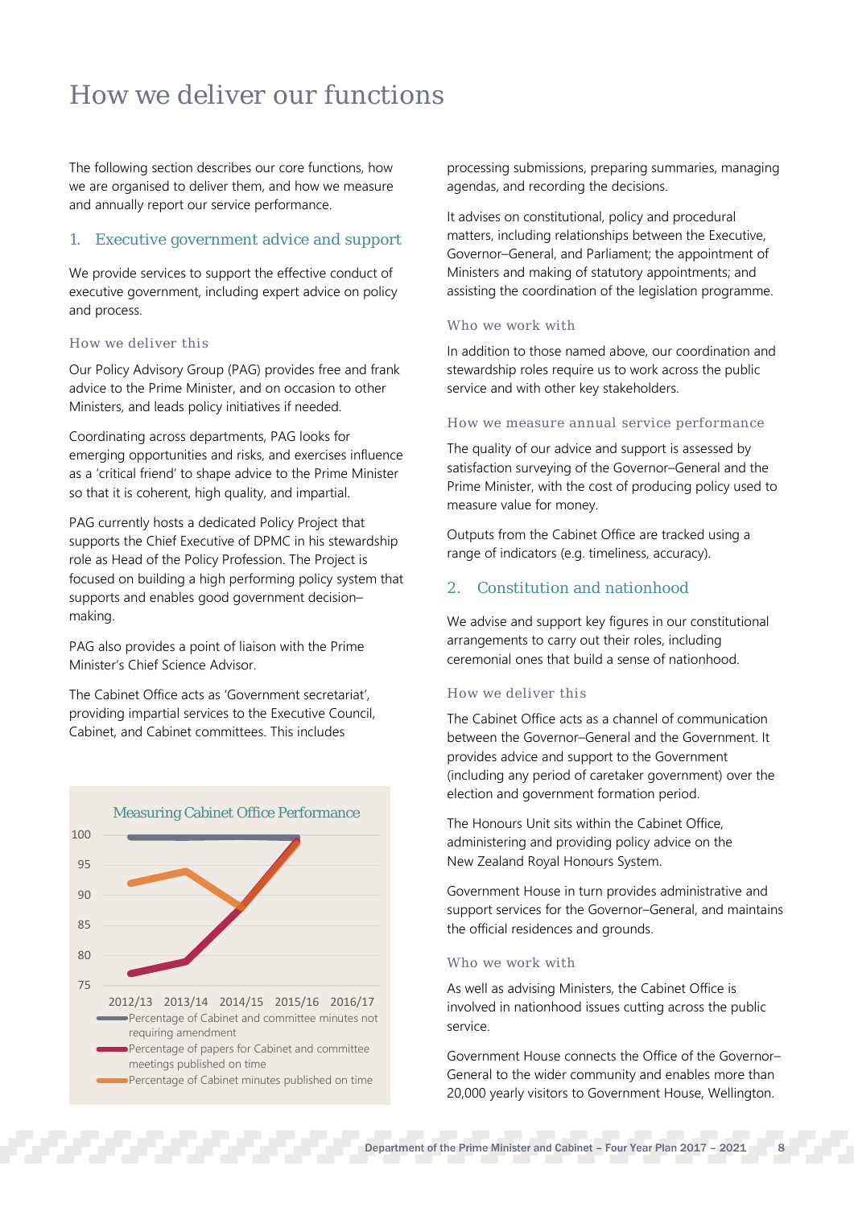# How we deliver our functions

The following section describes our core functions, how we are organised to deliver them, and how we measure and annually report our service performance.

## 1. Executive government advice and support

We provide services to support the effective conduct of executive government, including expert advice on policy and process.

### How we deliver this

Our Policy Advisory Group (PAG) provides free and frank advice to the Prime Minister, and on occasion to other Ministers, and leads policy initiatives if needed.

Coordinating across departments, PAG looks for emerging opportunities and risks, and exercises influence as a 'critical friend' to shape advice to the Prime Minister so that it is coherent, high quality, and impartial.

PAG currently hosts a dedicated Policy Project that supports the Chief Executive of DPMC in his stewardship role as Head of the Policy Profession. The Project is focused on building a high performing policy system that supports and enables good government decision–making.

PAG also provides a point of liaison with the Prime Minister's Chief Science Advisor.

The Cabinet Office acts as 'Government secretariat', providing impartial services to the Executive Council, Cabinet, and Cabinet committees. This includes processing submissions, preparing summaries, managing agendas, and recording the decisions.

It advises on constitutional, policy and procedural matters, including relationships between the Executive, Governor–General, and Parliament; the appointment of Ministers and making of statutory appointments; and assisting the coordination of the legislation programme.

**Measuring Cabinet Office Performance**

Y-axis: 75–100. X-axis: 2012/13, 2013/14, 2014/15, 2015/16, 2016/17

- Percentage of Cabinet and committee minutes not requiring amendment
- Percentage of papers for Cabinet and committee meetings published on time
- Percentage of Cabinet minutes published on time

### Who we work with

In addition to those named above, our coordination and stewardship roles require us to work across the public service and with other key stakeholders.

### How we measure annual service performance

The quality of our advice and support is assessed by satisfaction surveying of the Governor–General and the Prime Minister, with the cost of producing policy used to measure value for money.

Outputs from the Cabinet Office are tracked using a range of indicators (e.g. timeliness, accuracy).

## 2. Constitution and nationhood

We advise and support key figures in our constitutional arrangements to carry out their roles, including ceremonial ones that build a sense of nationhood.

### How we deliver this

The Cabinet Office acts as a channel of communication between the Governor–General and the Government. It provides advice and support to the Government (including any period of caretaker government) over the election and government formation period.

The Honours Unit sits within the Cabinet Office, administering and providing policy advice on the New Zealand Royal Honours System.

Government House in turn provides administrative and support services for the Governor–General, and maintains the official residences and grounds.

### Who we work with

As well as advising Ministers, the Cabinet Office is involved in nationhood issues cutting across the public service.

Government House connects the Office of the Governor–General to the wider community and enables more than 20,000 yearly visitors to Government House, Wellington.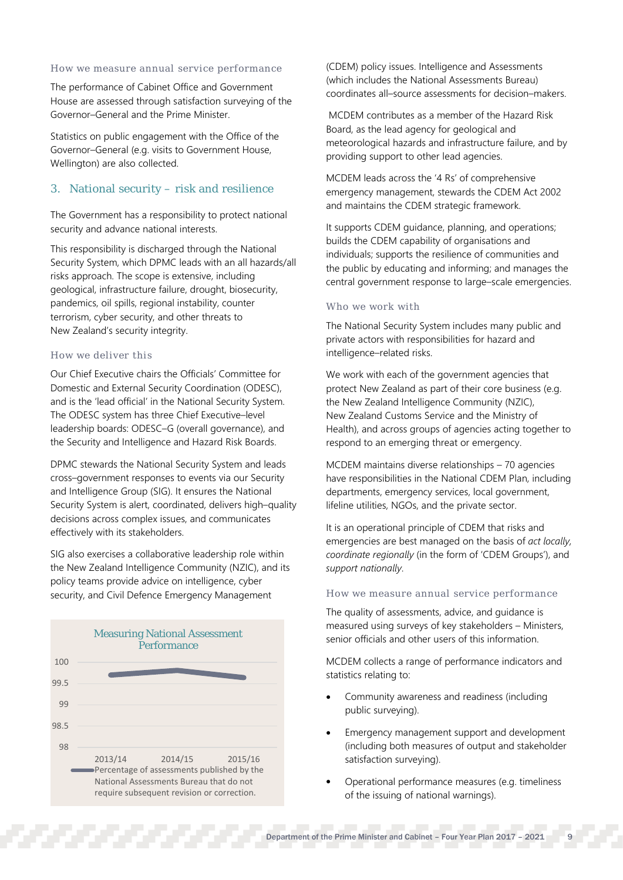### How we measure annual service performance

The performance of Cabinet Office and Government House are assessed through satisfaction surveying of the Governor–General and the Prime Minister.

Statistics on public engagement with the Office of the Governor–General (e.g. visits to Government House, Wellington) are also collected.

## 3. National security – risk and resilience

The Government has a responsibility to protect national security and advance national interests.

This responsibility is discharged through the National Security System, which DPMC leads with an all hazards/all risks approach. The scope is extensive, including geological, infrastructure failure, drought, biosecurity, pandemics, oil spills, regional instability, counter terrorism, cyber security, and other threats to New Zealand's security integrity.

### How we deliver this

Our Chief Executive chairs the Officials' Committee for Domestic and External Security Coordination (ODESC), and is the 'lead official' in the National Security System. The ODESC system has three Chief Executive–level leadership boards: ODESC–G (overall governance), and the Security and Intelligence and Hazard Risk Boards.

DPMC stewards the National Security System and leads cross–government responses to events via our Security and Intelligence Group (SIG). It ensures the National Security System is alert, coordinated, delivers high–quality decisions across complex issues, and communicates effectively with its stakeholders.

SIG also exercises a collaborative leadership role within the New Zealand Intelligence Community (NZIC), and its policy teams provide advice on intelligence, cyber security, and Civil Defence Emergency Management (CDEM) policy issues. Intelligence and Assessments (which includes the National Assessments Bureau) coordinates all–source assessments for decision–makers.

**Measuring National Assessment Performance**

| Year | Percentage of assessments published by the National Assessments Bureau that do not require subsequent revision or correction. |
| --- | --- |
| 2013/14 | ~99.7 |
| 2014/15 | ~99.8 |
| 2015/16 | ~99.65 |

MCDEM contributes as a member of the Hazard Risk Board, as the lead agency for geological and meteorological hazards and infrastructure failure, and by providing support to other lead agencies.

MCDEM leads across the '4 Rs' of comprehensive emergency management, stewards the CDEM Act 2002 and maintains the CDEM strategic framework.

It supports CDEM guidance, planning, and operations; builds the CDEM capability of organisations and individuals; supports the resilience of communities and the public by educating and informing; and manages the central government response to large–scale emergencies.

### Who we work with

The National Security System includes many public and private actors with responsibilities for hazard and intelligence–related risks.

We work with each of the government agencies that protect New Zealand as part of their core business (e.g. the New Zealand Intelligence Community (NZIC), New Zealand Customs Service and the Ministry of Health), and across groups of agencies acting together to respond to an emerging threat or emergency.

MCDEM maintains diverse relationships – 70 agencies have responsibilities in the National CDEM Plan, including departments, emergency services, local government, lifeline utilities, NGOs, and the private sector.

It is an operational principle of CDEM that risks and emergencies are best managed on the basis of *act locally, coordinate regionally* (in the form of 'CDEM Groups'), and *support nationally*.

### How we measure annual service performance

The quality of assessments, advice, and guidance is measured using surveys of key stakeholders – Ministers, senior officials and other users of this information.

MCDEM collects a range of performance indicators and statistics relating to:

- Community awareness and readiness (including public surveying).
- Emergency management support and development (including both measures of output and stakeholder satisfaction surveying).
- Operational performance measures (e.g. timeliness of the issuing of national warnings).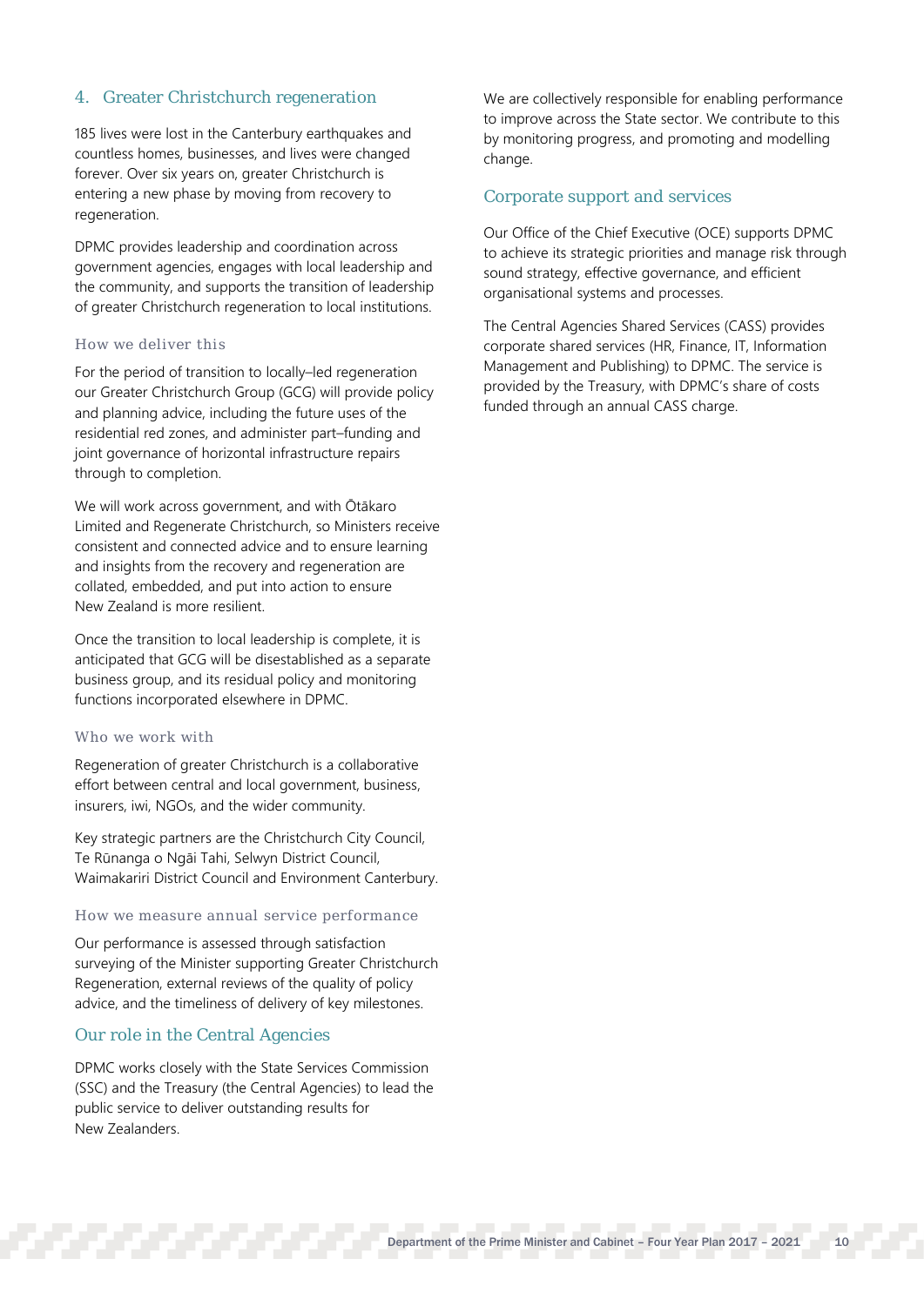## 4. Greater Christchurch regeneration

185 lives were lost in the Canterbury earthquakes and countless homes, businesses, and lives were changed forever. Over six years on, greater Christchurch is entering a new phase by moving from recovery to regeneration.

DPMC provides leadership and coordination across government agencies, engages with local leadership and the community, and supports the transition of leadership of greater Christchurch regeneration to local institutions.

### How we deliver this

For the period of transition to locally–led regeneration our Greater Christchurch Group (GCG) will provide policy and planning advice, including the future uses of the residential red zones, and administer part–funding and joint governance of horizontal infrastructure repairs through to completion.

We will work across government, and with Ōtākaro Limited and Regenerate Christchurch, so Ministers receive consistent and connected advice and to ensure learning and insights from the recovery and regeneration are collated, embedded, and put into action to ensure New Zealand is more resilient.

Once the transition to local leadership is complete, it is anticipated that GCG will be disestablished as a separate business group, and its residual policy and monitoring functions incorporated elsewhere in DPMC.

### Who we work with

Regeneration of greater Christchurch is a collaborative effort between central and local government, business, insurers, iwi, NGOs, and the wider community.

Key strategic partners are the Christchurch City Council, Te Rūnanga o Ngāi Tahi, Selwyn District Council, Waimakariri District Council and Environment Canterbury.

### How we measure annual service performance

Our performance is assessed through satisfaction surveying of the Minister supporting Greater Christchurch Regeneration, external reviews of the quality of policy advice, and the timeliness of delivery of key milestones.

## Our role in the Central Agencies

DPMC works closely with the State Services Commission (SSC) and the Treasury (the Central Agencies) to lead the public service to deliver outstanding results for New Zealanders.

We are collectively responsible for enabling performance to improve across the State sector. We contribute to this by monitoring progress, and promoting and modelling change.

## Corporate support and services

Our Office of the Chief Executive (OCE) supports DPMC to achieve its strategic priorities and manage risk through sound strategy, effective governance, and efficient organisational systems and processes.

The Central Agencies Shared Services (CASS) provides corporate shared services (HR, Finance, IT, Information Management and Publishing) to DPMC. The service is provided by the Treasury, with DPMC's share of costs funded through an annual CASS charge.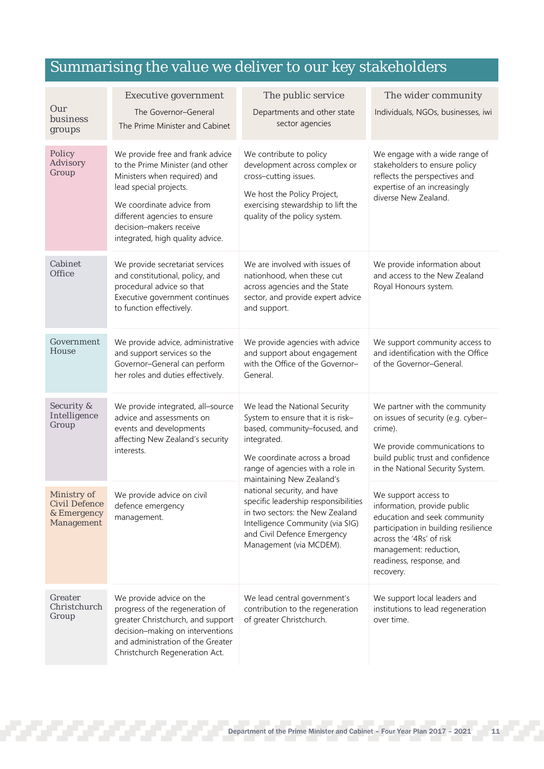## Summarising the value we deliver to our key stakeholders

| Our business groups | Executive government<br>The Governor–General<br>The Prime Minister and Cabinet | The public service<br>Departments and other state sector agencies | The wider community<br>Individuals, NGOs, businesses, iwi |
|---|---|---|---|
| Policy Advisory Group | We provide free and frank advice to the Prime Minister (and other Ministers when required) and lead special projects.<br>We coordinate advice from different agencies to ensure decision–makers receive integrated, high quality advice. | We contribute to policy development across complex or cross–cutting issues.<br>We host the Policy Project, exercising stewardship to lift the quality of the policy system. | We engage with a wide range of stakeholders to ensure policy reflects the perspectives and expertise of an increasingly diverse New Zealand. |
| Cabinet Office | We provide secretariat services and constitutional, policy, and procedural advice so that Executive government continues to function effectively. | We are involved with issues of nationhood, when these cut across agencies and the State sector, and provide expert advice and support. | We provide information about and access to the New Zealand Royal Honours system. |
| Government House | We provide advice, administrative and support services so the Governor–General can perform her roles and duties effectively. | We provide agencies with advice and support about engagement with the Office of the Governor–General. | We support community access to and identification with the Office of the Governor–General. |
| Security & Intelligence Group | We provide integrated, all–source advice and assessments on events and developments affecting New Zealand's security interests. | We lead the National Security System to ensure that it is risk–based, community–focused, and integrated.<br>We coordinate across a broad range of agencies with a role in maintaining New Zealand's national security, and have specific leadership responsibilities in two sectors: the New Zealand Intelligence Community (via SIG) and Civil Defence Emergency Management (via MCDEM). | We partner with the community on issues of security (e.g. cyber–crime).<br>We provide communications to build public trust and confidence in the National Security System. |
| Ministry of Civil Defence & Emergency Management | We provide advice on civil defence emergency management. | | We support access to information, provide public education and seek community participation in building resilience across the '4Rs' of risk management: reduction, readiness, response, and recovery. |
| Greater Christchurch Group | We provide advice on the progress of the regeneration of greater Christchurch, and support decision–making on interventions and administration of the Greater Christchurch Regeneration Act. | We lead central government's contribution to the regeneration of greater Christchurch. | We support local leaders and institutions to lead regeneration over time. |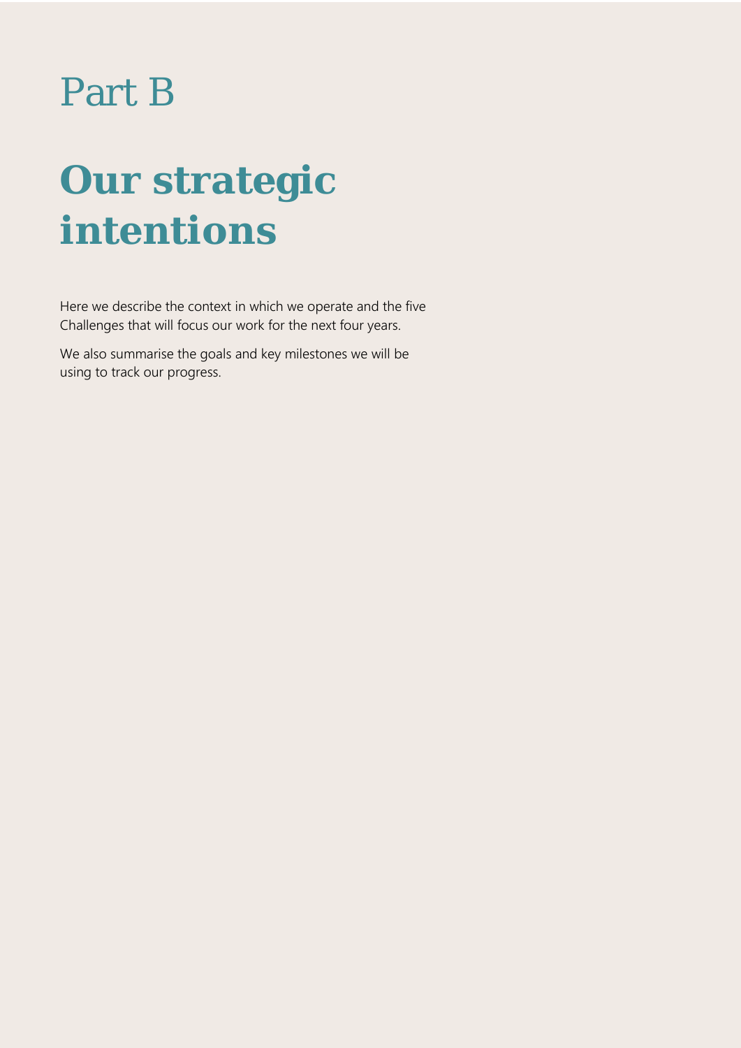# Part B

# Our strategic intentions

Here we describe the context in which we operate and the five Challenges that will focus our work for the next four years.

We also summarise the goals and key milestones we will be using to track our progress.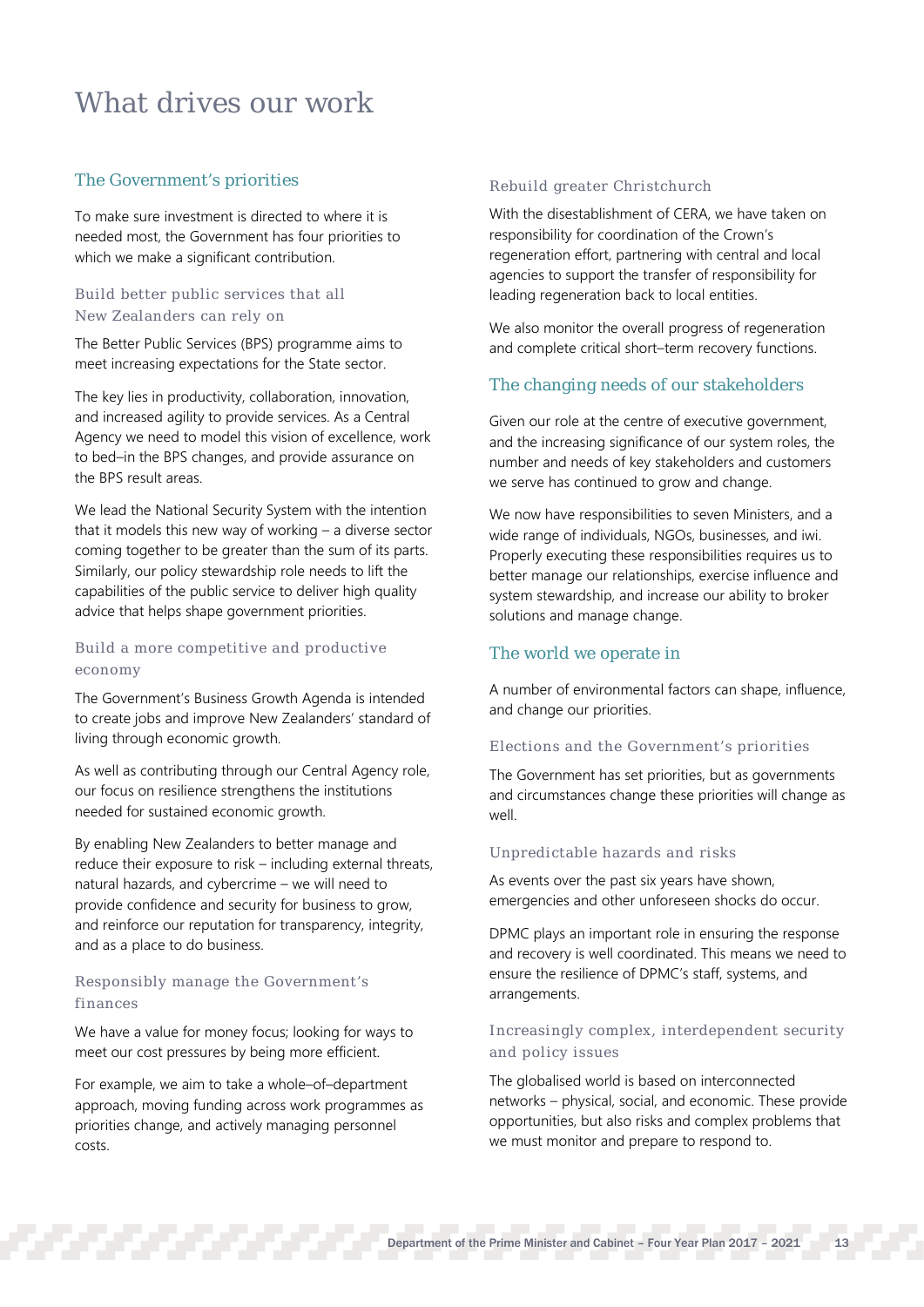# What drives our work

## The Government's priorities

To make sure investment is directed to where it is needed most, the Government has four priorities to which we make a significant contribution.

### Build better public services that all New Zealanders can rely on

The Better Public Services (BPS) programme aims to meet increasing expectations for the State sector.

The key lies in productivity, collaboration, innovation, and increased agility to provide services. As a Central Agency we need to model this vision of excellence, work to bed–in the BPS changes, and provide assurance on the BPS result areas.

We lead the National Security System with the intention that it models this new way of working – a diverse sector coming together to be greater than the sum of its parts. Similarly, our policy stewardship role needs to lift the capabilities of the public service to deliver high quality advice that helps shape government priorities.

### Build a more competitive and productive economy

The Government's Business Growth Agenda is intended to create jobs and improve New Zealanders' standard of living through economic growth.

As well as contributing through our Central Agency role, our focus on resilience strengthens the institutions needed for sustained economic growth.

By enabling New Zealanders to better manage and reduce their exposure to risk – including external threats, natural hazards, and cybercrime – we will need to provide confidence and security for business to grow, and reinforce our reputation for transparency, integrity, and as a place to do business.

### Responsibly manage the Government's finances

We have a value for money focus; looking for ways to meet our cost pressures by being more efficient.

For example, we aim to take a whole–of–department approach, moving funding across work programmes as priorities change, and actively managing personnel costs.

### Rebuild greater Christchurch

With the disestablishment of CERA, we have taken on responsibility for coordination of the Crown's regeneration effort, partnering with central and local agencies to support the transfer of responsibility for leading regeneration back to local entities.

We also monitor the overall progress of regeneration and complete critical short–term recovery functions.

## The changing needs of our stakeholders

Given our role at the centre of executive government, and the increasing significance of our system roles, the number and needs of key stakeholders and customers we serve has continued to grow and change.

We now have responsibilities to seven Ministers, and a wide range of individuals, NGOs, businesses, and iwi. Properly executing these responsibilities requires us to better manage our relationships, exercise influence and system stewardship, and increase our ability to broker solutions and manage change.

## The world we operate in

A number of environmental factors can shape, influence, and change our priorities.

### Elections and the Government's priorities

The Government has set priorities, but as governments and circumstances change these priorities will change as well.

### Unpredictable hazards and risks

As events over the past six years have shown, emergencies and other unforeseen shocks do occur.

DPMC plays an important role in ensuring the response and recovery is well coordinated. This means we need to ensure the resilience of DPMC's staff, systems, and arrangements.

### Increasingly complex, interdependent security and policy issues

The globalised world is based on interconnected networks – physical, social, and economic. These provide opportunities, but also risks and complex problems that we must monitor and prepare to respond to.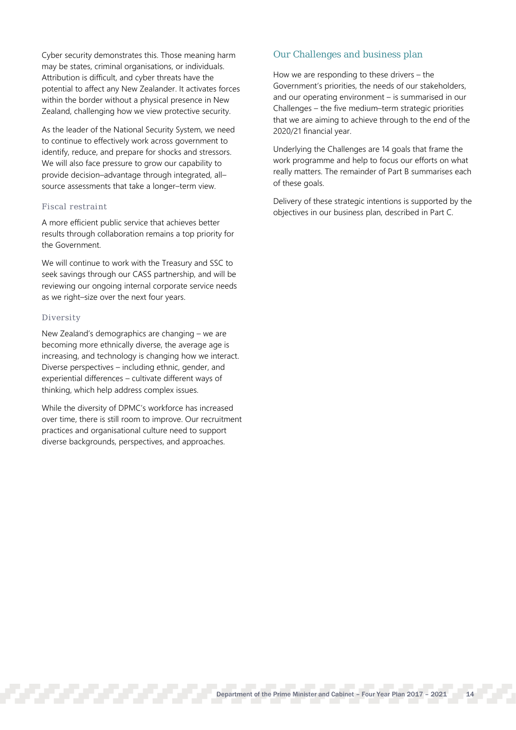Cyber security demonstrates this. Those meaning harm may be states, criminal organisations, or individuals. Attribution is difficult, and cyber threats have the potential to affect any New Zealander. It activates forces within the border without a physical presence in New Zealand, challenging how we view protective security.

As the leader of the National Security System, we need to continue to effectively work across government to identify, reduce, and prepare for shocks and stressors. We will also face pressure to grow our capability to provide decision–advantage through integrated, all–source assessments that take a longer–term view.

### Fiscal restraint

A more efficient public service that achieves better results through collaboration remains a top priority for the Government.

We will continue to work with the Treasury and SSC to seek savings through our CASS partnership, and will be reviewing our ongoing internal corporate service needs as we right–size over the next four years.

### Diversity

New Zealand's demographics are changing – we are becoming more ethnically diverse, the average age is increasing, and technology is changing how we interact. Diverse perspectives – including ethnic, gender, and experiential differences – cultivate different ways of thinking, which help address complex issues.

While the diversity of DPMC's workforce has increased over time, there is still room to improve. Our recruitment practices and organisational culture need to support diverse backgrounds, perspectives, and approaches.

## Our Challenges and business plan

How we are responding to these drivers – the Government's priorities, the needs of our stakeholders, and our operating environment – is summarised in our Challenges – the five medium–term strategic priorities that we are aiming to achieve through to the end of the 2020/21 financial year.

Underlying the Challenges are 14 goals that frame the work programme and help to focus our efforts on what really matters. The remainder of Part B summarises each of these goals.

Delivery of these strategic intentions is supported by the objectives in our business plan, described in Part C.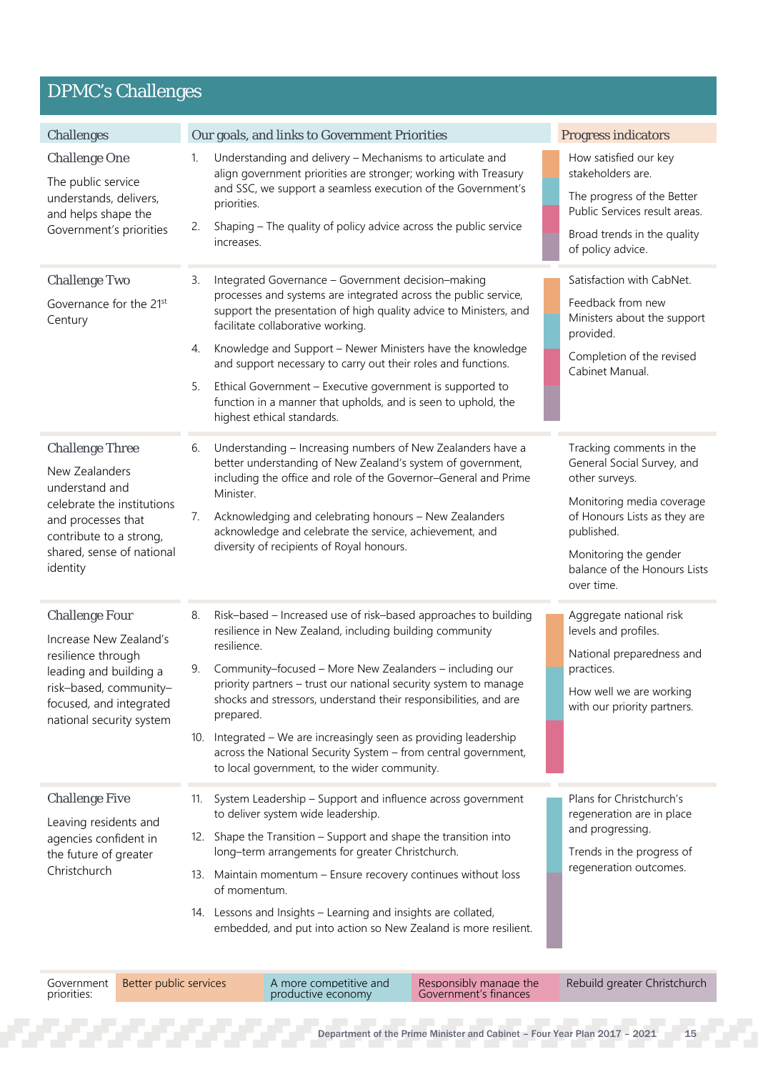# DPMC's Challenges

| Challenges | Our goals, and links to Government Priorities | Progress indicators |
|---|---|---|
| **Challenge One**<br>The public service understands, delivers, and helps shape the Government's priorities | 1. Understanding and delivery – Mechanisms to articulate and align government priorities are stronger; working with Treasury and SSC, we support a seamless execution of the Government's priorities.<br>2. Shaping – The quality of policy advice across the public service increases. | How satisfied our key stakeholders are.<br>The progress of the Better Public Services result areas.<br>Broad trends in the quality of policy advice. |
| **Challenge Two**<br>Governance for the 21st Century | 3. Integrated Governance – Government decision–making processes and systems are integrated across the public service, support the presentation of high quality advice to Ministers, and facilitate collaborative working.<br>4. Knowledge and Support – Newer Ministers have the knowledge and support necessary to carry out their roles and functions.<br>5. Ethical Government – Executive government is supported to function in a manner that upholds, and is seen to uphold, the highest ethical standards. | Satisfaction with CabNet.<br>Feedback from new Ministers about the support provided.<br>Completion of the revised Cabinet Manual. |
| **Challenge Three**<br>New Zealanders understand and celebrate the institutions and processes that contribute to a strong, shared, sense of national identity | 6. Understanding – Increasing numbers of New Zealanders have a better understanding of New Zealand's system of government, including the office and role of the Governor–General and Prime Minister.<br>7. Acknowledging and celebrating honours – New Zealanders acknowledge and celebrate the service, achievement, and diversity of recipients of Royal honours. | Tracking comments in the General Social Survey, and other surveys.<br>Monitoring media coverage of Honours Lists as they are published.<br>Monitoring the gender balance of the Honours Lists over time. |
| **Challenge Four**<br>Increase New Zealand's resilience through leading and building a risk–based, community–focused, and integrated national security system | 8. Risk–based – Increased use of risk–based approaches to building resilience in New Zealand, including building community resilience.<br>9. Community–focused – More New Zealanders – including our priority partners – trust our national security system to manage shocks and stressors, understand their responsibilities, and are prepared.<br>10. Integrated – We are increasingly seen as providing leadership across the National Security System – from central government, to local government, to the wider community. | Aggregate national risk levels and profiles.<br>National preparedness and practices.<br>How well we are working with our priority partners. |
| **Challenge Five**<br>Leaving residents and agencies confident in the future of greater Christchurch | 11. System Leadership – Support and influence across government to deliver system wide leadership.<br>12. Shape the Transition – Support and shape the transition into long–term arrangements for greater Christchurch.<br>13. Maintain momentum – Ensure recovery continues without loss of momentum.<br>14. Lessons and Insights – Learning and insights are collated, embedded, and put into action so New Zealand is more resilient. | Plans for Christchurch's regeneration are in place and progressing.<br>Trends in the progress of regeneration outcomes. |

Government priorities: Better public services | A more competitive and productive economy | Responsibly manage the Government's finances | Rebuild greater Christchurch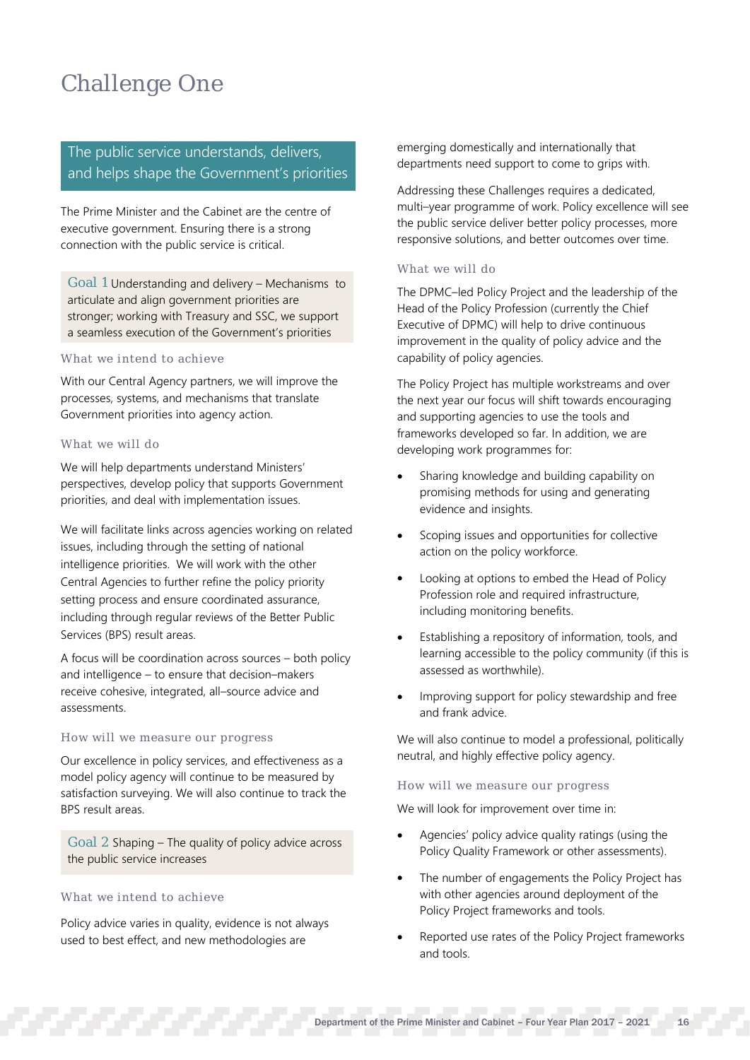# Challenge One

## The public service understands, delivers, and helps shape the Government's priorities

The Prime Minister and the Cabinet are the centre of executive government. Ensuring there is a strong connection with the public service is critical.

**Goal 1** Understanding and delivery – Mechanisms to articulate and align government priorities are stronger; working with Treasury and SSC, we support a seamless execution of the Government's priorities

### What we intend to achieve

With our Central Agency partners, we will improve the processes, systems, and mechanisms that translate Government priorities into agency action.

### What we will do

We will help departments understand Ministers' perspectives, develop policy that supports Government priorities, and deal with implementation issues.

We will facilitate links across agencies working on related issues, including through the setting of national intelligence priorities. We will work with the other Central Agencies to further refine the policy priority setting process and ensure coordinated assurance, including through regular reviews of the Better Public Services (BPS) result areas.

A focus will be coordination across sources – both policy and intelligence – to ensure that decision–makers receive cohesive, integrated, all–source advice and assessments.

### How will we measure our progress

Our excellence in policy services, and effectiveness as a model policy agency will continue to be measured by satisfaction surveying. We will also continue to track the BPS result areas.

**Goal 2** Shaping – The quality of policy advice across the public service increases

### What we intend to achieve

Policy advice varies in quality, evidence is not always used to best effect, and new methodologies are emerging domestically and internationally that departments need support to come to grips with.

Addressing these Challenges requires a dedicated, multi–year programme of work. Policy excellence will see the public service deliver better policy processes, more responsive solutions, and better outcomes over time.

### What we will do

The DPMC–led Policy Project and the leadership of the Head of the Policy Profession (currently the Chief Executive of DPMC) will help to drive continuous improvement in the quality of policy advice and the capability of policy agencies.

The Policy Project has multiple workstreams and over the next year our focus will shift towards encouraging and supporting agencies to use the tools and frameworks developed so far. In addition, we are developing work programmes for:

- Sharing knowledge and building capability on promising methods for using and generating evidence and insights.
- Scoping issues and opportunities for collective action on the policy workforce.
- Looking at options to embed the Head of Policy Profession role and required infrastructure, including monitoring benefits.
- Establishing a repository of information, tools, and learning accessible to the policy community (if this is assessed as worthwhile).
- Improving support for policy stewardship and free and frank advice.

We will also continue to model a professional, politically neutral, and highly effective policy agency.

### How will we measure our progress

We will look for improvement over time in:

- Agencies' policy advice quality ratings (using the Policy Quality Framework or other assessments).
- The number of engagements the Policy Project has with other agencies around deployment of the Policy Project frameworks and tools.
- Reported use rates of the Policy Project frameworks and tools.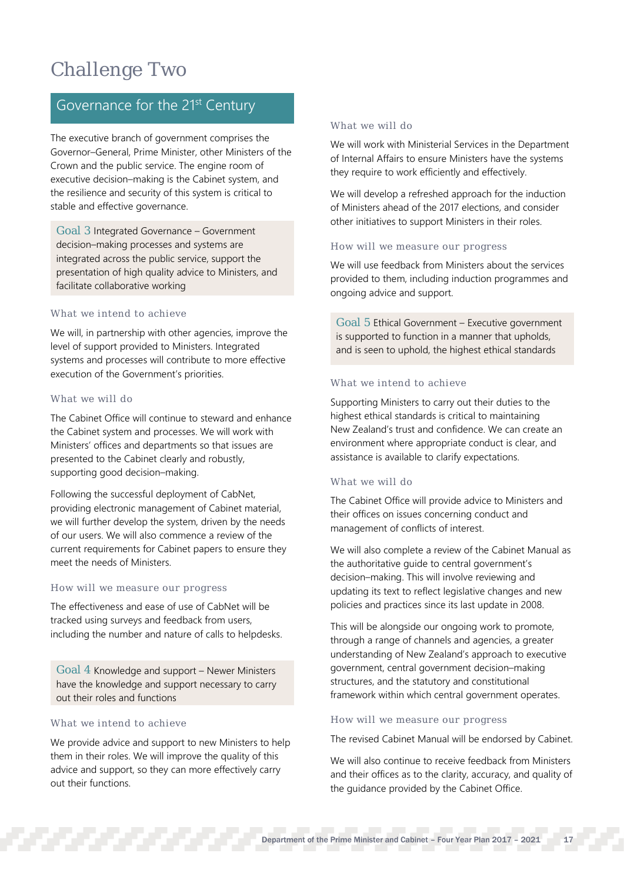# Challenge Two

## Governance for the 21st Century

The executive branch of government comprises the Governor–General, Prime Minister, other Ministers of the Crown and the public service. The engine room of executive decision–making is the Cabinet system, and the resilience and security of this system is critical to stable and effective governance.

**Goal 3** Integrated Governance – Government decision–making processes and systems are integrated across the public service, support the presentation of high quality advice to Ministers, and facilitate collaborative working

### What we intend to achieve

We will, in partnership with other agencies, improve the level of support provided to Ministers. Integrated systems and processes will contribute to more effective execution of the Government's priorities.

### What we will do

The Cabinet Office will continue to steward and enhance the Cabinet system and processes. We will work with Ministers' offices and departments so that issues are presented to the Cabinet clearly and robustly, supporting good decision–making.

Following the successful deployment of CabNet, providing electronic management of Cabinet material, we will further develop the system, driven by the needs of our users. We will also commence a review of the current requirements for Cabinet papers to ensure they meet the needs of Ministers.

### How will we measure our progress

The effectiveness and ease of use of CabNet will be tracked using surveys and feedback from users, including the number and nature of calls to helpdesks.

**Goal 4** Knowledge and support – Newer Ministers have the knowledge and support necessary to carry out their roles and functions

### What we intend to achieve

We provide advice and support to new Ministers to help them in their roles. We will improve the quality of this advice and support, so they can more effectively carry out their functions.

### What we will do

We will work with Ministerial Services in the Department of Internal Affairs to ensure Ministers have the systems they require to work efficiently and effectively.

We will develop a refreshed approach for the induction of Ministers ahead of the 2017 elections, and consider other initiatives to support Ministers in their roles.

### How will we measure our progress

We will use feedback from Ministers about the services provided to them, including induction programmes and ongoing advice and support.

**Goal 5** Ethical Government – Executive government is supported to function in a manner that upholds, and is seen to uphold, the highest ethical standards

### What we intend to achieve

Supporting Ministers to carry out their duties to the highest ethical standards is critical to maintaining New Zealand's trust and confidence. We can create an environment where appropriate conduct is clear, and assistance is available to clarify expectations.

### What we will do

The Cabinet Office will provide advice to Ministers and their offices on issues concerning conduct and management of conflicts of interest.

We will also complete a review of the Cabinet Manual as the authoritative guide to central government's decision–making. This will involve reviewing and updating its text to reflect legislative changes and new policies and practices since its last update in 2008.

This will be alongside our ongoing work to promote, through a range of channels and agencies, a greater understanding of New Zealand's approach to executive government, central government decision–making structures, and the statutory and constitutional framework within which central government operates.

### How will we measure our progress

The revised Cabinet Manual will be endorsed by Cabinet.

We will also continue to receive feedback from Ministers and their offices as to the clarity, accuracy, and quality of the guidance provided by the Cabinet Office.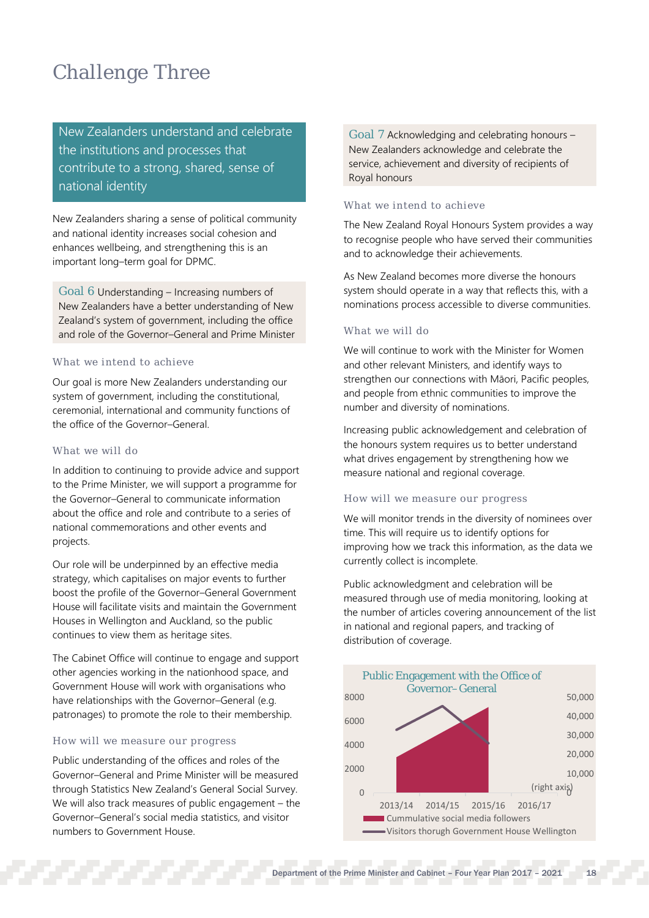# Challenge Three

## New Zealanders understand and celebrate the institutions and processes that contribute to a strong, shared, sense of national identity

New Zealanders sharing a sense of political community and national identity increases social cohesion and enhances wellbeing, and strengthening this is an important long–term goal for DPMC.

### Goal 6 Understanding – Increasing numbers of New Zealanders have a better understanding of New Zealand's system of government, including the office and role of the Governor–General and Prime Minister

#### What we intend to achieve

Our goal is more New Zealanders understanding our system of government, including the constitutional, ceremonial, international and community functions of the office of the Governor–General.

#### What we will do

In addition to continuing to provide advice and support to the Prime Minister, we will support a programme for the Governor–General to communicate information about the office and role and contribute to a series of national commemorations and other events and projects.

Our role will be underpinned by an effective media strategy, which capitalises on major events to further boost the profile of the Governor–General Government House will facilitate visits and maintain the Government Houses in Wellington and Auckland, so the public continues to view them as heritage sites.

The Cabinet Office will continue to engage and support other agencies working in the nationhood space, and Government House will work with organisations who have relationships with the Governor–General (e.g. patronages) to promote the role to their membership.

#### How will we measure our progress

Public understanding of the offices and roles of the Governor–General and Prime Minister will be measured through Statistics New Zealand's General Social Survey. We will also track measures of public engagement – the Governor–General's social media statistics, and visitor numbers to Government House.

### Goal 7 Acknowledging and celebrating honours – New Zealanders acknowledge and celebrate the service, achievement and diversity of recipients of Royal Honours

#### What we intend to achieve

The New Zealand Royal Honours System provides a way to recognise people who have served their communities and to acknowledge their achievements.

As New Zealand becomes more diverse the honours system should operate in a way that reflects this, with a nominations process accessible to diverse communities.

#### What we will do

We will continue to work with the Minister for Women and other relevant Ministers, and identify ways to strengthen our connections with Māori, Pacific peoples, and people from ethnic communities to improve the number and diversity of nominations.

Increasing public acknowledgement and celebration of the honours system requires us to better understand what drives engagement by strengthening how we measure national and regional coverage.

#### How will we measure our progress

We will monitor trends in the diversity of nominees over time. This will require us to identify options for improving how we track this information, as the data we currently collect is incomplete.

Public acknowledgment and celebration will be measured through use of media monitoring, looking at the number of articles covering announcement of the list in national and regional papers, and tracking of distribution of coverage.

**Public Engagement with the Office of Governor–General**

Left axis: 0, 2000, 4000, 6000, 8000. Right axis: 0, 10,000, 20,000, 30,000, 40,000, 50,000 (right axis).

Years: 2013/14, 2014/15, 2015/16, 2016/17

- Cummulative social media followers
- Visitors thorugh Government House Wellington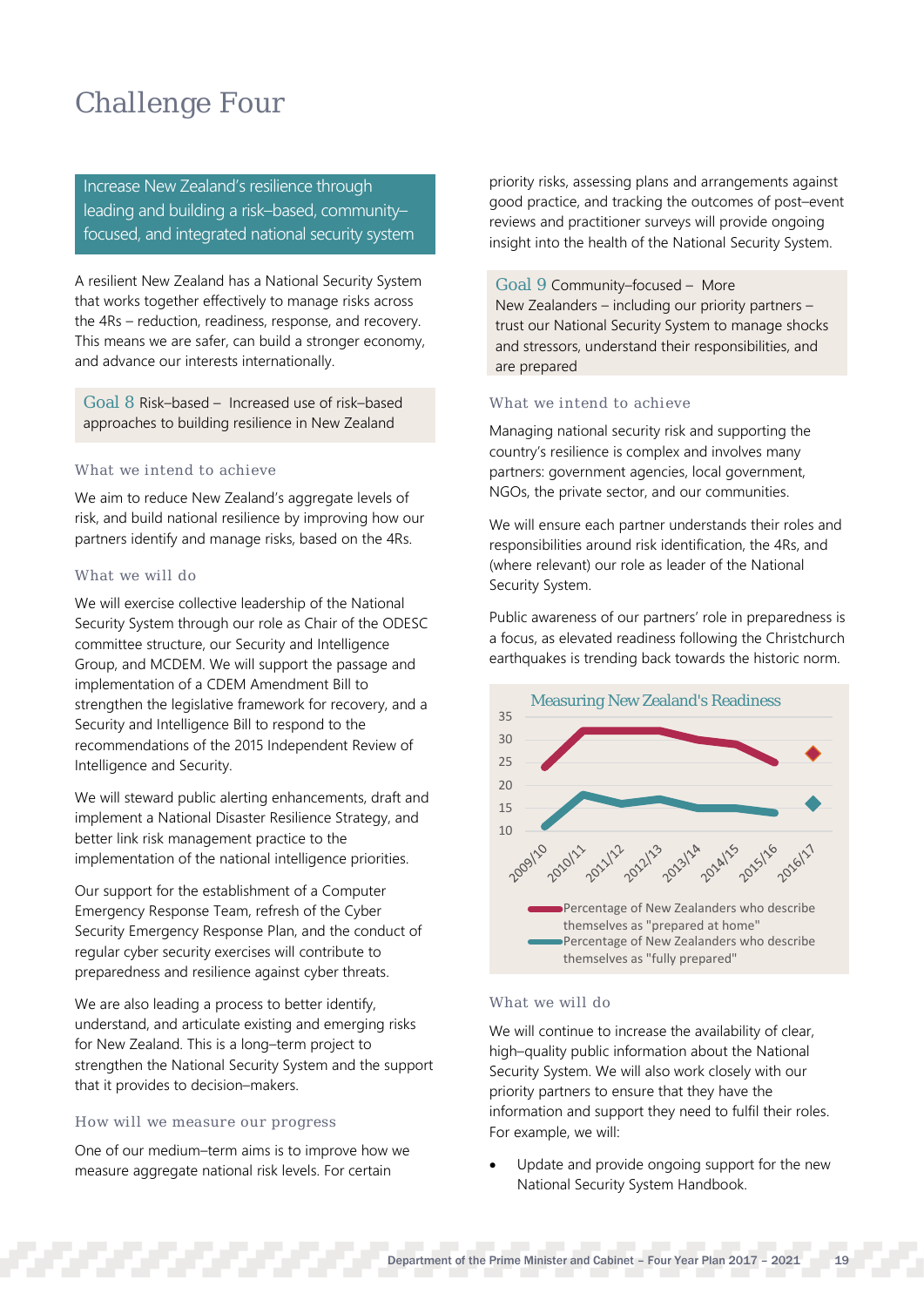# Challenge Four

**Increase New Zealand's resilience through leading and building a risk–based, community–focused, and integrated national security system**

A resilient New Zealand has a National Security System that works together effectively to manage risks across the 4Rs – reduction, readiness, response, and recovery. This means we are safer, can build a stronger economy, and advance our interests internationally.

## Goal 8 Risk–based – Increased use of risk–based approaches to building resilience in New Zealand

### What we intend to achieve

We aim to reduce New Zealand's aggregate levels of risk, and build national resilience by improving how our partners identify and manage risks, based on the 4Rs.

### What we will do

We will exercise collective leadership of the National Security System through our role as Chair of the ODESC committee structure, our Security and Intelligence Group, and MCDEM. We will support the passage and implementation of a CDEM Amendment Bill to strengthen the legislative framework for recovery, and a Security and Intelligence Bill to respond to the recommendations of the 2015 Independent Review of Intelligence and Security.

We will steward public alerting enhancements, draft and implement a National Disaster Resilience Strategy, and better link risk management practice to the implementation of the national intelligence priorities.

Our support for the establishment of a Computer Emergency Response Team, refresh of the Cyber Security Emergency Response Plan, and the conduct of regular cyber security exercises will contribute to preparedness and resilience against cyber threats.

We are also leading a process to better identify, understand, and articulate existing and emerging risks for New Zealand. This is a long–term project to strengthen the National Security System and the support that it provides to decision–makers.

### How will we measure our progress

One of our medium–term aims is to improve how we measure aggregate national risk levels. For certain priority risks, assessing plans and arrangements against good practice, and tracking the outcomes of post–event reviews and practitioner surveys will provide ongoing insight into the health of the National Security System.

## Goal 9 Community–focused – More New Zealanders – including our priority partners – trust our National Security System to manage shocks and stressors, understand their responsibilities, and are prepared

### What we intend to achieve

Managing national security risk and supporting the country's resilience is complex and involves many partners: government agencies, local government, NGOs, the private sector, and our communities.

We will ensure each partner understands their roles and responsibilities around risk identification, the 4Rs, and (where relevant) our role as leader of the National Security System.

Public awareness of our partners' role in preparedness is a focus, as elevated readiness following the Christchurch earthquakes is trending back towards the historic norm.

**Measuring New Zealand's Readiness**

| Year | Percentage of New Zealanders who describe themselves as "prepared at home" | Percentage of New Zealanders who describe themselves as "fully prepared" |
|---|---|---|
| 2009/10 | ~24 | ~11 |
| 2010/11 | ~32 | ~18 |
| 2011/12 | ~32 | ~16 |
| 2012/13 | ~32 | ~17 |
| 2013/14 | ~30 | ~15 |
| 2014/15 | ~29 | ~15 |
| 2015/16 | ~25 | ~14 |
| 2016/17 | ~27 | ~16 |

### What we will do

We will continue to increase the availability of clear, high–quality public information about the National Security System. We will also work closely with our priority partners to ensure that they have the information and support they need to fulfil their roles. For example, we will:

- Update and provide ongoing support for the new National Security System Handbook.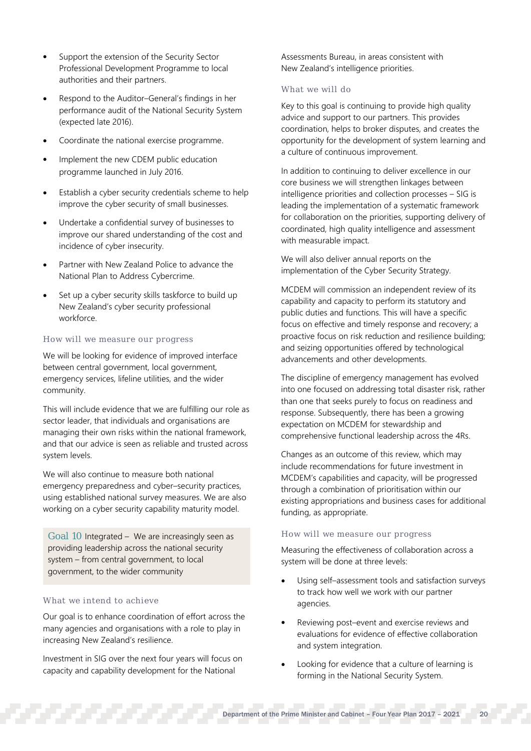- Support the extension of the Security Sector Professional Development Programme to local authorities and their partners.
- Respond to the Auditor–General's findings in her performance audit of the National Security System (expected late 2016).
- Coordinate the national exercise programme.
- Implement the new CDEM public education programme launched in July 2016.
- Establish a cyber security credentials scheme to help improve the cyber security of small businesses.
- Undertake a confidential survey of businesses to improve our shared understanding of the cost and incidence of cyber insecurity.
- Partner with New Zealand Police to advance the National Plan to Address Cybercrime.
- Set up a cyber security skills taskforce to build up New Zealand's cyber security professional workforce.

### How will we measure our progress

We will be looking for evidence of improved interface between central government, local government, emergency services, lifeline utilities, and the wider community.

This will include evidence that we are fulfilling our role as sector leader, that individuals and organisations are managing their own risks within the national framework, and that our advice is seen as reliable and trusted across system levels.

We will also continue to measure both national emergency preparedness and cyber–security practices, using established national survey measures. We are also working on a cyber security capability maturity model.

## Goal 10 Integrated – We are increasingly seen as providing leadership across the national security system – from central government, to local government, to the wider community

### What we intend to achieve

Our goal is to enhance coordination of effort across the many agencies and organisations with a role to play in increasing New Zealand's resilience.

Investment in SIG over the next four years will focus on capacity and capability development for the National Assessments Bureau, in areas consistent with New Zealand's intelligence priorities.

### What we will do

Key to this goal is continuing to provide high quality advice and support to our partners. This provides coordination, helps to broker disputes, and creates the opportunity for the development of system learning and a culture of continuous improvement.

In addition to continuing to deliver excellence in our core business we will strengthen linkages between intelligence priorities and collection processes – SIG is leading the implementation of a systematic framework for collaboration on the priorities, supporting delivery of coordinated, high quality intelligence and assessment with measurable impact.

We will also deliver annual reports on the implementation of the Cyber Security Strategy.

MCDEM will commission an independent review of its capability and capacity to perform its statutory and public duties and functions. This will have a specific focus on effective and timely response and recovery; a proactive focus on risk reduction and resilience building; and seizing opportunities offered by technological advancements and other developments.

The discipline of emergency management has evolved into one focused on addressing total disaster risk, rather than one that seeks purely to focus on readiness and response. Subsequently, there has been a growing expectation on MCDEM for stewardship and comprehensive functional leadership across the 4Rs.

Changes as an outcome of this review, which may include recommendations for future investment in MCDEM's capabilities and capacity, will be progressed through a combination of prioritisation within our existing appropriations and business cases for additional funding, as appropriate.

### How will we measure our progress

Measuring the effectiveness of collaboration across a system will be done at three levels:

- Using self–assessment tools and satisfaction surveys to track how well we work with our partner agencies.
- Reviewing post–event and exercise reviews and evaluations for evidence of effective collaboration and system integration.
- Looking for evidence that a culture of learning is forming in the National Security System.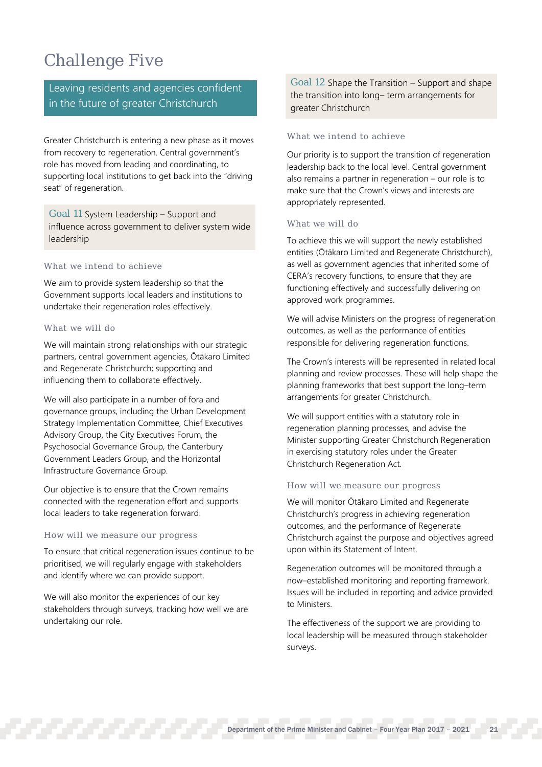# Challenge Five

## Leaving residents and agencies confident in the future of greater Christchurch

Greater Christchurch is entering a new phase as it moves from recovery to regeneration. Central government's role has moved from leading and coordinating, to supporting local institutions to get back into the "driving seat" of regeneration.

### Goal 11 System Leadership – Support and influence across government to deliver system wide leadership

#### What we intend to achieve

We aim to provide system leadership so that the Government supports local leaders and institutions to undertake their regeneration roles effectively.

#### What we will do

We will maintain strong relationships with our strategic partners, central government agencies, Ōtākaro Limited and Regenerate Christchurch; supporting and influencing them to collaborate effectively.

We will also participate in a number of fora and governance groups, including the Urban Development Strategy Implementation Committee, Chief Executives Advisory Group, the City Executives Forum, the Psychosocial Governance Group, the Canterbury Government Leaders Group, and the Horizontal Infrastructure Governance Group.

Our objective is to ensure that the Crown remains connected with the regeneration effort and supports local leaders to take regeneration forward.

#### How will we measure our progress

To ensure that critical regeneration issues continue to be prioritised, we will regularly engage with stakeholders and identify where we can provide support.

We will also monitor the experiences of our key stakeholders through surveys, tracking how well we are undertaking our role.

### Goal 12 Shape the Transition – Support and shape the transition into long– term arrangements for greater Christchurch

#### What we intend to achieve

Our priority is to support the transition of regeneration leadership back to the local level. Central government also remains a partner in regeneration – our role is to make sure that the Crown's views and interests are appropriately represented.

#### What we will do

To achieve this we will support the newly established entities (Ōtākaro Limited and Regenerate Christchurch), as well as government agencies that inherited some of CERA's recovery functions, to ensure that they are functioning effectively and successfully delivering on approved work programmes.

We will advise Ministers on the progress of regeneration outcomes, as well as the performance of entities responsible for delivering regeneration functions.

The Crown's interests will be represented in related local planning and review processes. These will help shape the planning frameworks that best support the long–term arrangements for greater Christchurch.

We will support entities with a statutory role in regeneration planning processes, and advise the Minister supporting Greater Christchurch Regeneration in exercising statutory roles under the Greater Christchurch Regeneration Act.

#### How will we measure our progress

We will monitor Ōtākaro Limited and Regenerate Christchurch's progress in achieving regeneration outcomes, and the performance of Regenerate Christchurch against the purpose and objectives agreed upon within its Statement of Intent.

Regeneration outcomes will be monitored through a now–established monitoring and reporting framework. Issues will be included in reporting and advice provided to Ministers.

The effectiveness of the support we are providing to local leadership will be measured through stakeholder surveys.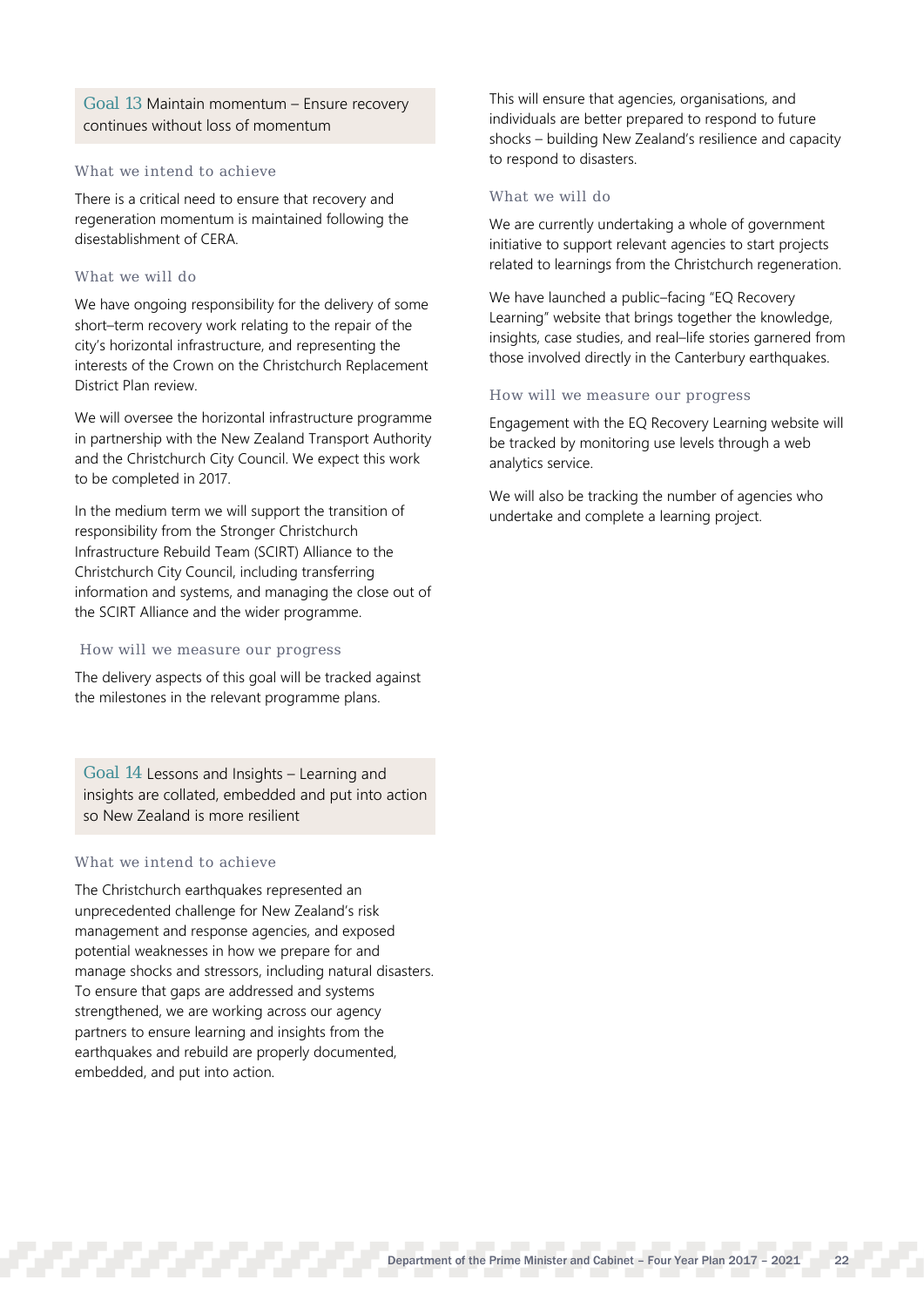## Goal 13 Maintain momentum – Ensure recovery continues without loss of momentum

### What we intend to achieve

There is a critical need to ensure that recovery and regeneration momentum is maintained following the disestablishment of CERA.

### What we will do

We have ongoing responsibility for the delivery of some short–term recovery work relating to the repair of the city's horizontal infrastructure, and representing the interests of the Crown on the Christchurch Replacement District Plan review.

We will oversee the horizontal infrastructure programme in partnership with the New Zealand Transport Authority and the Christchurch City Council. We expect this work to be completed in 2017.

In the medium term we will support the transition of responsibility from the Stronger Christchurch Infrastructure Rebuild Team (SCIRT) Alliance to the Christchurch City Council, including transferring information and systems, and managing the close out of the SCIRT Alliance and the wider programme.

### How will we measure our progress

The delivery aspects of this goal will be tracked against the milestones in the relevant programme plans.

## Goal 14 Lessons and Insights – Learning and insights are collated, embedded and put into action so New Zealand is more resilient

### What we intend to achieve

The Christchurch earthquakes represented an unprecedented challenge for New Zealand's risk management and response agencies, and exposed potential weaknesses in how we prepare for and manage shocks and stressors, including natural disasters. To ensure that gaps are addressed and systems strengthened, we are working across our agency partners to ensure learning and insights from the earthquakes and rebuild are properly documented, embedded, and put into action.

This will ensure that agencies, organisations, and individuals are better prepared to respond to future shocks – building New Zealand's resilience and capacity to respond to disasters.

### What we will do

We are currently undertaking a whole of government initiative to support relevant agencies to start projects related to learnings from the Christchurch regeneration.

We have launched a public–facing "EQ Recovery Learning" website that brings together the knowledge, insights, case studies, and real–life stories garnered from those involved directly in the Canterbury earthquakes.

### How will we measure our progress

Engagement with the EQ Recovery Learning website will be tracked by monitoring use levels through a web analytics service.

We will also be tracking the number of agencies who undertake and complete a learning project.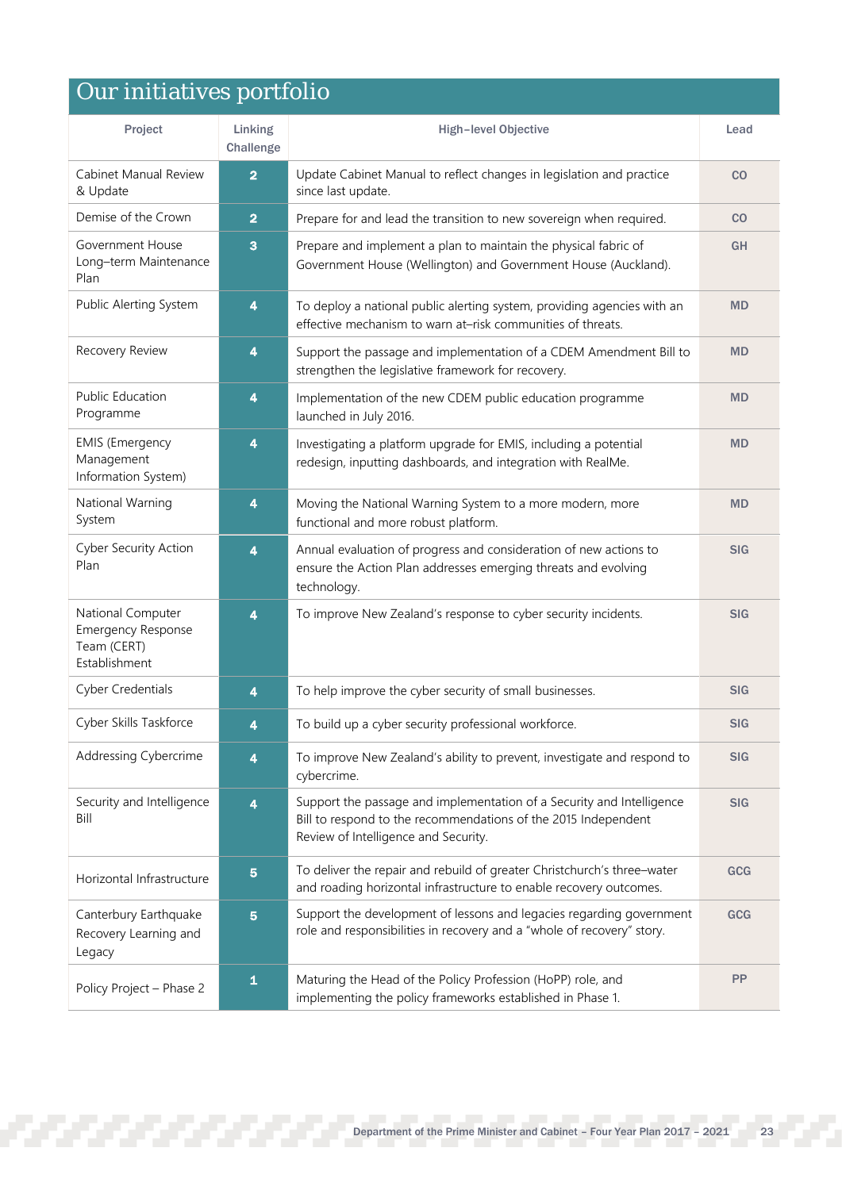# Our initiatives portfolio

| Project | Linking Challenge | High–level Objective | Lead |
|---|---|---|---|
| Cabinet Manual Review & Update | 2 | Update Cabinet Manual to reflect changes in legislation and practice since last update. | CO |
| Demise of the Crown | 2 | Prepare for and lead the transition to new sovereign when required. | CO |
| Government House Long–term Maintenance Plan | 3 | Prepare and implement a plan to maintain the physical fabric of Government House (Wellington) and Government House (Auckland). | GH |
| Public Alerting System | 4 | To deploy a national public alerting system, providing agencies with an effective mechanism to warn at–risk communities of threats. | MD |
| Recovery Review | 4 | Support the passage and implementation of a CDEM Amendment Bill to strengthen the legislative framework for recovery. | MD |
| Public Education Programme | 4 | Implementation of the new CDEM public education programme launched in July 2016. | MD |
| EMIS (Emergency Management Information System) | 4 | Investigating a platform upgrade for EMIS, including a potential redesign, inputting dashboards, and integration with RealMe. | MD |
| National Warning System | 4 | Moving the National Warning System to a more modern, more functional and more robust platform. | MD |
| Cyber Security Action Plan | 4 | Annual evaluation of progress and consideration of new actions to ensure the Action Plan addresses emerging threats and evolving technology. | SIG |
| National Computer Emergency Response Team (CERT) Establishment | 4 | To improve New Zealand's response to cyber security incidents. | SIG |
| Cyber Credentials | 4 | To help improve the cyber security of small businesses. | SIG |
| Cyber Skills Taskforce | 4 | To build up a cyber security professional workforce. | SIG |
| Addressing Cybercrime | 4 | To improve New Zealand's ability to prevent, investigate and respond to cybercrime. | SIG |
| Security and Intelligence Bill | 4 | Support the passage and implementation of a Security and Intelligence Bill to respond to the recommendations of the 2015 Independent Review of Intelligence and Security. | SIG |
| Horizontal Infrastructure | 5 | To deliver the repair and rebuild of greater Christchurch's three–water and roading horizontal infrastructure to enable recovery outcomes. | GCG |
| Canterbury Earthquake Recovery Learning and Legacy | 5 | Support the development of lessons and legacies regarding government role and responsibilities in recovery and a "whole of recovery" story. | GCG |
| Policy Project – Phase 2 | 1 | Maturing the Head of the Policy Profession (HoPP) role, and implementing the policy frameworks established in Phase 1. | PP |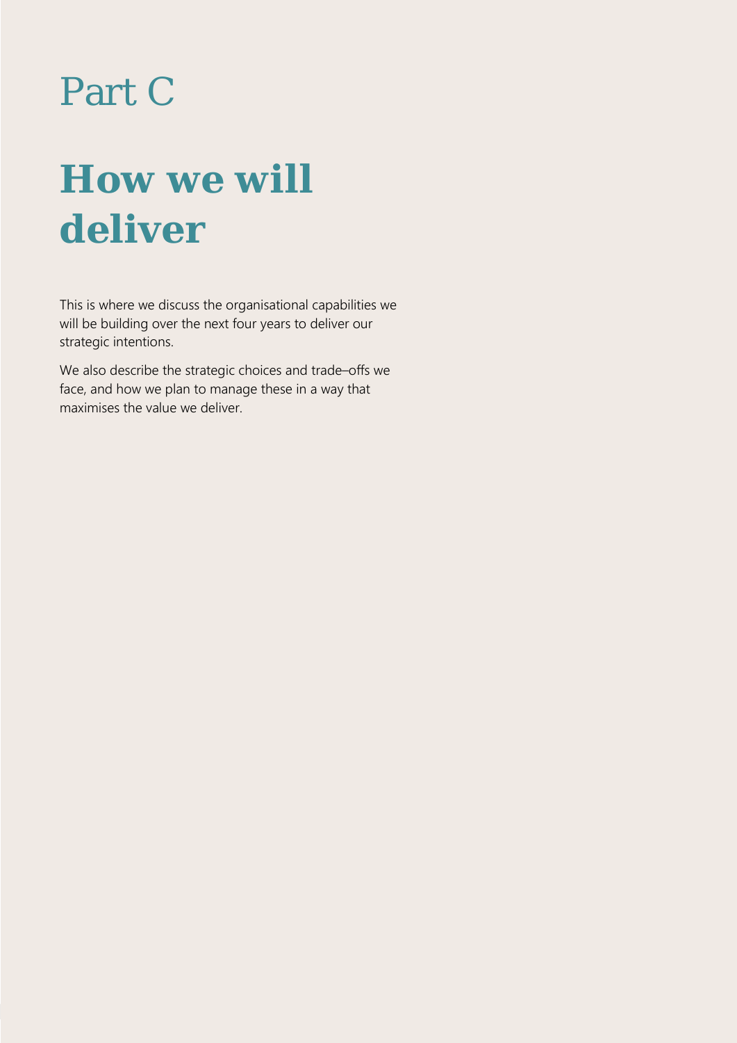# Part C

# How we will deliver

This is where we discuss the organisational capabilities we will be building over the next four years to deliver our strategic intentions.

We also describe the strategic choices and trade–offs we face, and how we plan to manage these in a way that maximises the value we deliver.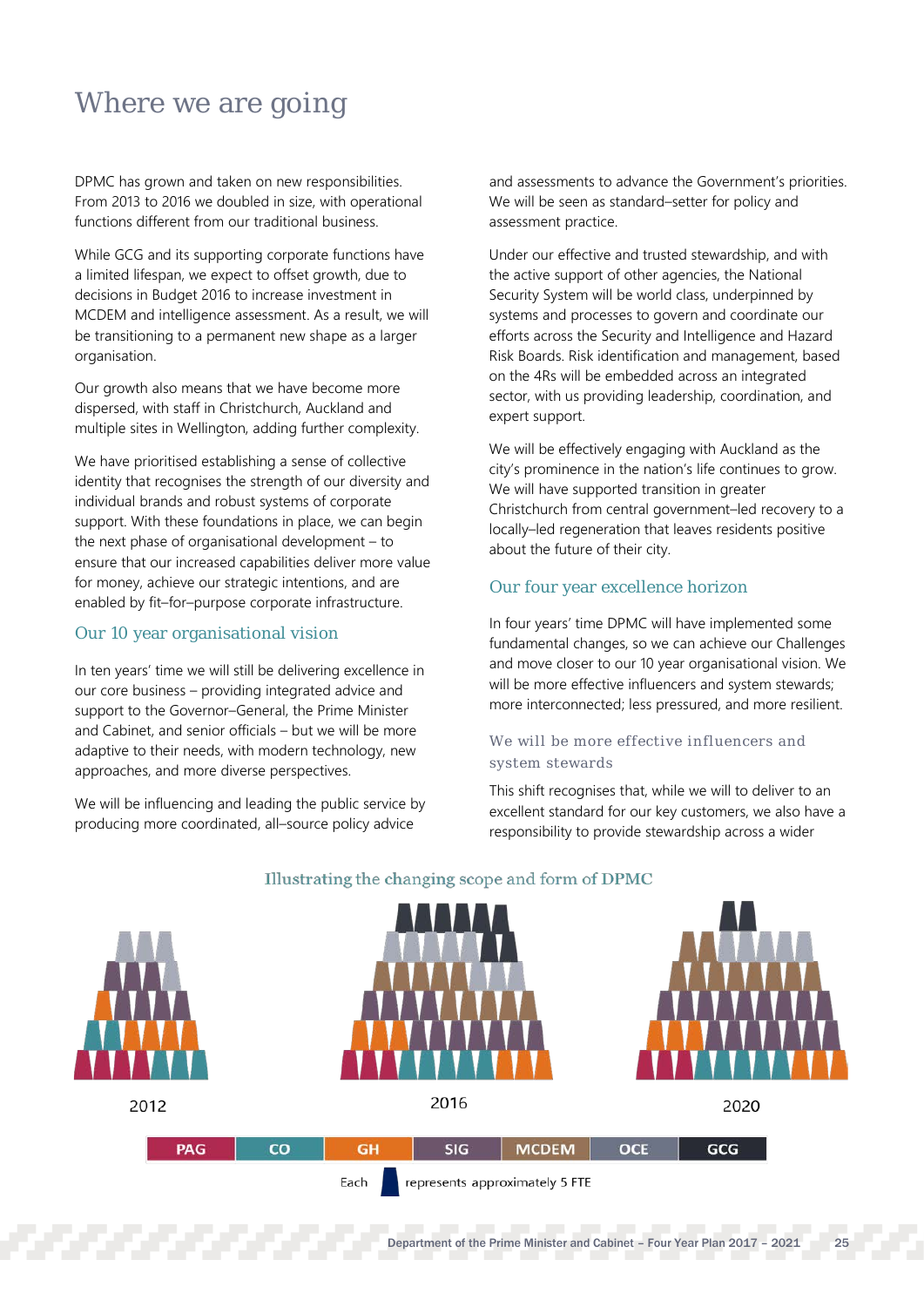# Where we are going

DPMC has grown and taken on new responsibilities. From 2013 to 2016 we doubled in size, with operational functions different from our traditional business.

While GCG and its supporting corporate functions have a limited lifespan, we expect to offset growth, due to decisions in Budget 2016 to increase investment in MCDEM and intelligence assessment. As a result, we will be transitioning to a permanent new shape as a larger organisation.

Our growth also means that we have become more dispersed, with staff in Christchurch, Auckland and multiple sites in Wellington, adding further complexity.

We have prioritised establishing a sense of collective identity that recognises the strength of our diversity and individual brands and robust systems of corporate support. With these foundations in place, we can begin the next phase of organisational development – to ensure that our increased capabilities deliver more value for money, achieve our strategic intentions, and are enabled by fit–for–purpose corporate infrastructure.

## Our 10 year organisational vision

In ten years' time we will still be delivering excellence in our core business – providing integrated advice and support to the Governor–General, the Prime Minister and Cabinet, and senior officials – but we will be more adaptive to their needs, with modern technology, new approaches, and more diverse perspectives.

We will be influencing and leading the public service by producing more coordinated, all–source policy advice and assessments to advance the Government's priorities. We will be seen as standard–setter for policy and assessment practice.

Under our effective and trusted stewardship, and with the active support of other agencies, the National Security System will be world class, underpinned by systems and processes to govern and coordinate our efforts across the Security and Intelligence and Hazard Risk Boards. Risk identification and management, based on the 4Rs will be embedded across an integrated sector, with us providing leadership, coordination, and expert support.

We will be effectively engaging with Auckland as the city's prominence in the nation's life continues to grow. We will have supported transition in greater Christchurch from central government–led recovery to a locally–led regeneration that leaves residents positive about the future of their city.

## Our four year excellence horizon

In four years' time DPMC will have implemented some fundamental changes, so we can achieve our Challenges and move closer to our 10 year organisational vision. We will be more effective influencers and system stewards; more interconnected; less pressured, and more resilient.

### We will be more effective influencers and system stewards

This shift recognises that, while we will to deliver to an excellent standard for our key customers, we also have a responsibility to provide stewardship across a wider

Illustrating the changing scope and form of DPMC

2012 | 2016 | 2020

PAG | CO | GH | SIG | MCDEM | OCE | GCG

Each ▮ represents approximately 5 FTE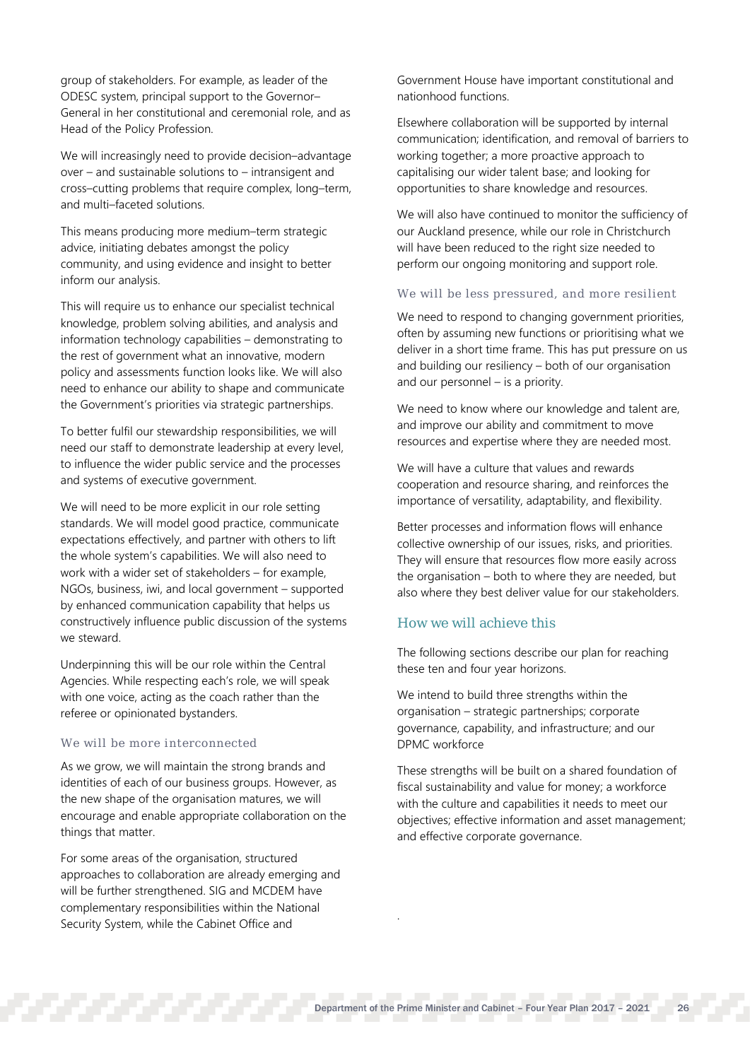group of stakeholders. For example, as leader of the ODESC system, principal support to the Governor–General in her constitutional and ceremonial role, and as Head of the Policy Profession.

We will increasingly need to provide decision–advantage over – and sustainable solutions to – intransigent and cross–cutting problems that require complex, long–term, and multi–faceted solutions.

This means producing more medium–term strategic advice, initiating debates amongst the policy community, and using evidence and insight to better inform our analysis.

This will require us to enhance our specialist technical knowledge, problem solving abilities, and analysis and information technology capabilities – demonstrating to the rest of government what an innovative, modern policy and assessments function looks like. We will also need to enhance our ability to shape and communicate the Government's priorities via strategic partnerships.

To better fulfil our stewardship responsibilities, we will need our staff to demonstrate leadership at every level, to influence the wider public service and the processes and systems of executive government.

We will need to be more explicit in our role setting standards. We will model good practice, communicate expectations effectively, and partner with others to lift the whole system's capabilities. We will also need to work with a wider set of stakeholders – for example, NGOs, business, iwi, and local government – supported by enhanced communication capability that helps us constructively influence public discussion of the systems we steward.

Underpinning this will be our role within the Central Agencies. While respecting each's role, we will speak with one voice, acting as the coach rather than the referee or opinionated bystanders.

### We will be more interconnected

As we grow, we will maintain the strong brands and identities of each of our business groups. However, as the new shape of the organisation matures, we will encourage and enable appropriate collaboration on the things that matter.

For some areas of the organisation, structured approaches to collaboration are already emerging and will be further strengthened. SIG and MCDEM have complementary responsibilities within the National Security System, while the Cabinet Office and Government House have important constitutional and nationhood functions.

Elsewhere collaboration will be supported by internal communication; identification, and removal of barriers to working together; a more proactive approach to capitalising our wider talent base; and looking for opportunities to share knowledge and resources.

We will also have continued to monitor the sufficiency of our Auckland presence, while our role in Christchurch will have been reduced to the right size needed to perform our ongoing monitoring and support role.

### We will be less pressured, and more resilient

We need to respond to changing government priorities, often by assuming new functions or prioritising what we deliver in a short time frame. This has put pressure on us and building our resiliency – both of our organisation and our personnel – is a priority.

We need to know where our knowledge and talent are, and improve our ability and commitment to move resources and expertise where they are needed most.

We will have a culture that values and rewards cooperation and resource sharing, and reinforces the importance of versatility, adaptability, and flexibility.

Better processes and information flows will enhance collective ownership of our issues, risks, and priorities. They will ensure that resources flow more easily across the organisation – both to where they are needed, but also where they best deliver value for our stakeholders.

## How we will achieve this

The following sections describe our plan for reaching these ten and four year horizons.

We intend to build three strengths within the organisation – strategic partnerships; corporate governance, capability, and infrastructure; and our DPMC workforce

These strengths will be built on a shared foundation of fiscal sustainability and value for money; a workforce with the culture and capabilities it needs to meet our objectives; effective information and asset management; and effective corporate governance.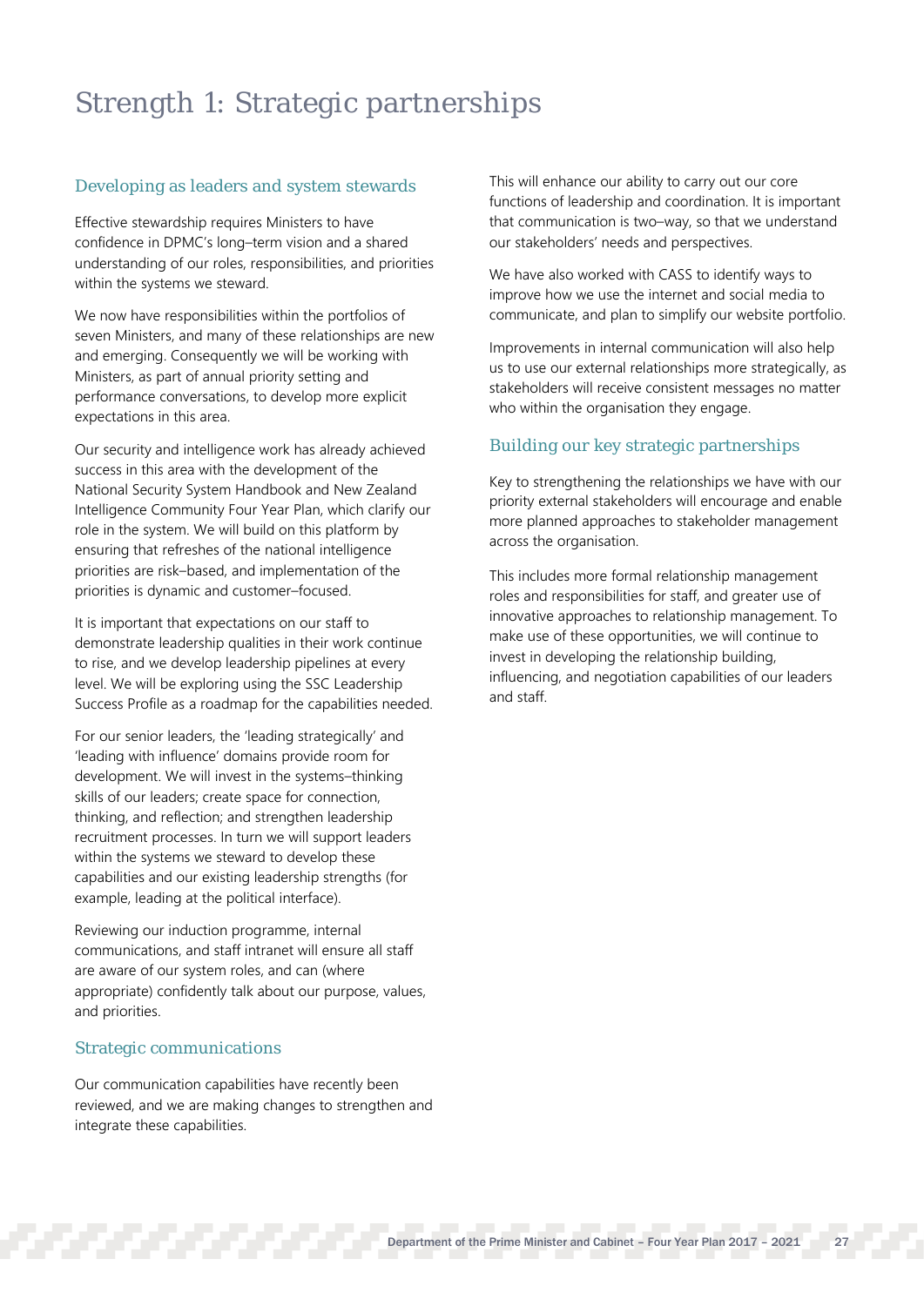# Strength 1: Strategic partnerships

## Developing as leaders and system stewards

Effective stewardship requires Ministers to have confidence in DPMC's long–term vision and a shared understanding of our roles, responsibilities, and priorities within the systems we steward.

We now have responsibilities within the portfolios of seven Ministers, and many of these relationships are new and emerging. Consequently we will be working with Ministers, as part of annual priority setting and performance conversations, to develop more explicit expectations in this area.

Our security and intelligence work has already achieved success in this area with the development of the National Security System Handbook and New Zealand Intelligence Community Four Year Plan, which clarify our role in the system. We will build on this platform by ensuring that refreshes of the national intelligence priorities are risk–based, and implementation of the priorities is dynamic and customer–focused.

It is important that expectations on our staff to demonstrate leadership qualities in their work continue to rise, and we develop leadership pipelines at every level. We will be exploring using the SSC Leadership Success Profile as a roadmap for the capabilities needed.

For our senior leaders, the 'leading strategically' and 'leading with influence' domains provide room for development. We will invest in the systems–thinking skills of our leaders; create space for connection, thinking, and reflection; and strengthen leadership recruitment processes. In turn we will support leaders within the systems we steward to develop these capabilities and our existing leadership strengths (for example, leading at the political interface).

Reviewing our induction programme, internal communications, and staff intranet will ensure all staff are aware of our system roles, and can (where appropriate) confidently talk about our purpose, values, and priorities.

## Strategic communications

Our communication capabilities have recently been reviewed, and we are making changes to strengthen and integrate these capabilities.

This will enhance our ability to carry out our core functions of leadership and coordination. It is important that communication is two–way, so that we understand our stakeholders' needs and perspectives.

We have also worked with CASS to identify ways to improve how we use the internet and social media to communicate, and plan to simplify our website portfolio.

Improvements in internal communication will also help us to use our external relationships more strategically, as stakeholders will receive consistent messages no matter who within the organisation they engage.

## Building our key strategic partnerships

Key to strengthening the relationships we have with our priority external stakeholders will encourage and enable more planned approaches to stakeholder management across the organisation.

This includes more formal relationship management roles and responsibilities for staff, and greater use of innovative approaches to relationship management. To make use of these opportunities, we will continue to invest in developing the relationship building, influencing, and negotiation capabilities of our leaders and staff.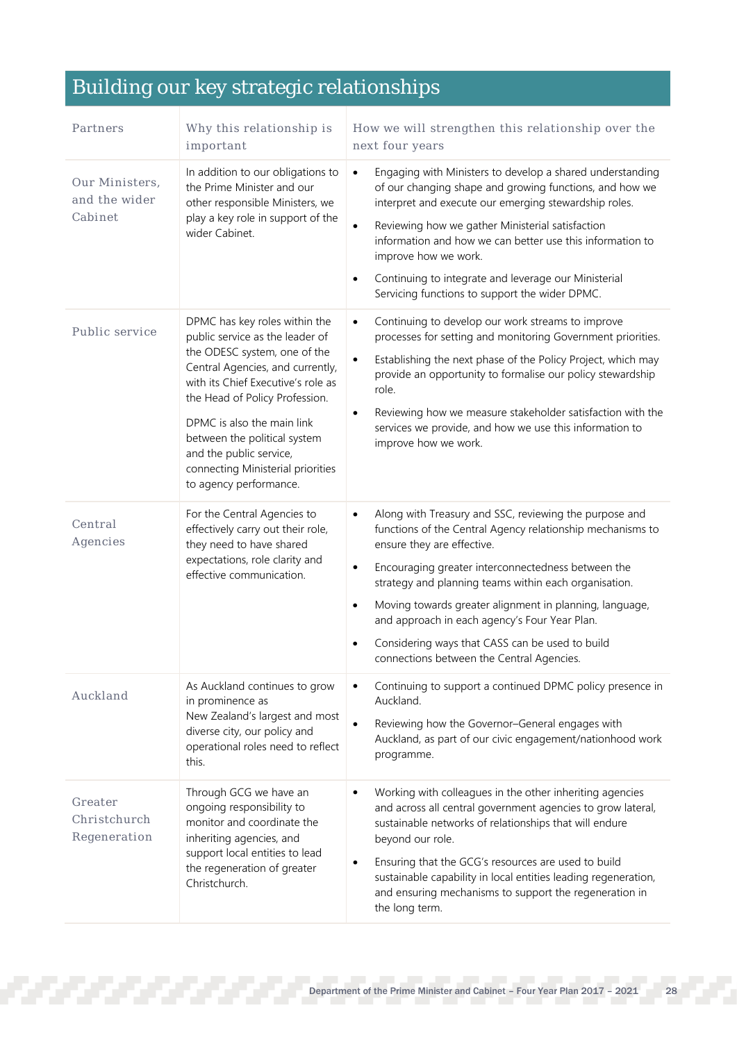## Building our key strategic relationships

| Partners | Why this relationship is important | How we will strengthen this relationship over the next four years |
|---|---|---|
| Our Ministers, and the wider Cabinet | In addition to our obligations to the Prime Minister and our other responsible Ministers, we play a key role in support of the wider Cabinet. | • Engaging with Ministers to develop a shared understanding of our changing shape and growing functions, and how we interpret and execute our emerging stewardship roles.<br>• Reviewing how we gather Ministerial satisfaction information and how we can better use this information to improve how we work.<br>• Continuing to integrate and leverage our Ministerial Servicing functions to support the wider DPMC. |
| Public service | DPMC has key roles within the public service as the leader of the ODESC system, one of the Central Agencies, and currently, with its Chief Executive's role as the Head of Policy Profession.<br><br>DPMC is also the main link between the political system and the public service, connecting Ministerial priorities to agency performance. | • Continuing to develop our work streams to improve processes for setting and monitoring Government priorities.<br>• Establishing the next phase of the Policy Project, which may provide an opportunity to formalise our policy stewardship role.<br>• Reviewing how we measure stakeholder satisfaction with the services we provide, and how we use this information to improve how we work. |
| Central Agencies | For the Central Agencies to effectively carry out their role, they need to have shared expectations, role clarity and effective communication. | • Along with Treasury and SSC, reviewing the purpose and functions of the Central Agency relationship mechanisms to ensure they are effective.<br>• Encouraging greater interconnectedness between the strategy and planning teams within each organisation.<br>• Moving towards greater alignment in planning, language, and approach in each agency's Four Year Plan.<br>• Considering ways that CASS can be used to build connections between the Central Agencies. |
| Auckland | As Auckland continues to grow in prominence as New Zealand's largest and most diverse city, our policy and operational roles need to reflect this. | • Continuing to support a continued DPMC policy presence in Auckland.<br>• Reviewing how the Governor–General engages with Auckland, as part of our civic engagement/nationhood work programme. |
| Greater Christchurch Regeneration | Through GCG we have an ongoing responsibility to monitor and coordinate the inheriting agencies, and support local entities to lead the regeneration of greater Christchurch. | • Working with colleagues in the other inheriting agencies and across all central government agencies to grow lateral, sustainable networks of relationships that will endure beyond our role.<br>• Ensuring that the GCG's resources are used to build sustainable capability in local entities leading regeneration, and ensuring mechanisms to support the regeneration in the long term. |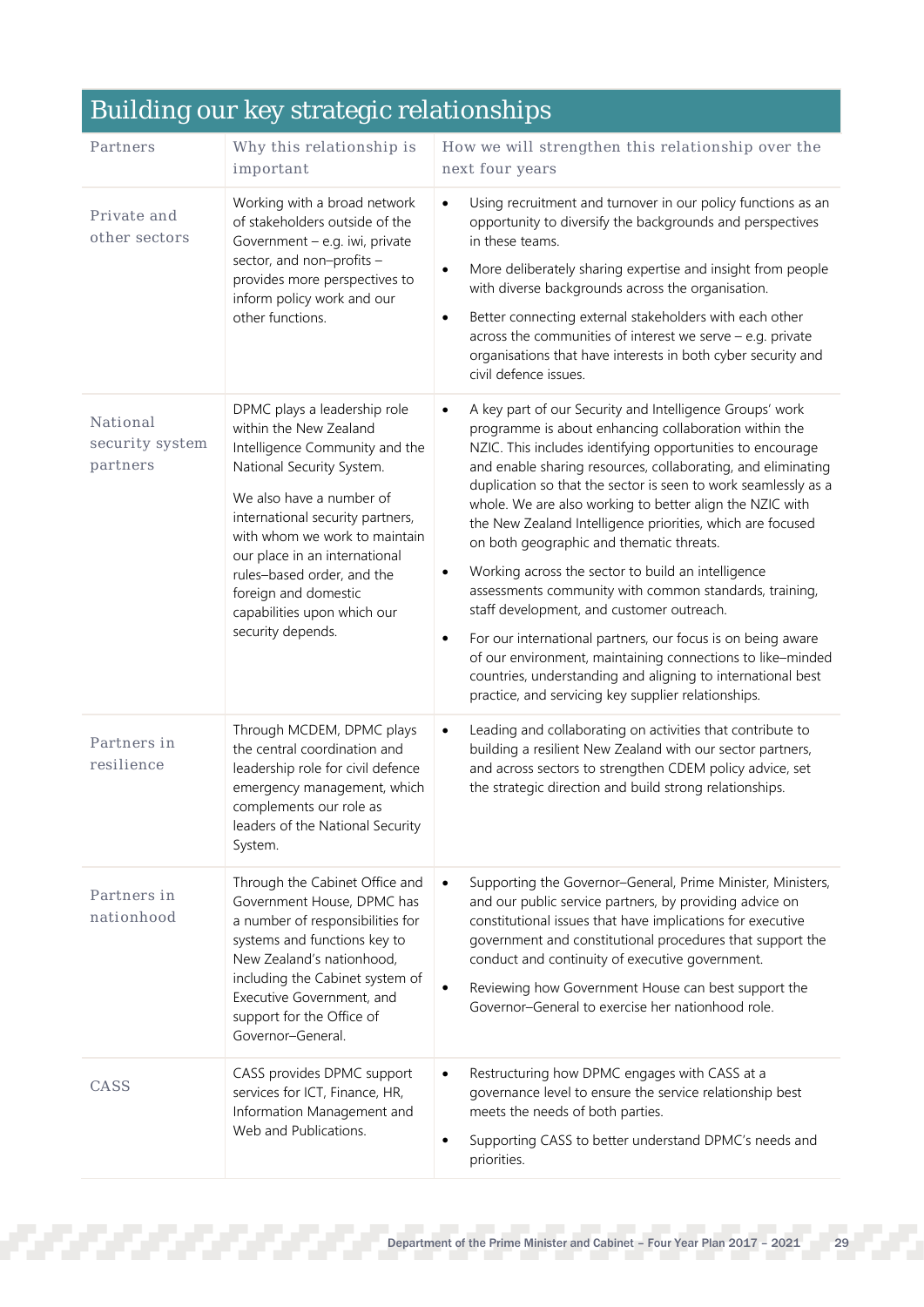## Building our key strategic relationships

| Partners | Why this relationship is important | How we will strengthen this relationship over the next four years |
|---|---|---|
| Private and other sectors | Working with a broad network of stakeholders outside of the Government – e.g. iwi, private sector, and non–profits – provides more perspectives to inform policy work and our other functions. | • Using recruitment and turnover in our policy functions as an opportunity to diversify the backgrounds and perspectives in these teams.<br>• More deliberately sharing expertise and insight from people with diverse backgrounds across the organisation.<br>• Better connecting external stakeholders with each other across the communities of interest we serve – e.g. private organisations that have interests in both cyber security and civil defence issues. |
| National security system partners | DPMC plays a leadership role within the New Zealand Intelligence Community and the National Security System.<br><br>We also have a number of international security partners, with whom we work to maintain our place in an international rules–based order, and the foreign and domestic capabilities upon which our security depends. | • A key part of our Security and Intelligence Groups' work programme is about enhancing collaboration within the NZIC. This includes identifying opportunities to encourage and enable sharing resources, collaborating, and eliminating duplication so that the sector is seen to work seamlessly as a whole. We are also working to better align the NZIC with the New Zealand Intelligence priorities, which are focused on both geographic and thematic threats.<br>• Working across the sector to build an intelligence assessments community with common standards, training, staff development, and customer outreach.<br>• For our international partners, our focus is on being aware of our environment, maintaining connections to like–minded countries, understanding and aligning to international best practice, and servicing key supplier relationships. |
| Partners in resilience | Through MCDEM, DPMC plays the central coordination and leadership role for civil defence emergency management, which complements our role as leaders of the National Security System. | • Leading and collaborating on activities that contribute to building a resilient New Zealand with our sector partners, and across sectors to strengthen CDEM policy advice, set the strategic direction and build strong relationships. |
| Partners in nationhood | Through the Cabinet Office and Government House, DPMC has a number of responsibilities for systems and functions key to New Zealand's nationhood, including the Cabinet system of Executive Government, and support for the Office of Governor–General. | • Supporting the Governor–General, Prime Minister, Ministers, and our public service partners, by providing advice on constitutional issues that have implications for executive government and constitutional procedures that support the conduct and continuity of executive government.<br>• Reviewing how Government House can best support the Governor–General to exercise her nationhood role. |
| CASS | CASS provides DPMC support services for ICT, Finance, HR, Information Management and Web and Publications. | • Restructuring how DPMC engages with CASS at a governance level to ensure the service relationship best meets the needs of both parties.<br>• Supporting CASS to better understand DPMC's needs and priorities. |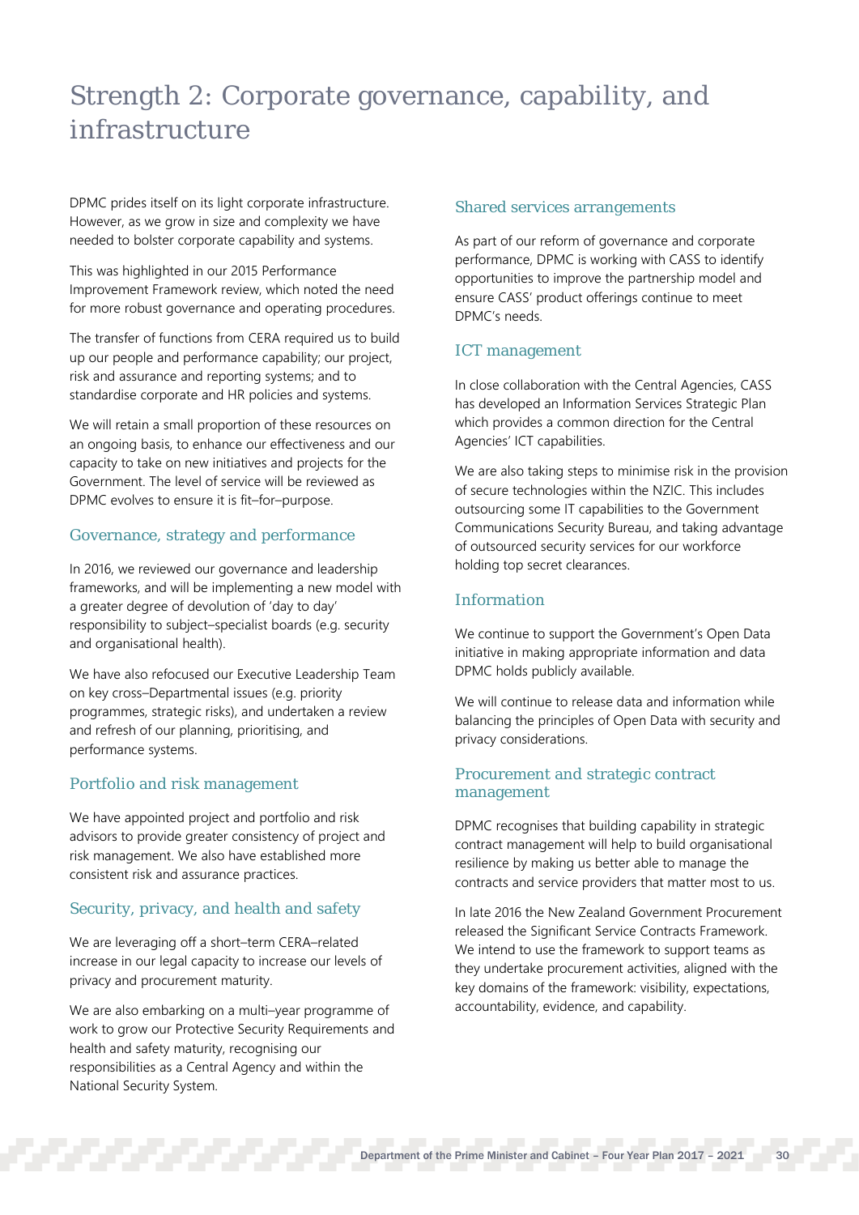# Strength 2: Corporate governance, capability, and infrastructure

DPMC prides itself on its light corporate infrastructure. However, as we grow in size and complexity we have needed to bolster corporate capability and systems.

This was highlighted in our 2015 Performance Improvement Framework review, which noted the need for more robust governance and operating procedures.

The transfer of functions from CERA required us to build up our people and performance capability; our project, risk and assurance and reporting systems; and to standardise corporate and HR policies and systems.

We will retain a small proportion of these resources on an ongoing basis, to enhance our effectiveness and our capacity to take on new initiatives and projects for the Government. The level of service will be reviewed as DPMC evolves to ensure it is fit–for–purpose.

## Governance, strategy and performance

In 2016, we reviewed our governance and leadership frameworks, and will be implementing a new model with a greater degree of devolution of 'day to day' responsibility to subject–specialist boards (e.g. security and organisational health).

We have also refocused our Executive Leadership Team on key cross–Departmental issues (e.g. priority programmes, strategic risks), and undertaken a review and refresh of our planning, prioritising, and performance systems.

## Portfolio and risk management

We have appointed project and portfolio and risk advisors to provide greater consistency of project and risk management. We also have established more consistent risk and assurance practices.

## Security, privacy, and health and safety

We are leveraging off a short–term CERA–related increase in our legal capacity to increase our levels of privacy and procurement maturity.

We are also embarking on a multi–year programme of work to grow our Protective Security Requirements and health and safety maturity, recognising our responsibilities as a Central Agency and within the National Security System.

## Shared services arrangements

As part of our reform of governance and corporate performance, DPMC is working with CASS to identify opportunities to improve the partnership model and ensure CASS' product offerings continue to meet DPMC's needs.

## ICT management

In close collaboration with the Central Agencies, CASS has developed an Information Services Strategic Plan which provides a common direction for the Central Agencies' ICT capabilities.

We are also taking steps to minimise risk in the provision of secure technologies within the NZIC. This includes outsourcing some IT capabilities to the Government Communications Security Bureau, and taking advantage of outsourced security services for our workforce holding top secret clearances.

## Information

We continue to support the Government's Open Data initiative in making appropriate information and data DPMC holds publicly available.

We will continue to release data and information while balancing the principles of Open Data with security and privacy considerations.

## Procurement and strategic contract management

DPMC recognises that building capability in strategic contract management will help to build organisational resilience by making us better able to manage the contracts and service providers that matter most to us.

In late 2016 the New Zealand Government Procurement released the Significant Service Contracts Framework. We intend to use the framework to support teams as they undertake procurement activities, aligned with the key domains of the framework: visibility, expectations, accountability, evidence, and capability.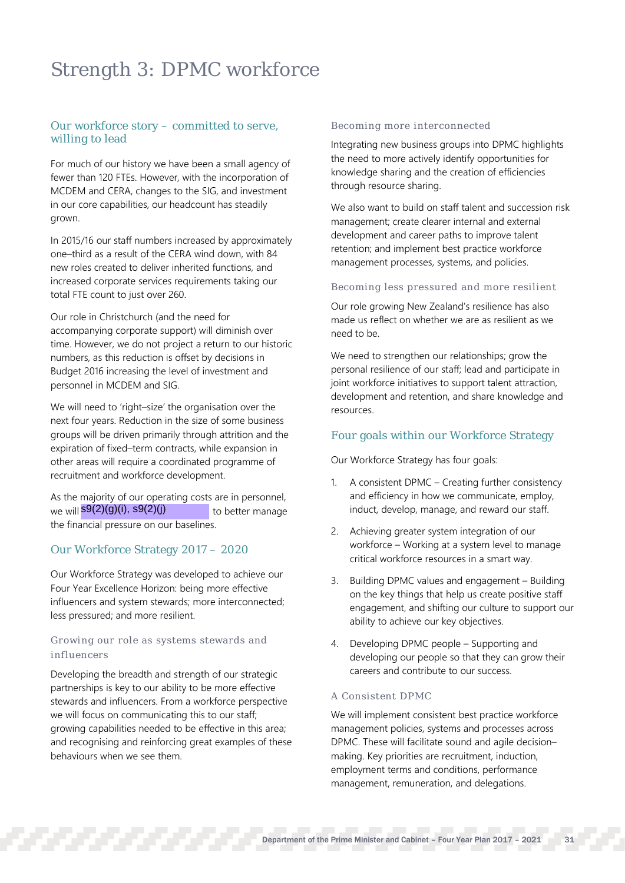# Strength 3: DPMC workforce

## Our workforce story – committed to serve, willing to lead

For much of our history we have been a small agency of fewer than 120 FTEs. However, with the incorporation of MCDEM and CERA, changes to the SIG, and investment in our core capabilities, our headcount has steadily grown.

In 2015/16 our staff numbers increased by approximately one–third as a result of the CERA wind down, with 84 new roles created to deliver inherited functions, and increased corporate services requirements taking our total FTE count to just over 260.

Our role in Christchurch (and the need for accompanying corporate support) will diminish over time. However, we do not project a return to our historic numbers, as this reduction is offset by decisions in Budget 2016 increasing the level of investment and personnel in MCDEM and SIG.

We will need to 'right–size' the organisation over the next four years. Reduction in the size of some business groups will be driven primarily through attrition and the expiration of fixed–term contracts, while expansion in other areas will require a coordinated programme of recruitment and workforce development.

As the majority of our operating costs are in personnel, we will s9(2)(g)(i), s9(2)(j) to better manage the financial pressure on our baselines.

## Our Workforce Strategy 2017 – 2020

Our Workforce Strategy was developed to achieve our Four Year Excellence Horizon: being more effective influencers and system stewards; more interconnected; less pressured; and more resilient.

### Growing our role as systems stewards and influencers

Developing the breadth and strength of our strategic partnerships is key to our ability to be more effective stewards and influencers. From a workforce perspective we will focus on communicating this to our staff; growing capabilities needed to be effective in this area; and recognising and reinforcing great examples of these behaviours when we see them.

### Becoming more interconnected

Integrating new business groups into DPMC highlights the need to more actively identify opportunities for knowledge sharing and the creation of efficiencies through resource sharing.

We also want to build on staff talent and succession risk management; create clearer internal and external development and career paths to improve talent retention; and implement best practice workforce management processes, systems, and policies.

### Becoming less pressured and more resilient

Our role growing New Zealand's resilience has also made us reflect on whether we are as resilient as we need to be.

We need to strengthen our relationships; grow the personal resilience of our staff; lead and participate in joint workforce initiatives to support talent attraction, development and retention, and share knowledge and resources.

## Four goals within our Workforce Strategy

Our Workforce Strategy has four goals:

1. A consistent DPMC – Creating further consistency and efficiency in how we communicate, employ, induct, develop, manage, and reward our staff.
2. Achieving greater system integration of our workforce – Working at a system level to manage critical workforce resources in a smart way.
3. Building DPMC values and engagement – Building on the key things that help us create positive staff engagement, and shifting our culture to support our ability to achieve our key objectives.
4. Developing DPMC people – Supporting and developing our people so that they can grow their careers and contribute to our success.

### A Consistent DPMC

We will implement consistent best practice workforce management policies, systems and processes across DPMC. These will facilitate sound and agile decision–making. Key priorities are recruitment, induction, employment terms and conditions, performance management, remuneration, and delegations.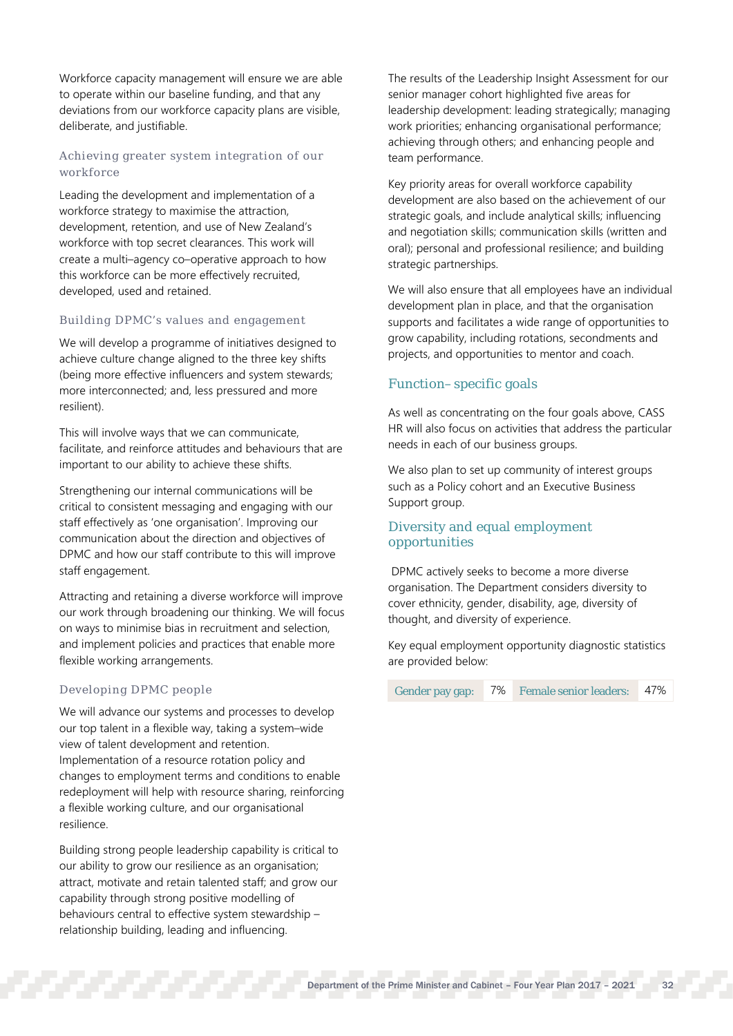Workforce capacity management will ensure we are able to operate within our baseline funding, and that any deviations from our workforce capacity plans are visible, deliberate, and justifiable.

### Achieving greater system integration of our workforce

Leading the development and implementation of a workforce strategy to maximise the attraction, development, retention, and use of New Zealand's workforce with top secret clearances. This work will create a multi–agency co–operative approach to how this workforce can be more effectively recruited, developed, used and retained.

### Building DPMC's values and engagement

We will develop a programme of initiatives designed to achieve culture change aligned to the three key shifts (being more effective influencers and system stewards; more interconnected; and, less pressured and more resilient).

This will involve ways that we can communicate, facilitate, and reinforce attitudes and behaviours that are important to our ability to achieve these shifts.

Strengthening our internal communications will be critical to consistent messaging and engaging with our staff effectively as 'one organisation'. Improving our communication about the direction and objectives of DPMC and how our staff contribute to this will improve staff engagement.

Attracting and retaining a diverse workforce will improve our work through broadening our thinking. We will focus on ways to minimise bias in recruitment and selection, and implement policies and practices that enable more flexible working arrangements.

### Developing DPMC people

We will advance our systems and processes to develop our top talent in a flexible way, taking a system–wide view of talent development and retention. Implementation of a resource rotation policy and changes to employment terms and conditions to enable redeployment will help with resource sharing, reinforcing a flexible working culture, and our organisational resilience.

Building strong people leadership capability is critical to our ability to grow our resilience as an organisation; attract, motivate and retain talented staff; and grow our capability through strong positive modelling of behaviours central to effective system stewardship – relationship building, leading and influencing.

The results of the Leadership Insight Assessment for our senior manager cohort highlighted five areas for leadership development: leading strategically; managing work priorities; enhancing organisational performance; achieving through others; and enhancing people and team performance.

Key priority areas for overall workforce capability development are also based on the achievement of our strategic goals, and include analytical skills; influencing and negotiation skills; communication skills (written and oral); personal and professional resilience; and building strategic partnerships.

We will also ensure that all employees have an individual development plan in place, and that the organisation supports and facilitates a wide range of opportunities to grow capability, including rotations, secondments and projects, and opportunities to mentor and coach.

## Function– specific goals

As well as concentrating on the four goals above, CASS HR will also focus on activities that address the particular needs in each of our business groups.

We also plan to set up community of interest groups such as a Policy cohort and an Executive Business Support group.

## Diversity and equal employment opportunities

DPMC actively seeks to become a more diverse organisation. The Department considers diversity to cover ethnicity, gender, disability, age, diversity of thought, and diversity of experience.

Key equal employment opportunity diagnostic statistics are provided below:

| Gender pay gap: | 7% | Female senior leaders: | 47% |
|---|---|---|---|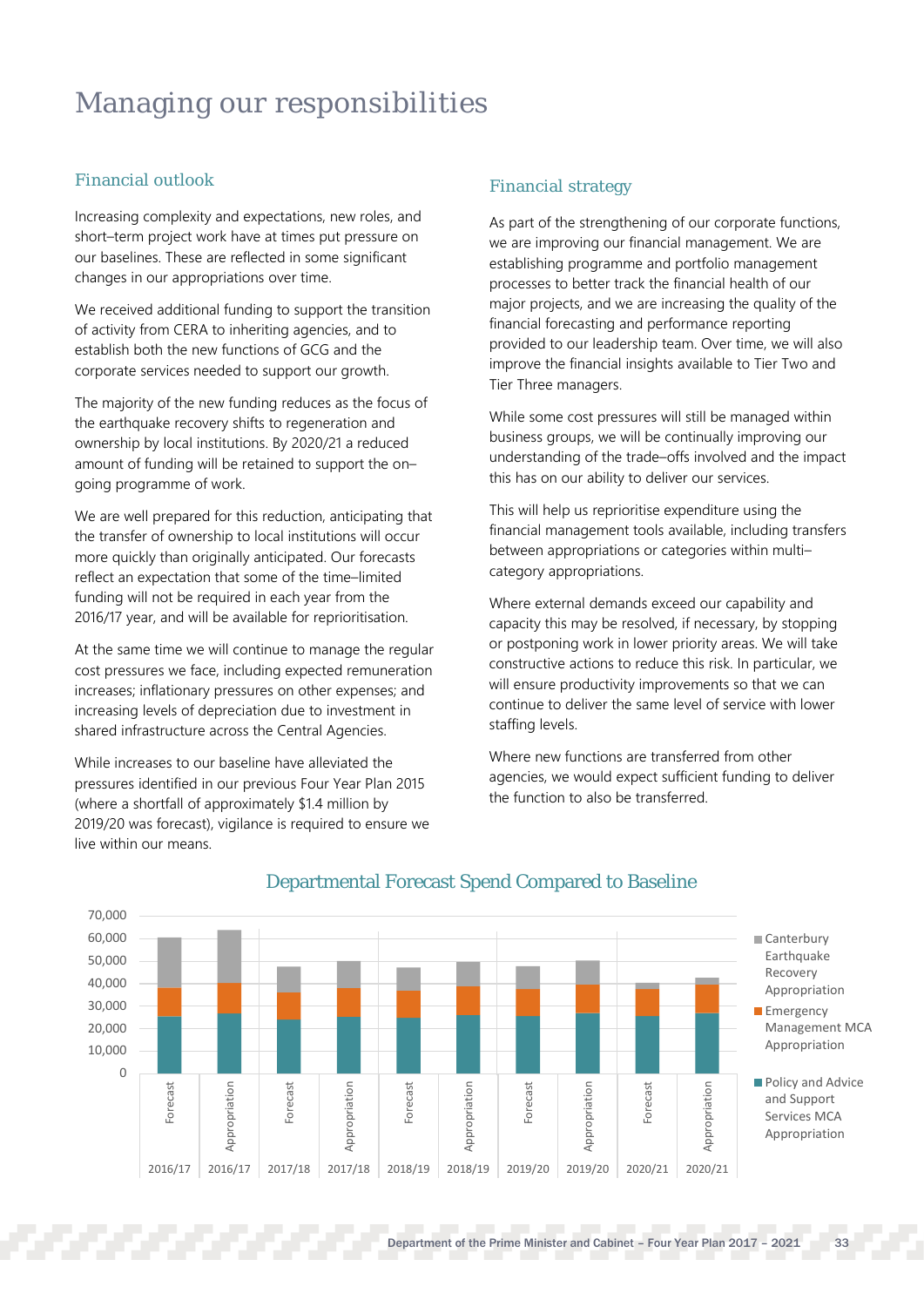# Managing our responsibilities

## Financial outlook

Increasing complexity and expectations, new roles, and short–term project work have at times put pressure on our baselines. These are reflected in some significant changes in our appropriations over time.

We received additional funding to support the transition of activity from CERA to inheriting agencies, and to establish both the new functions of GCG and the corporate services needed to support our growth.

The majority of the new funding reduces as the focus of the earthquake recovery shifts to regeneration and ownership by local institutions. By 2020/21 a reduced amount of funding will be retained to support the on–going programme of work.

We are well prepared for this reduction, anticipating that the transfer of ownership to local institutions will occur more quickly than originally anticipated. Our forecasts reflect an expectation that some of the time–limited funding will not be required in each year from the 2016/17 year, and will be available for reprioritisation.

At the same time we will continue to manage the regular cost pressures we face, including expected remuneration increases; inflationary pressures on other expenses; and increasing levels of depreciation due to investment in shared infrastructure across the Central Agencies.

While increases to our baseline have alleviated the pressures identified in our previous Four Year Plan 2015 (where a shortfall of approximately $1.4 million by 2019/20 was forecast), vigilance is required to ensure we live within our means.

## Financial strategy

As part of the strengthening of our corporate functions, we are improving our financial management. We are establishing programme and portfolio management processes to better track the financial health of our major projects, and we are increasing the quality of the financial forecasting and performance reporting provided to our leadership team. Over time, we will also improve the financial insights available to Tier Two and Tier Three managers.

While some cost pressures will still be managed within business groups, we will be continually improving our understanding of the trade–offs involved and the impact this has on our ability to deliver our services.

This will help us reprioritise expenditure using the financial management tools available, including transfers between appropriations or categories within multi–category appropriations.

Where external demands exceed our capability and capacity this may be resolved, if necessary, by stopping or postponing work in lower priority areas. We will take constructive actions to reduce this risk. In particular, we will ensure productivity improvements so that we can continue to deliver the same level of service with lower staffing levels.

Where new functions are transferred from other agencies, we would expect sufficient funding to deliver the function to also be transferred.

### Departmental Forecast Spend Compared to Baseline

Stacked bar chart (y-axis 0 to 70,000) showing Forecast and Appropriation for 2016/17, 2017/18, 2018/19, 2019/20 and 2020/21, with series: Canterbury Earthquake Recovery Appropriation; Emergency Management MCA Appropriation; Policy and Advice and Support Services MCA Appropriation.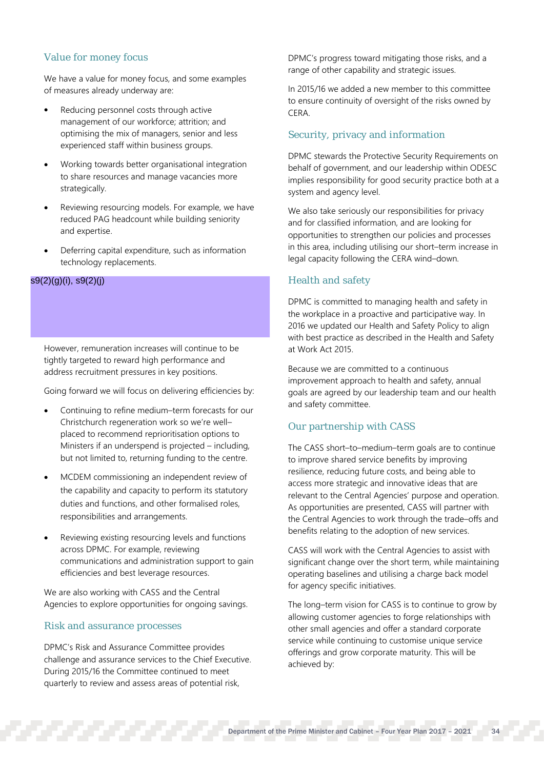## Value for money focus

We have a value for money focus, and some examples of measures already underway are:

- Reducing personnel costs through active management of our workforce; attrition; and optimising the mix of managers, senior and less experienced staff within business groups.
- Working towards better organisational integration to share resources and manage vacancies more strategically.
- Reviewing resourcing models. For example, we have reduced PAG headcount while building seniority and expertise.
- Deferring capital expenditure, such as information technology replacements.

s9(2)(g)(i), s9(2)(j)

However, remuneration increases will continue to be tightly targeted to reward high performance and address recruitment pressures in key positions.

Going forward we will focus on delivering efficiencies by:

- Continuing to refine medium–term forecasts for our Christchurch regeneration work so we're well–placed to recommend reprioritisation options to Ministers if an underspend is projected – including, but not limited to, returning funding to the centre.
- MCDEM commissioning an independent review of the capability and capacity to perform its statutory duties and functions, and other formalised roles, responsibilities and arrangements.
- Reviewing existing resourcing levels and functions across DPMC. For example, reviewing communications and administration support to gain efficiencies and best leverage resources.

We are also working with CASS and the Central Agencies to explore opportunities for ongoing savings.

## Risk and assurance processes

DPMC's Risk and Assurance Committee provides challenge and assurance services to the Chief Executive. During 2015/16 the Committee continued to meet quarterly to review and assess areas of potential risk, DPMC's progress toward mitigating those risks, and a range of other capability and strategic issues.

In 2015/16 we added a new member to this committee to ensure continuity of oversight of the risks owned by CERA.

## Security, privacy and information

DPMC stewards the Protective Security Requirements on behalf of government, and our leadership within ODESC implies responsibility for good security practice both at a system and agency level.

We also take seriously our responsibilities for privacy and for classified information, and are looking for opportunities to strengthen our policies and processes in this area, including utilising our short–term increase in legal capacity following the CERA wind–down.

## Health and safety

DPMC is committed to managing health and safety in the workplace in a proactive and participative way. In 2016 we updated our Health and Safety Policy to align with best practice as described in the Health and Safety at Work Act 2015.

Because we are committed to a continuous improvement approach to health and safety, annual goals are agreed by our leadership team and our health and safety committee.

## Our partnership with CASS

The CASS short–to–medium–term goals are to continue to improve shared service benefits by improving resilience, reducing future costs, and being able to access more strategic and innovative ideas that are relevant to the Central Agencies' purpose and operation. As opportunities are presented, CASS will partner with the Central Agencies to work through the trade–offs and benefits relating to the adoption of new services.

CASS will work with the Central Agencies to assist with significant change over the short term, while maintaining operating baselines and utilising a charge back model for agency specific initiatives.

The long–term vision for CASS is to continue to grow by allowing customer agencies to forge relationships with other small agencies and offer a standard corporate service while continuing to customise unique service offerings and grow corporate maturity. This will be achieved by: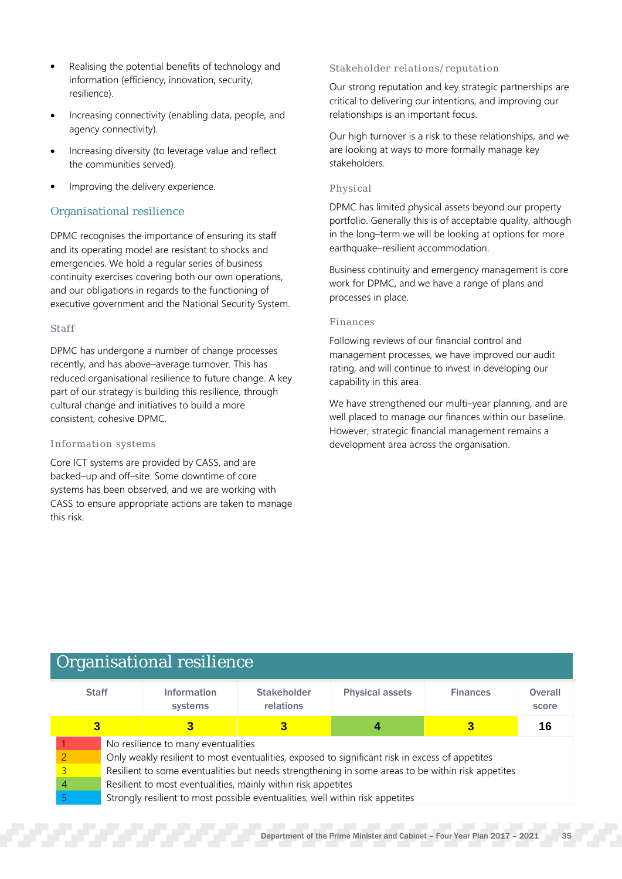- Realising the potential benefits of technology and information (efficiency, innovation, security, resilience).
- Increasing connectivity (enabling data, people, and agency connectivity).
- Increasing diversity (to leverage value and reflect the communities served).
- Improving the delivery experience.

## Organisational resilience

DPMC recognises the importance of ensuring its staff and its operating model are resistant to shocks and emergencies. We hold a regular series of business continuity exercises covering both our own operations, and our obligations in regards to the functioning of executive government and the National Security System.

### Staff

DPMC has undergone a number of change processes recently, and has above–average turnover. This has reduced organisational resilience to future change. A key part of our strategy is building this resilience, through cultural change and initiatives to build a more consistent, cohesive DPMC.

### Information systems

Core ICT systems are provided by CASS, and are backed–up and off–site. Some downtime of core systems has been observed, and we are working with CASS to ensure appropriate actions are taken to manage this risk.

### Stakeholder relations/reputation

Our strong reputation and key strategic partnerships are critical to delivering our intentions, and improving our relationships is an important focus.

Our high turnover is a risk to these relationships, and we are looking at ways to more formally manage key stakeholders.

### Physical

DPMC has limited physical assets beyond our property portfolio. Generally this is of acceptable quality, although in the long–term we will be looking at options for more earthquake–resilient accommodation.

Business continuity and emergency management is core work for DPMC, and we have a range of plans and processes in place.

### Finances

Following reviews of our financial control and management processes, we have improved our audit rating, and will continue to invest in developing our capability in this area.

We have strengthened our multi–year planning, and are well placed to manage our finances within our baseline. However, strategic financial management remains a development area across the organisation.

## Organisational resilience

| Staff | Information systems | Stakeholder relations | Physical assets | Finances | Overall score |
|---|---|---|---|---|---|
| 3 | 3 | 3 | 4 | 3 | 16 |

| Score | Description |
|---|---|
| 1 | No resilience to many eventualities |
| 2 | Only weakly resilient to most eventualities, exposed to significant risk in excess of appetites |
| 3 | Resilient to some eventualities but needs strengthening in some areas to be within risk appetites |
| 4 | Resilient to most eventualities, mainly within risk appetites |
| 5 | Strongly resilient to most possible eventualities, well within risk appetites |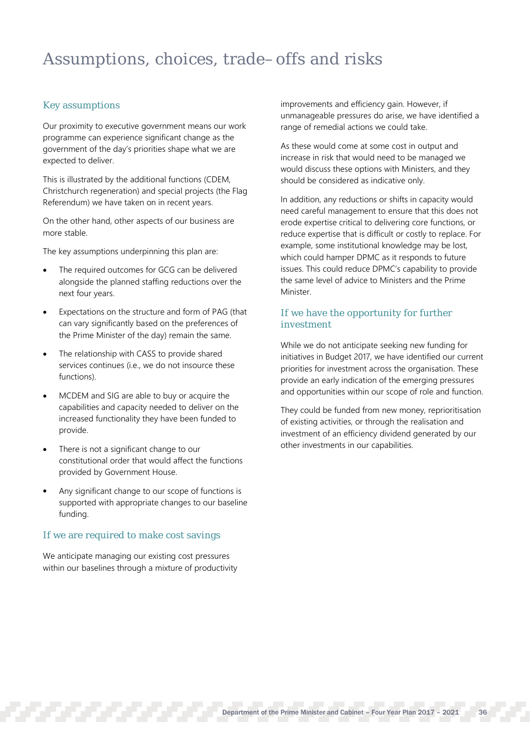# Assumptions, choices, trade–offs and risks

## Key assumptions

Our proximity to executive government means our work programme can experience significant change as the government of the day's priorities shape what we are expected to deliver.

This is illustrated by the additional functions (CDEM, Christchurch regeneration) and special projects (the Flag Referendum) we have taken on in recent years.

On the other hand, other aspects of our business are more stable.

The key assumptions underpinning this plan are:

- The required outcomes for GCG can be delivered alongside the planned staffing reductions over the next four years.
- Expectations on the structure and form of PAG (that can vary significantly based on the preferences of the Prime Minister of the day) remain the same.
- The relationship with CASS to provide shared services continues (i.e., we do not insource these functions).
- MCDEM and SIG are able to buy or acquire the capabilities and capacity needed to deliver on the increased functionality they have been funded to provide.
- There is not a significant change to our constitutional order that would affect the functions provided by Government House.
- Any significant change to our scope of functions is supported with appropriate changes to our baseline funding.

## If we are required to make cost savings

We anticipate managing our existing cost pressures within our baselines through a mixture of productivity improvements and efficiency gain. However, if unmanageable pressures do arise, we have identified a range of remedial actions we could take.

As these would come at some cost in output and increase in risk that would need to be managed we would discuss these options with Ministers, and they should be considered as indicative only.

In addition, any reductions or shifts in capacity would need careful management to ensure that this does not erode expertise critical to delivering core functions, or reduce expertise that is difficult or costly to replace. For example, some institutional knowledge may be lost, which could hamper DPMC as it responds to future issues. This could reduce DPMC's capability to provide the same level of advice to Ministers and the Prime Minister.

## If we have the opportunity for further investment

While we do not anticipate seeking new funding for initiatives in Budget 2017, we have identified our current priorities for investment across the organisation. These provide an early indication of the emerging pressures and opportunities within our scope of role and function.

They could be funded from new money, reprioritisation of existing activities, or through the realisation and investment of an efficiency dividend generated by our other investments in our capabilities.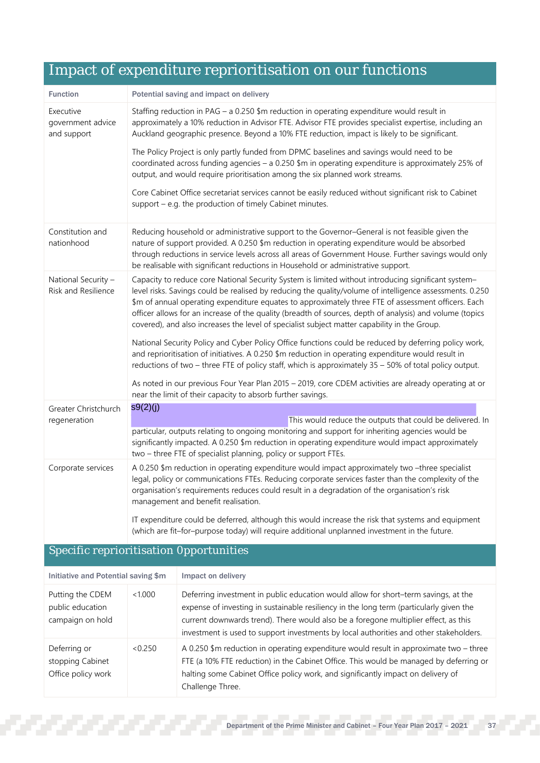## Impact of expenditure reprioritisation on our functions

| Function | Potential saving and impact on delivery |
|---|---|
| Executive government advice and support | Staffing reduction in PAG – a 0.250 $m reduction in operating expenditure would result in approximately a 10% reduction in Advisor FTE. Advisor FTE provides specialist expertise, including an Auckland geographic presence. Beyond a 10% FTE reduction, impact is likely to be significant.<br><br>The Policy Project is only partly funded from DPMC baselines and savings would need to be coordinated across funding agencies – a 0.250 $m in operating expenditure is approximately 25% of output, and would require prioritisation among the six planned work streams.<br><br>Core Cabinet Office secretariat services cannot be easily reduced without significant risk to Cabinet support – e.g. the production of timely Cabinet minutes. |
| Constitution and nationhood | Reducing household or administrative support to the Governor–General is not feasible given the nature of support provided. A 0.250 $m reduction in operating expenditure would be absorbed through reductions in service levels across all areas of Government House. Further savings would only be realisable with significant reductions in Household or administrative support. |
| National Security – Risk and Resilience | Capacity to reduce core National Security System is limited without introducing significant system–level risks. Savings could be realised by reducing the quality/volume of intelligence assessments. 0.250 $m of annual operating expenditure equates to approximately three FTE of assessment officers. Each officer allows for an increase of the quality (breadth of sources, depth of analysis) and volume (topics covered), and also increases the level of specialist subject matter capability in the Group.<br><br>National Security Policy and Cyber Policy Office functions could be reduced by deferring policy work, and reprioritisation of initiatives. A 0.250 $m reduction in operating expenditure would result in reductions of two – three FTE of policy staff, which is approximately 35 – 50% of total policy output.<br><br>As noted in our previous Four Year Plan 2015 – 2019, core CDEM activities are already operating at or near the limit of their capacity to absorb further savings. |
| Greater Christchurch regeneration | s9(2)(j) This would reduce the outputs that could be delivered. In particular, outputs relating to ongoing monitoring and support for inheriting agencies would be significantly impacted. A 0.250 $m reduction in operating expenditure would impact approximately two – three FTE of specialist planning, policy or support FTEs. |
| Corporate services | A 0.250 $m reduction in operating expenditure would impact approximately two –three specialist legal, policy or communications FTEs. Reducing corporate services faster than the complexity of the organisation's requirements reduces could result in a degradation of the organisation's risk management and benefit realisation.<br><br>IT expenditure could be deferred, although this would increase the risk that systems and equipment (which are fit–for–purpose today) will require additional unplanned investment in the future. |

## Specific reprioritisation 0pportunities

| Initiative and Potential saving $m | | Impact on delivery |
|---|---|---|
| Putting the CDEM public education campaign on hold | <1.000 | Deferring investment in public education would allow for short–term savings, at the expense of investing in sustainable resiliency in the long term (particularly given the current downwards trend). There would also be a foregone multiplier effect, as this investment is used to support investments by local authorities and other stakeholders. |
| Deferring or stopping Cabinet Office policy work | <0.250 | A 0.250 $m reduction in operating expenditure would result in approximate two – three FTE (a 10% FTE reduction) in the Cabinet Office. This would be managed by deferring or halting some Cabinet Office policy work, and significantly impact on delivery of Challenge Three. |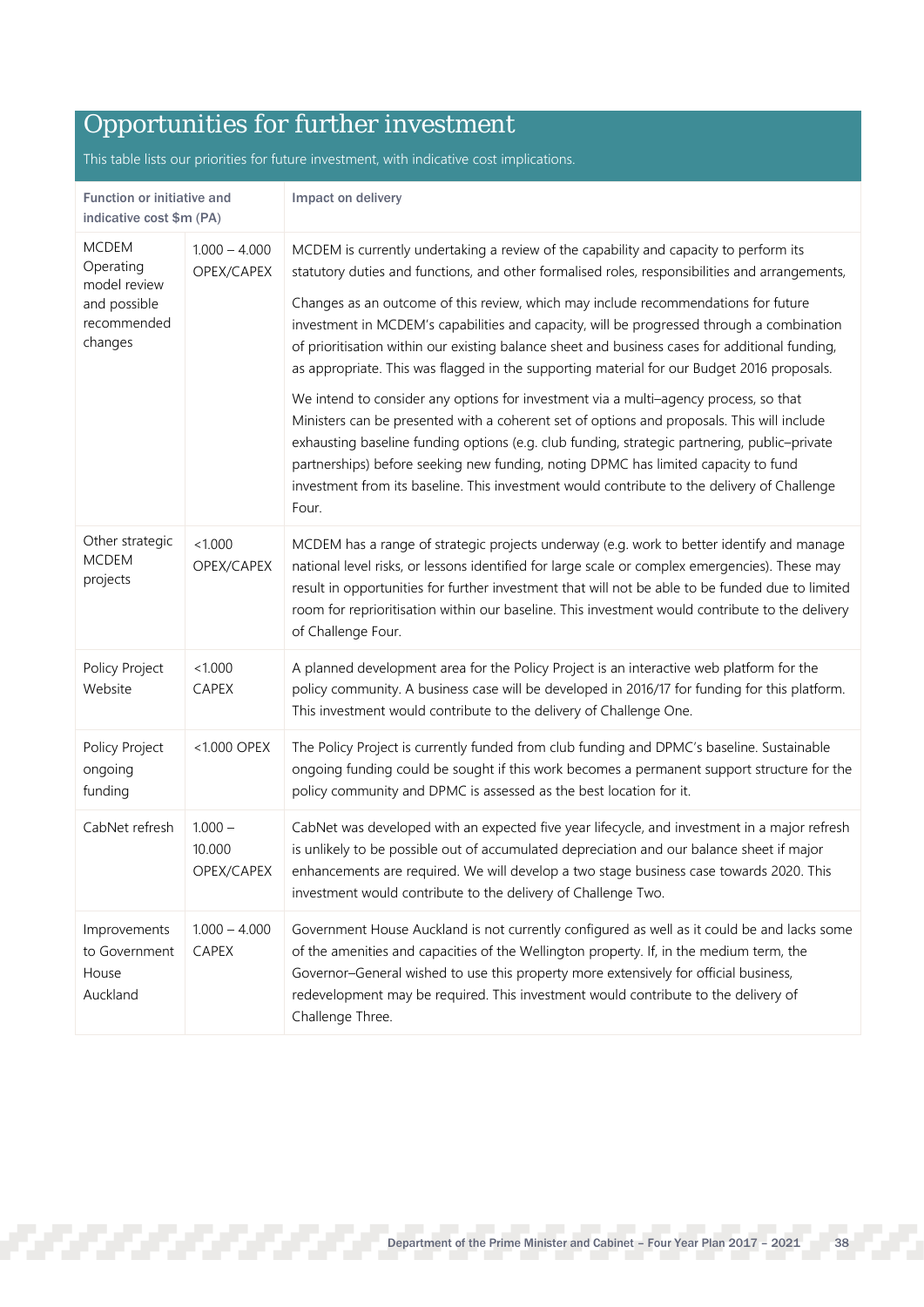## Opportunities for further investment

This table lists our priorities for future investment, with indicative cost implications.

| Function or initiative and indicative cost $m (PA) | | Impact on delivery |
|---|---|---|
| MCDEM Operating model review and possible recommended changes | 1.000 – 4.000 OPEX/CAPEX | MCDEM is currently undertaking a review of the capability and capacity to perform its statutory duties and functions, and other formalised roles, responsibilities and arrangements,<br><br>Changes as an outcome of this review, which may include recommendations for future investment in MCDEM's capabilities and capacity, will be progressed through a combination of prioritisation within our existing balance sheet and business cases for additional funding, as appropriate. This was flagged in the supporting material for our Budget 2016 proposals.<br><br>We intend to consider any options for investment via a multi–agency process, so that Ministers can be presented with a coherent set of options and proposals. This will include exhausting baseline funding options (e.g. club funding, strategic partnering, public–private partnerships) before seeking new funding, noting DPMC has limited capacity to fund investment from its baseline. This investment would contribute to the delivery of Challenge Four. |
| Other strategic MCDEM projects | <1.000 OPEX/CAPEX | MCDEM has a range of strategic projects underway (e.g. work to better identify and manage national level risks, or lessons identified for large scale or complex emergencies). These may result in opportunities for further investment that will not be able to be funded due to limited room for reprioritisation within our baseline. This investment would contribute to the delivery of Challenge Four. |
| Policy Project Website | <1.000 CAPEX | A planned development area for the Policy Project is an interactive web platform for the policy community. A business case will be developed in 2016/17 for funding for this platform. This investment would contribute to the delivery of Challenge One. |
| Policy Project ongoing funding | <1.000 OPEX | The Policy Project is currently funded from club funding and DPMC's baseline. Sustainable ongoing funding could be sought if this work becomes a permanent support structure for the policy community and DPMC is assessed as the best location for it. |
| CabNet refresh | 1.000 – 10.000 OPEX/CAPEX | CabNet was developed with an expected five year lifecycle, and investment in a major refresh is unlikely to be possible out of accumulated depreciation and our balance sheet if major enhancements are required. We will develop a two stage business case towards 2020. This investment would contribute to the delivery of Challenge Two. |
| Improvements to Government House Auckland | 1.000 – 4.000 CAPEX | Government House Auckland is not currently configured as well as it could be and lacks some of the amenities and capacities of the Wellington property. If, in the medium term, the Governor–General wished to use this property more extensively for official business, redevelopment may be required. This investment would contribute to the delivery of Challenge Three. |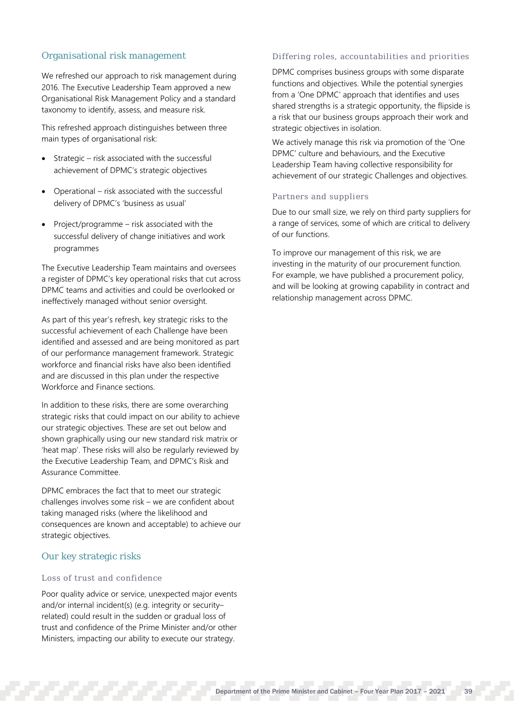## Organisational risk management

We refreshed our approach to risk management during 2016. The Executive Leadership Team approved a new Organisational Risk Management Policy and a standard taxonomy to identify, assess, and measure risk.

This refreshed approach distinguishes between three main types of organisational risk:

- Strategic – risk associated with the successful achievement of DPMC's strategic objectives
- Operational – risk associated with the successful delivery of DPMC's 'business as usual'
- Project/programme – risk associated with the successful delivery of change initiatives and work programmes

The Executive Leadership Team maintains and oversees a register of DPMC's key operational risks that cut across DPMC teams and activities and could be overlooked or ineffectively managed without senior oversight.

As part of this year's refresh, key strategic risks to the successful achievement of each Challenge have been identified and assessed and are being monitored as part of our performance management framework. Strategic workforce and financial risks have also been identified and are discussed in this plan under the respective Workforce and Finance sections.

In addition to these risks, there are some overarching strategic risks that could impact on our ability to achieve our strategic objectives. These are set out below and shown graphically using our new standard risk matrix or 'heat map'. These risks will also be regularly reviewed by the Executive Leadership Team, and DPMC's Risk and Assurance Committee.

DPMC embraces the fact that to meet our strategic challenges involves some risk – we are confident about taking managed risks (where the likelihood and consequences are known and acceptable) to achieve our strategic objectives.

## Our key strategic risks

### Loss of trust and confidence

Poor quality advice or service, unexpected major events and/or internal incident(s) (e.g. integrity or security–related) could result in the sudden or gradual loss of trust and confidence of the Prime Minister and/or other Ministers, impacting our ability to execute our strategy.

### Differing roles, accountabilities and priorities

DPMC comprises business groups with some disparate functions and objectives. While the potential synergies from a 'One DPMC' approach that identifies and uses shared strengths is a strategic opportunity, the flipside is a risk that our business groups approach their work and strategic objectives in isolation.

We actively manage this risk via promotion of the 'One DPMC' culture and behaviours, and the Executive Leadership Team having collective responsibility for achievement of our strategic Challenges and objectives.

### Partners and suppliers

Due to our small size, we rely on third party suppliers for a range of services, some of which are critical to delivery of our functions.

To improve our management of this risk, we are investing in the maturity of our procurement function. For example, we have published a procurement policy, and will be looking at growing capability in contract and relationship management across DPMC.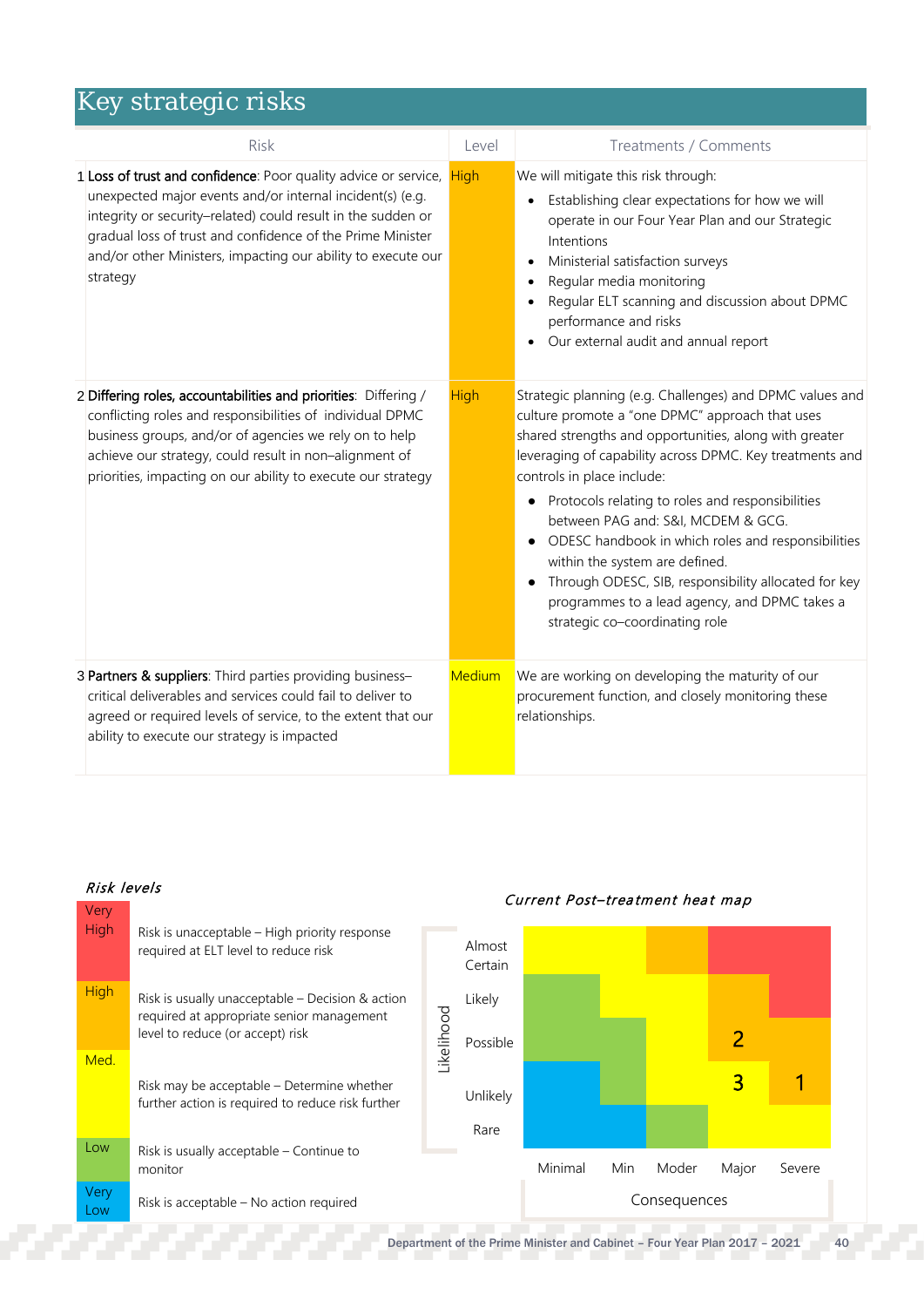# Key strategic risks

| Risk | Level | Treatments / Comments |
|---|---|---|
| 1 **Loss of trust and confidence**: Poor quality advice or service, unexpected major events and/or internal incident(s) (e.g. integrity or security–related) could result in the sudden or gradual loss of trust and confidence of the Prime Minister and/or other Ministers, impacting our ability to execute our strategy | High | We will mitigate this risk through:<br>• Establishing clear expectations for how we will operate in our Four Year Plan and our Strategic Intentions<br>• Ministerial satisfaction surveys<br>• Regular media monitoring<br>• Regular ELT scanning and discussion about DPMC performance and risks<br>• Our external audit and annual report |
| 2 **Differing roles, accountabilities and priorities**: Differing / conflicting roles and responsibilities of individual DPMC business groups, and/or of agencies we rely on to help achieve our strategy, could result in non–alignment of priorities, impacting on our ability to execute our strategy | High | Strategic planning (e.g. Challenges) and DPMC values and culture promote a "one DPMC" approach that uses shared strengths and opportunities, along with greater leveraging of capability across DPMC. Key treatments and controls in place include:<br>• Protocols relating to roles and responsibilities between PAG and: S&I, MCDEM & GCG.<br>• ODESC handbook in which roles and responsibilities within the system are defined.<br>• Through ODESC, SIB, responsibility allocated for key programmes to a lead agency, and DPMC takes a strategic co–coordinating role |
| 3 **Partners & suppliers**: Third parties providing business–critical deliverables and services could fail to deliver to agreed or required levels of service, to the extent that our ability to execute our strategy is impacted | Medium | We are working on developing the maturity of our procurement function, and closely monitoring these relationships. |

*Risk levels*

| Level | Description |
|---|---|
| Very High | Risk is unacceptable – High priority response required at ELT level to reduce risk |
| High | Risk is usually unacceptable – Decision & action required at appropriate senior management level to reduce (or accept) risk |
| Med. | Risk may be acceptable – Determine whether further action is required to reduce risk further |
| Low | Risk is usually acceptable – Continue to monitor |
| Very Low | Risk is acceptable – No action required |

*Current Post–treatment heat map*

| Likelihood \ Consequences | Minimal | Min | Moder | Major | Severe |
|---|---|---|---|---|---|
| Almost Certain | | | | | |
| Likely | | | | | |
| Possible | | | | 2 | |
| Unlikely | | | | 3 | 1 |
| Rare | | | | | |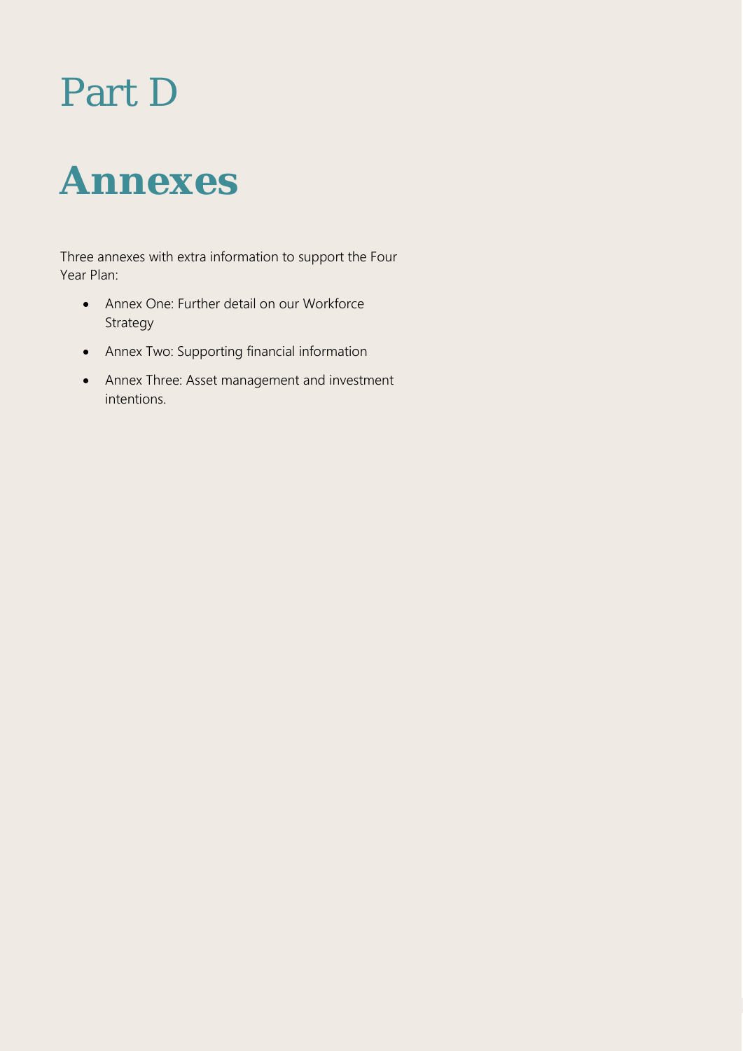# Part D

## Annexes

Three annexes with extra information to support the Four Year Plan:

- Annex One: Further detail on our Workforce Strategy
- Annex Two: Supporting financial information
- Annex Three: Asset management and investment intentions.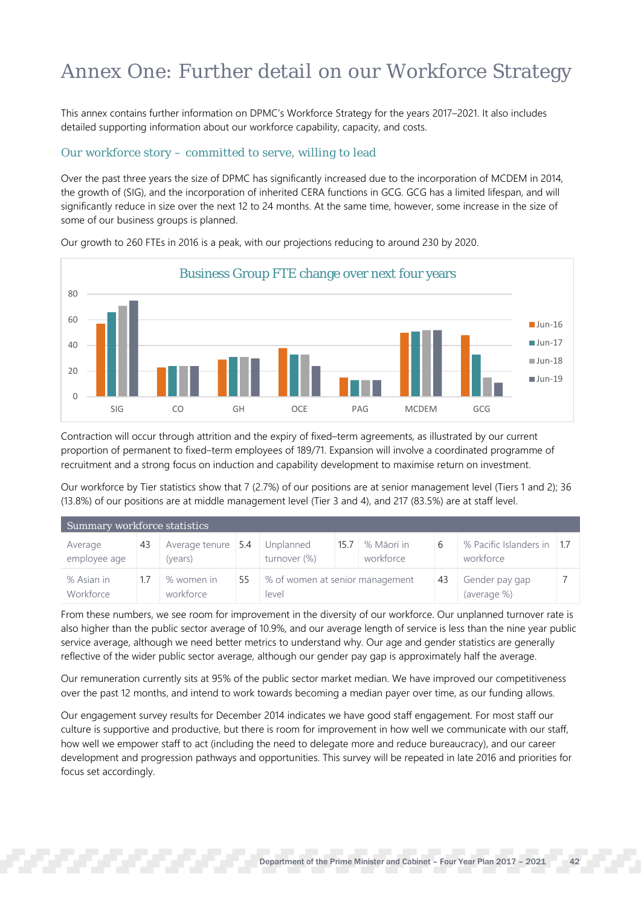# Annex One: Further detail on our Workforce Strategy

This annex contains further information on DPMC's Workforce Strategy for the years 2017–2021. It also includes detailed supporting information about our workforce capability, capacity, and costs.

## Our workforce story – committed to serve, willing to lead

Over the past three years the size of DPMC has significantly increased due to the incorporation of MCDEM in 2014, the growth of (SIG), and the incorporation of inherited CERA functions in GCG. GCG has a limited lifespan, and will significantly reduce in size over the next 12 to 24 months. At the same time, however, some increase in the size of some of our business groups is planned.

Our growth to 260 FTEs in 2016 is a peak, with our projections reducing to around 230 by 2020.

**Business Group FTE change over next four years**

Contraction will occur through attrition and the expiry of fixed–term agreements, as illustrated by our current proportion of permanent to fixed–term employees of 189/71. Expansion will involve a coordinated programme of recruitment and a strong focus on induction and capability development to maximise return on investment.

Our workforce by Tier statistics show that 7 (2.7%) of our positions are at senior management level (Tiers 1 and 2); 36 (13.8%) of our positions are at middle management level (Tier 3 and 4), and 217 (83.5%) are at staff level.

| Summary workforce statistics | | | | | | | | | |
|---|---|---|---|---|---|---|---|---|---|
| Average employee age | 43 | Average tenure (years) | 5.4 | Unplanned turnover (%) | 15.7 | % Māori in workforce | 6 | % Pacific Islanders in workforce | 1.7 |
| % Asian in Workforce | 1.7 | % women in workforce | 55 | % of women at senior management level | | | 43 | Gender pay gap (average %) | 7 |

From these numbers, we see room for improvement in the diversity of our workforce. Our unplanned turnover rate is also higher than the public sector average of 10.9%, and our average length of service is less than the nine year public service average, although we need better metrics to understand why. Our age and gender statistics are generally reflective of the wider public sector average, although our gender pay gap is approximately half the average.

Our remuneration currently sits at 95% of the public sector market median. We have improved our competitiveness over the past 12 months, and intend to work towards becoming a median payer over time, as our funding allows.

Our engagement survey results for December 2014 indicates we have good staff engagement. For most staff our culture is supportive and productive, but there is room for improvement in how well we communicate with our staff, how well we empower staff to act (including the need to delegate more and reduce bureaucracy), and our career development and progression pathways and opportunities. This survey will be repeated in late 2016 and priorities for focus set accordingly.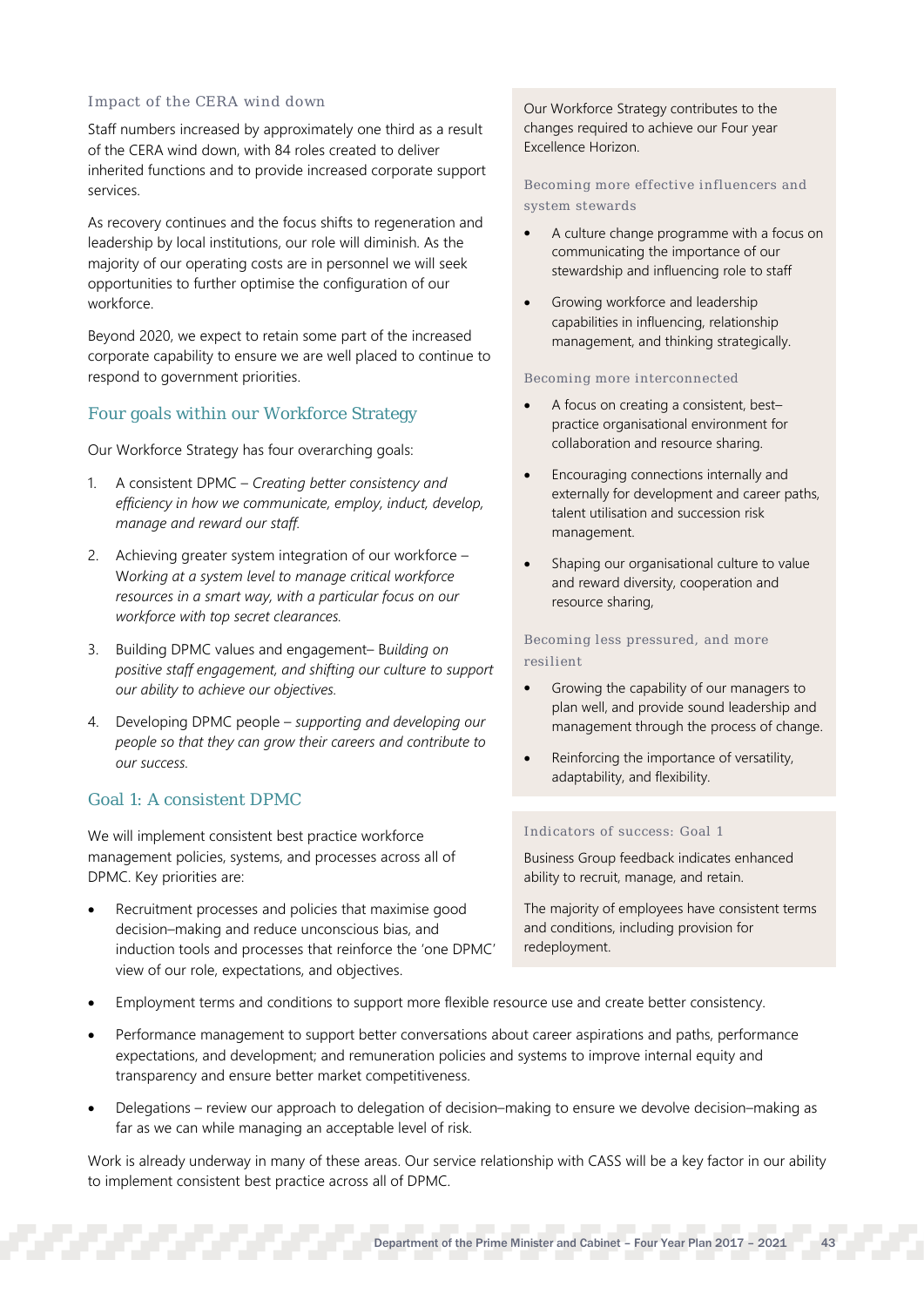### Impact of the CERA wind down

Staff numbers increased by approximately one third as a result of the CERA wind down, with 84 roles created to deliver inherited functions and to provide increased corporate support services.

As recovery continues and the focus shifts to regeneration and leadership by local institutions, our role will diminish. As the majority of our operating costs are in personnel we will seek opportunities to further optimise the configuration of our workforce.

Beyond 2020, we expect to retain some part of the increased corporate capability to ensure we are well placed to continue to respond to government priorities.

## Four goals within our Workforce Strategy

Our Workforce Strategy has four overarching goals:

1. A consistent DPMC – *Creating better consistency and efficiency in how we communicate, employ, induct, develop, manage and reward our staff.*
2. Achieving greater system integration of our workforce – *Working at a system level to manage critical workforce resources in a smart way, with a particular focus on our workforce with top secret clearances.*
3. Building DPMC values and engagement– B*uilding on positive staff engagement, and shifting our culture to support our ability to achieve our objectives.*
4. Developing DPMC people – *supporting and developing our people so that they can grow their careers and contribute to our success.*

## Goal 1: A consistent DPMC

We will implement consistent best practice workforce management policies, systems, and processes across all of DPMC. Key priorities are:

- Recruitment processes and policies that maximise good decision–making and reduce unconscious bias, and induction tools and processes that reinforce the 'one DPMC' view of our role, expectations, and objectives.
- Employment terms and conditions to support more flexible resource use and create better consistency.
- Performance management to support better conversations about career aspirations and paths, performance expectations, and development; and remuneration policies and systems to improve internal equity and transparency and ensure better market competitiveness.
- Delegations – review our approach to delegation of decision–making to ensure we devolve decision–making as far as we can while managing an acceptable level of risk.

Work is already underway in many of these areas. Our service relationship with CASS will be a key factor in our ability to implement consistent best practice across all of DPMC.

Our Workforce Strategy contributes to the changes required to achieve our Four year Excellence Horizon.

### Becoming more effective influencers and system stewards

- A culture change programme with a focus on communicating the importance of our stewardship and influencing role to staff
- Growing workforce and leadership capabilities in influencing, relationship management, and thinking strategically.

### Becoming more interconnected

- A focus on creating a consistent, best–practice organisational environment for collaboration and resource sharing.
- Encouraging connections internally and externally for development and career paths, talent utilisation and succession risk management.
- Shaping our organisational culture to value and reward diversity, cooperation and resource sharing,

### Becoming less pressured, and more resilient

- Growing the capability of our managers to plan well, and provide sound leadership and management through the process of change.
- Reinforcing the importance of versatility, adaptability, and flexibility.

### Indicators of success: Goal 1

Business Group feedback indicates enhanced ability to recruit, manage, and retain.

The majority of employees have consistent terms and conditions, including provision for redeployment.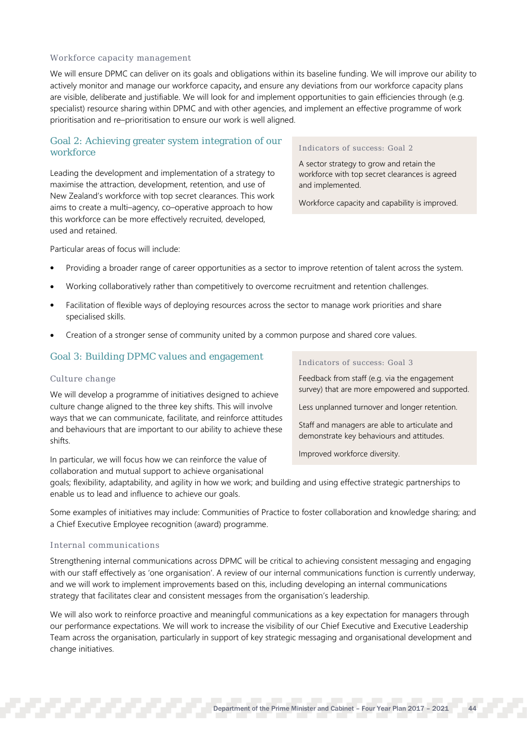### Workforce capacity management

We will ensure DPMC can deliver on its goals and obligations within its baseline funding. We will improve our ability to actively monitor and manage our workforce capacity**,** and ensure any deviations from our workforce capacity plans are visible, deliberate and justifiable. We will look for and implement opportunities to gain efficiencies through (e.g. specialist) resource sharing within DPMC and with other agencies, and implement an effective programme of work prioritisation and re–prioritisation to ensure our work is well aligned.

## Goal 2: Achieving greater system integration of our workforce

Leading the development and implementation of a strategy to maximise the attraction, development, retention, and use of New Zealand's workforce with top secret clearances. This work aims to create a multi–agency, co–operative approach to how this workforce can be more effectively recruited, developed, used and retained.

> **Indicators of success: Goal 2**
>
> A sector strategy to grow and retain the workforce with top secret clearances is agreed and implemented.
>
> Workforce capacity and capability is improved.

Particular areas of focus will include:

- Providing a broader range of career opportunities as a sector to improve retention of talent across the system.
- Working collaboratively rather than competitively to overcome recruitment and retention challenges.
- Facilitation of flexible ways of deploying resources across the sector to manage work priorities and share specialised skills.
- Creation of a stronger sense of community united by a common purpose and shared core values.

## Goal 3: Building DPMC values and engagement

### Culture change

We will develop a programme of initiatives designed to achieve culture change aligned to the three key shifts. This will involve ways that we can communicate, facilitate, and reinforce attitudes and behaviours that are important to our ability to achieve these shifts.

In particular, we will focus how we can reinforce the value of collaboration and mutual support to achieve organisational goals; flexibility, adaptability, and agility in how we work; and building and using effective strategic partnerships to enable us to lead and influence to achieve our goals.

> **Indicators of success: Goal 3**
>
> Feedback from staff (e.g. via the engagement survey) that are more empowered and supported.
>
> Less unplanned turnover and longer retention.
>
> Staff and managers are able to articulate and demonstrate key behaviours and attitudes.
>
> Improved workforce diversity.

Some examples of initiatives may include: Communities of Practice to foster collaboration and knowledge sharing; and a Chief Executive Employee recognition (award) programme.

### Internal communications

Strengthening internal communications across DPMC will be critical to achieving consistent messaging and engaging with our staff effectively as 'one organisation'. A review of our internal communications function is currently underway, and we will work to implement improvements based on this, including developing an internal communications strategy that facilitates clear and consistent messages from the organisation's leadership.

We will also work to reinforce proactive and meaningful communications as a key expectation for managers through our performance expectations. We will work to increase the visibility of our Chief Executive and Executive Leadership Team across the organisation, particularly in support of key strategic messaging and organisational development and change initiatives.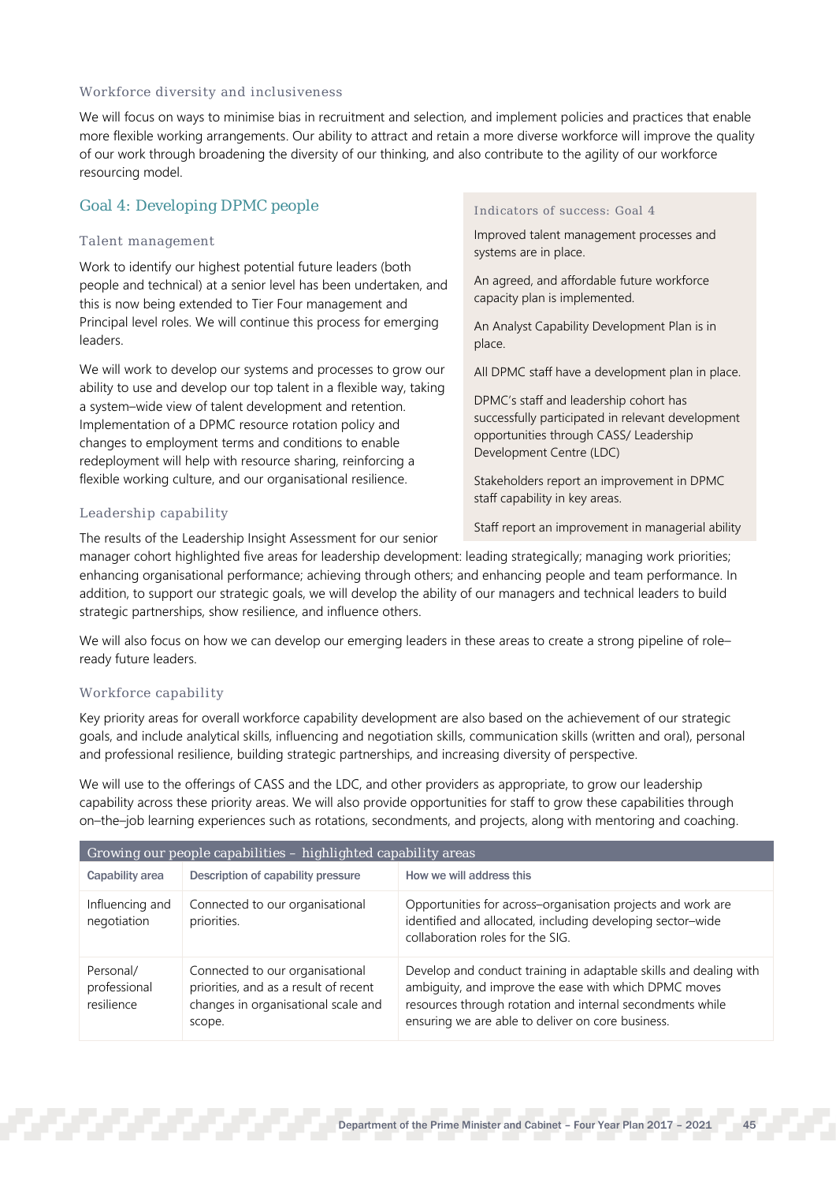### Workforce diversity and inclusiveness

We will focus on ways to minimise bias in recruitment and selection, and implement policies and practices that enable more flexible working arrangements. Our ability to attract and retain a more diverse workforce will improve the quality of our work through broadening the diversity of our thinking, and also contribute to the agility of our workforce resourcing model.

## Goal 4: Developing DPMC people

### Talent management

Work to identify our highest potential future leaders (both people and technical) at a senior level has been undertaken, and this is now being extended to Tier Four management and Principal level roles. We will continue this process for emerging leaders.

We will work to develop our systems and processes to grow our ability to use and develop our top talent in a flexible way, taking a system–wide view of talent development and retention. Implementation of a DPMC resource rotation policy and changes to employment terms and conditions to enable redeployment will help with resource sharing, reinforcing a flexible working culture, and our organisational resilience.

> **Indicators of success: Goal 4**
>
> Improved talent management processes and systems are in place.
>
> An agreed, and affordable future workforce capacity plan is implemented.
>
> An Analyst Capability Development Plan is in place.
>
> All DPMC staff have a development plan in place.
>
> DPMC's staff and leadership cohort has successfully participated in relevant development opportunities through CASS/ Leadership Development Centre (LDC)
>
> Stakeholders report an improvement in DPMC staff capability in key areas.
>
> Staff report an improvement in managerial ability

### Leadership capability

The results of the Leadership Insight Assessment for our senior manager cohort highlighted five areas for leadership development: leading strategically; managing work priorities; enhancing organisational performance; achieving through others; and enhancing people and team performance. In addition, to support our strategic goals, we will develop the ability of our managers and technical leaders to build strategic partnerships, show resilience, and influence others.

We will also focus on how we can develop our emerging leaders in these areas to create a strong pipeline of role–ready future leaders.

### Workforce capability

Key priority areas for overall workforce capability development are also based on the achievement of our strategic goals, and include analytical skills, influencing and negotiation skills, communication skills (written and oral), personal and professional resilience, building strategic partnerships, and increasing diversity of perspective.

We will use to the offerings of CASS and the LDC, and other providers as appropriate, to grow our leadership capability across these priority areas. We will also provide opportunities for staff to grow these capabilities through on–the–job learning experiences such as rotations, secondments, and projects, along with mentoring and coaching.

**Growing our people capabilities – highlighted capability areas**

| Capability area | Description of capability pressure | How we will address this |
|---|---|---|
| Influencing and negotiation | Connected to our organisational priorities. | Opportunities for across–organisation projects and work are identified and allocated, including developing sector–wide collaboration roles for the SIG. |
| Personal/ professional resilience | Connected to our organisational priorities, and as a result of recent changes in organisational scale and scope. | Develop and conduct training in adaptable skills and dealing with ambiguity, and improve the ease with which DPMC moves resources through rotation and internal secondments while ensuring we are able to deliver on core business. |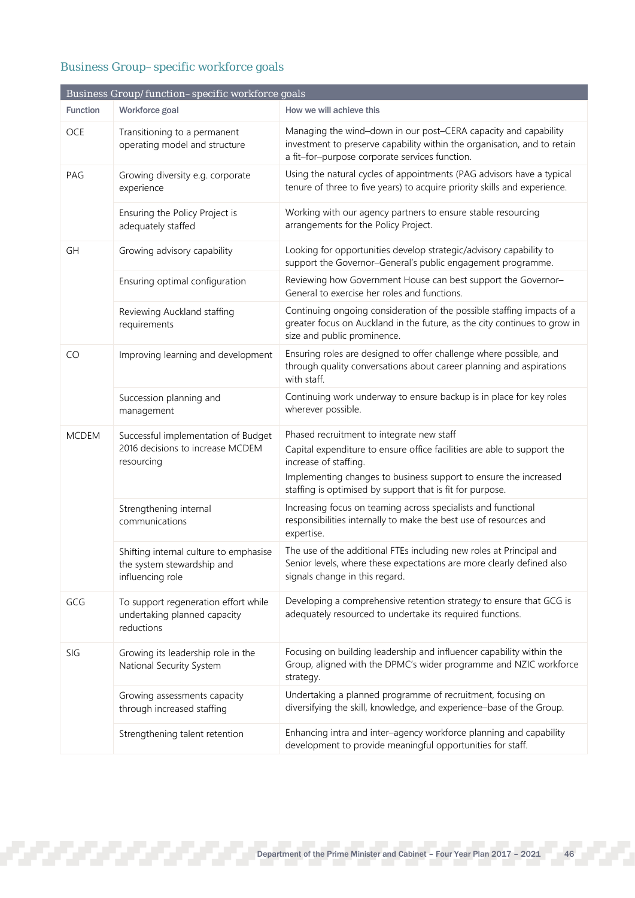## Business Group– specific workforce goals

| Business Group/ function– specific workforce goals | | |
|---|---|---|
| **Function** | **Workforce goal** | **How we will achieve this** |
| OCE | Transitioning to a permanent operating model and structure | Managing the wind–down in our post–CERA capacity and capability investment to preserve capability within the organisation, and to retain a fit–for–purpose corporate services function. |
| PAG | Growing diversity e.g. corporate experience | Using the natural cycles of appointments (PAG advisors have a typical tenure of three to five years) to acquire priority skills and experience. |
| | Ensuring the Policy Project is adequately staffed | Working with our agency partners to ensure stable resourcing arrangements for the Policy Project. |
| GH | Growing advisory capability | Looking for opportunities develop strategic/advisory capability to support the Governor–General's public engagement programme. |
| | Ensuring optimal configuration | Reviewing how Government House can best support the Governor–General to exercise her roles and functions. |
| | Reviewing Auckland staffing requirements | Continuing ongoing consideration of the possible staffing impacts of a greater focus on Auckland in the future, as the city continues to grow in size and public prominence. |
| CO | Improving learning and development | Ensuring roles are designed to offer challenge where possible, and through quality conversations about career planning and aspirations with staff. |
| | Succession planning and management | Continuing work underway to ensure backup is in place for key roles wherever possible. |
| MCDEM | Successful implementation of Budget 2016 decisions to increase MCDEM resourcing | Phased recruitment to integrate new staff<br>Capital expenditure to ensure office facilities are able to support the increase of staffing.<br>Implementing changes to business support to ensure the increased staffing is optimised by support that is fit for purpose. |
| | Strengthening internal communications | Increasing focus on teaming across specialists and functional responsibilities internally to make the best use of resources and expertise. |
| | Shifting internal culture to emphasise the system stewardship and influencing role | The use of the additional FTEs including new roles at Principal and Senior levels, where these expectations are more clearly defined also signals change in this regard. |
| GCG | To support regeneration effort while undertaking planned capacity reductions | Developing a comprehensive retention strategy to ensure that GCG is adequately resourced to undertake its required functions. |
| SIG | Growing its leadership role in the National Security System | Focusing on building leadership and influencer capability within the Group, aligned with the DPMC's wider programme and NZIC workforce strategy. |
| | Growing assessments capacity through increased staffing | Undertaking a planned programme of recruitment, focusing on diversifying the skill, knowledge, and experience–base of the Group. |
| | Strengthening talent retention | Enhancing intra and inter–agency workforce planning and capability development to provide meaningful opportunities for staff. |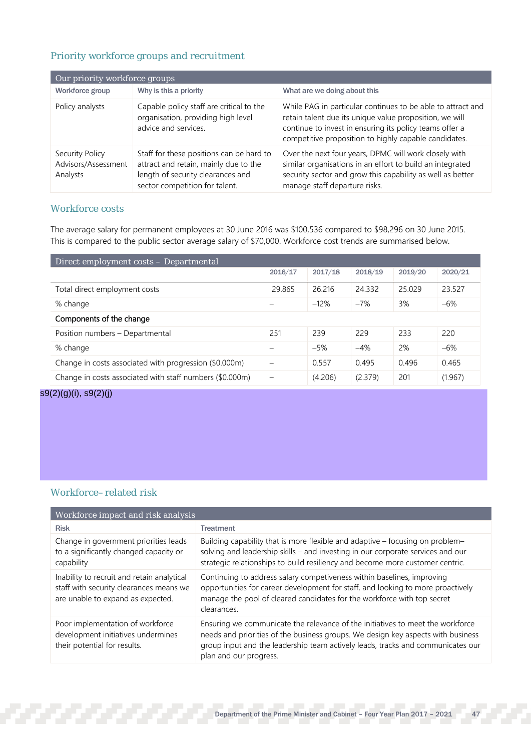## Priority workforce groups and recruitment

| Our priority workforce groups | | |
|---|---|---|
| **Workforce group** | **Why is this a priority** | **What are we doing about this** |
| Policy analysts | Capable policy staff are critical to the organisation, providing high level advice and services. | While PAG in particular continues to be able to attract and retain talent due its unique value proposition, we will continue to invest in ensuring its policy teams offer a competitive proposition to highly capable candidates. |
| Security Policy Advisors/Assessment Analysts | Staff for these positions can be hard to attract and retain, mainly due to the length of security clearances and sector competition for talent. | Over the next four years, DPMC will work closely with similar organisations in an effort to build an integrated security sector and grow this capability as well as better manage staff departure risks. |

## Workforce costs

The average salary for permanent employees at 30 June 2016 was $100,536 compared to $98,296 on 30 June 2015. This is compared to the public sector average salary of $70,000. Workforce cost trends are summarised below.

| Direct employment costs – Departmental | 2016/17 | 2017/18 | 2018/19 | 2019/20 | 2020/21 |
|---|---|---|---|---|---|
| Total direct employment costs | 29.865 | 26.216 | 24.332 | 25.029 | 23.527 |
| % change | – | –12% | –7% | 3% | –6% |
| Components of the change | | | | | |
| Position numbers – Departmental | 251 | 239 | 229 | 233 | 220 |
| % change | – | –5% | –4% | 2% | –6% |
| Change in costs associated with progression ($0.000m) | – | 0.557 | 0.495 | 0.496 | 0.465 |
| Change in costs associated with staff numbers ($0.000m) | – | (4.206) | (2.379) | 201 | (1.967) |

s9(2)(g)(i), s9(2)(j)

## Workforce–related risk

| Workforce impact and risk analysis | |
|---|---|
| **Risk** | **Treatment** |
| Change in government priorities leads to a significantly changed capacity or capability | Building capability that is more flexible and adaptive – focusing on problem–solving and leadership skills – and investing in our corporate services and our strategic relationships to build resiliency and become more customer centric. |
| Inability to recruit and retain analytical staff with security clearances means we are unable to expand as expected. | Continuing to address salary competiveness within baselines, improving opportunities for career development for staff, and looking to more proactively manage the pool of cleared candidates for the workforce with top secret clearances. |
| Poor implementation of workforce development initiatives undermines their potential for results. | Ensuring we communicate the relevance of the initiatives to meet the workforce needs and priorities of the business groups. We design key aspects with business group input and the leadership team actively leads, tracks and communicates our plan and our progress. |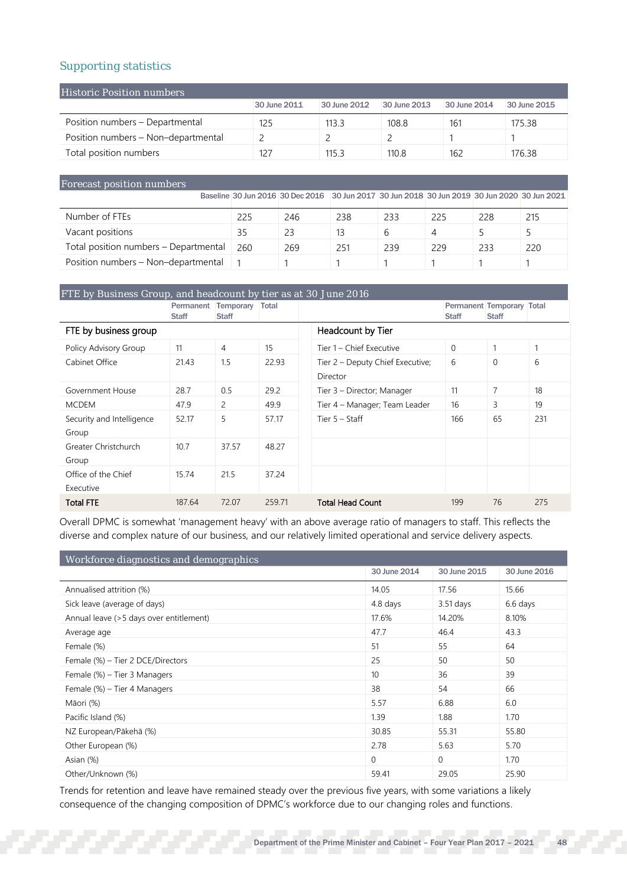## Supporting statistics

| Historic Position numbers | 30 June 2011 | 30 June 2012 | 30 June 2013 | 30 June 2014 | 30 June 2015 |
|---|---|---|---|---|---|
| Position numbers – Departmental | 125 | 113.3 | 108.8 | 161 | 175.38 |
| Position numbers – Non–departmental | 2 | 2 | 2 | 1 | 1 |
| Total position numbers | 127 | 115.3 | 110.8 | 162 | 176.38 |

| Forecast position numbers | Baseline 30 Jun 2016 | 30 Dec 2016 | 30 Jun 2017 | 30 Jun 2018 | 30 Jun 2019 | 30 Jun 2020 | 30 Jun 2021 |
|---|---|---|---|---|---|---|---|
| Number of FTEs | 225 | 246 | 238 | 233 | 225 | 228 | 215 |
| Vacant positions | 35 | 23 | 13 | 6 | 4 | 5 | 5 |
| Total position numbers – Departmental | 260 | 269 | 251 | 239 | 229 | 233 | 220 |
| Position numbers – Non–departmental | 1 | 1 | 1 | 1 | 1 | 1 | 1 |

**FTE by Business Group, and headcount by tier as at 30 June 2016**

| FTE by business group | Permanent Staff | Temporary Staff | Total |
|---|---|---|---|
| Policy Advisory Group | 11 | 4 | 15 |
| Cabinet Office | 21.43 | 1.5 | 22.93 |
| Government House | 28.7 | 0.5 | 29.2 |
| MCDEM | 47.9 | 2 | 49.9 |
| Security and Intelligence Group | 52.17 | 5 | 57.17 |
| Greater Christchurch Group | 10.7 | 37.57 | 48.27 |
| Office of the Chief Executive | 15.74 | 21.5 | 37.24 |
| **Total FTE** | 187.64 | 72.07 | 259.71 |

| Headcount by Tier | Permanent Staff | Temporary Staff | Total |
|---|---|---|---|
| Tier 1 – Chief Executive | 0 | 1 | 1 |
| Tier 2 – Deputy Chief Executive; Director | 6 | 0 | 6 |
| Tier 3 – Director; Manager | 11 | 7 | 18 |
| Tier 4 – Manager; Team Leader | 16 | 3 | 19 |
| Tier 5 – Staff | 166 | 65 | 231 |
| **Total Head Count** | 199 | 76 | 275 |

Overall DPMC is somewhat 'management heavy' with an above average ratio of managers to staff. This reflects the diverse and complex nature of our business, and our relatively limited operational and service delivery aspects.

| Workforce diagnostics and demographics | 30 June 2014 | 30 June 2015 | 30 June 2016 |
|---|---|---|---|
| Annualised attrition (%) | 14.05 | 17.56 | 15.66 |
| Sick leave (average of days) | 4.8 days | 3.51 days | 6.6 days |
| Annual leave (>5 days over entitlement) | 17.6% | 14.20% | 8.10% |
| Average age | 47.7 | 46.4 | 43.3 |
| Female (%) | 51 | 55 | 64 |
| Female (%) – Tier 2 DCE/Directors | 25 | 50 | 50 |
| Female (%) – Tier 3 Managers | 10 | 36 | 39 |
| Female (%) – Tier 4 Managers | 38 | 54 | 66 |
| Māori (%) | 5.57 | 6.88 | 6.0 |
| Pacific Island (%) | 1.39 | 1.88 | 1.70 |
| NZ European/Pākehā (%) | 30.85 | 55.31 | 55.80 |
| Other European (%) | 2.78 | 5.63 | 5.70 |
| Asian (%) | 0 | 0 | 1.70 |
| Other/Unknown (%) | 59.41 | 29.05 | 25.90 |

Trends for retention and leave have remained steady over the previous five years, with some variations a likely consequence of the changing composition of DPMC's workforce due to our changing roles and functions.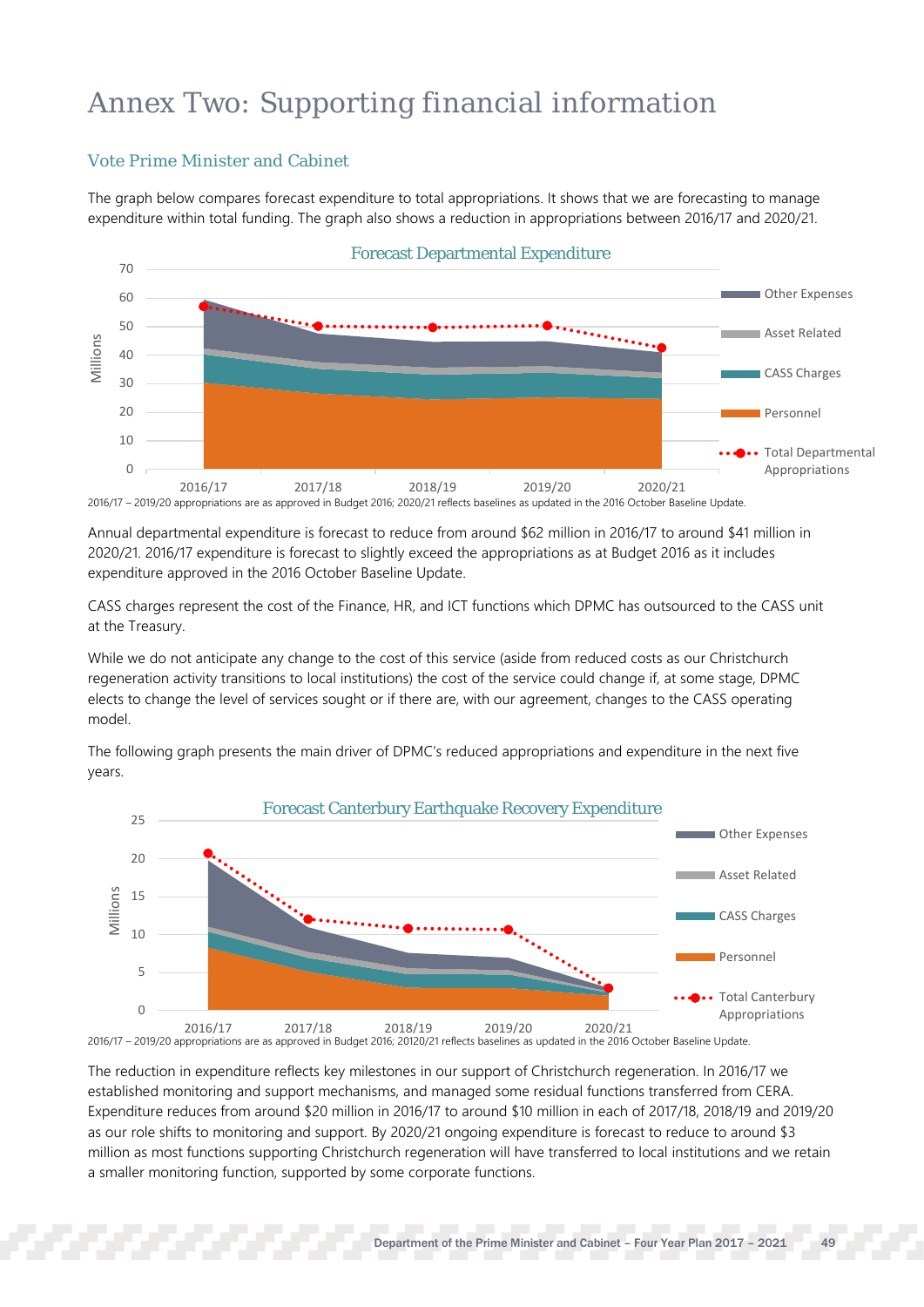# Annex Two: Supporting financial information

## Vote Prime Minister and Cabinet

The graph below compares forecast expenditure to total appropriations. It shows that we are forecasting to manage expenditure within total funding. The graph also shows a reduction in appropriations between 2016/17 and 2020/21.

2016/17 – 2019/20 appropriations are as approved in Budget 2016; 2020/21 reflects baselines as updated in the 2016 October Baseline Update.

Annual departmental expenditure is forecast to reduce from around $62 million in 2016/17 to around $41 million in 2020/21. 2016/17 expenditure is forecast to slightly exceed the appropriations as at Budget 2016 as it includes expenditure approved in the 2016 October Baseline Update.

CASS charges represent the cost of the Finance, HR, and ICT functions which DPMC has outsourced to the CASS unit at the Treasury.

While we do not anticipate any change to the cost of this service (aside from reduced costs as our Christchurch regeneration activity transitions to local institutions) the cost of the service could change if, at some stage, DPMC elects to change the level of services sought or if there are, with our agreement, changes to the CASS operating model.

The following graph presents the main driver of DPMC's reduced appropriations and expenditure in the next five years.

2016/17 – 2019/20 appropriations are as approved in Budget 2016; 20120/21 reflects baselines as updated in the 2016 October Baseline Update.

The reduction in expenditure reflects key milestones in our support of Christchurch regeneration. In 2016/17 we established monitoring and support mechanisms, and managed some residual functions transferred from CERA. Expenditure reduces from around $20 million in 2016/17 to around $10 million in each of 2017/18, 2018/19 and 2019/20 as our role shifts to monitoring and support. By 2020/21 ongoing expenditure is forecast to reduce to around $3 million as most functions supporting Christchurch regeneration will have transferred to local institutions and we retain a smaller monitoring function, supported by some corporate functions.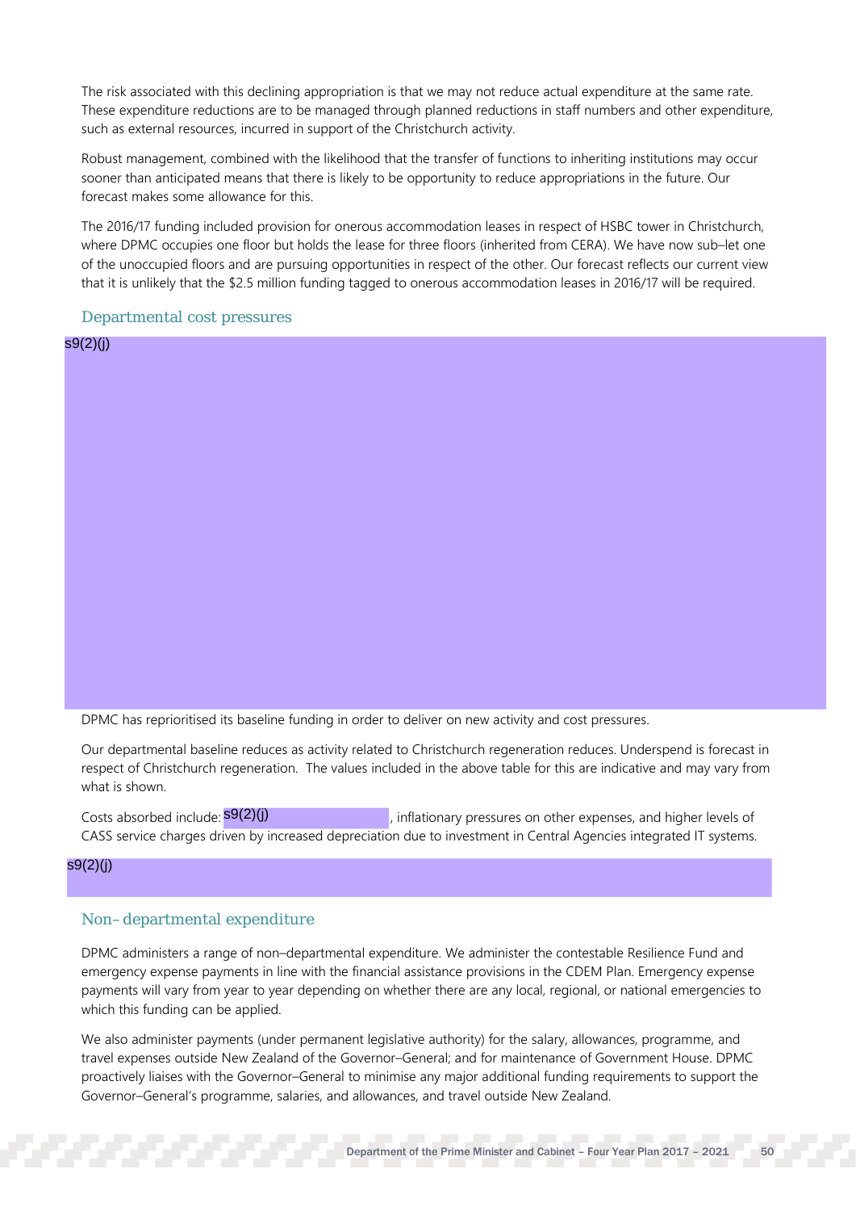The risk associated with this declining appropriation is that we may not reduce actual expenditure at the same rate. These expenditure reductions are to be managed through planned reductions in staff numbers and other expenditure, such as external resources, incurred in support of the Christchurch activity.

Robust management, combined with the likelihood that the transfer of functions to inheriting institutions may occur sooner than anticipated means that there is likely to be opportunity to reduce appropriations in the future. Our forecast makes some allowance for this.

The 2016/17 funding included provision for onerous accommodation leases in respect of HSBC tower in Christchurch, where DPMC occupies one floor but holds the lease for three floors (inherited from CERA). We have now sub–let one of the unoccupied floors and are pursuing opportunities in respect of the other. Our forecast reflects our current view that it is unlikely that the $2.5 million funding tagged to onerous accommodation leases in 2016/17 will be required.

## Departmental cost pressures

s9(2)(j)

DPMC has reprioritised its baseline funding in order to deliver on new activity and cost pressures.

Our departmental baseline reduces as activity related to Christchurch regeneration reduces. Underspend is forecast in respect of Christchurch regeneration. The values included in the above table for this are indicative and may vary from what is shown.

Costs absorbed include: s9(2)(j), inflationary pressures on other expenses, and higher levels of CASS service charges driven by increased depreciation due to investment in Central Agencies integrated IT systems.

s9(2)(j)

## Non- departmental expenditure

DPMC administers a range of non–departmental expenditure. We administer the contestable Resilience Fund and emergency expense payments in line with the financial assistance provisions in the CDEM Plan. Emergency expense payments will vary from year to year depending on whether there are any local, regional, or national emergencies to which this funding can be applied.

We also administer payments (under permanent legislative authority) for the salary, allowances, programme, and travel expenses outside New Zealand of the Governor–General; and for maintenance of Government House. DPMC proactively liaises with the Governor–General to minimise any major additional funding requirements to support the Governor–General's programme, salaries, and allowances, and travel outside New Zealand.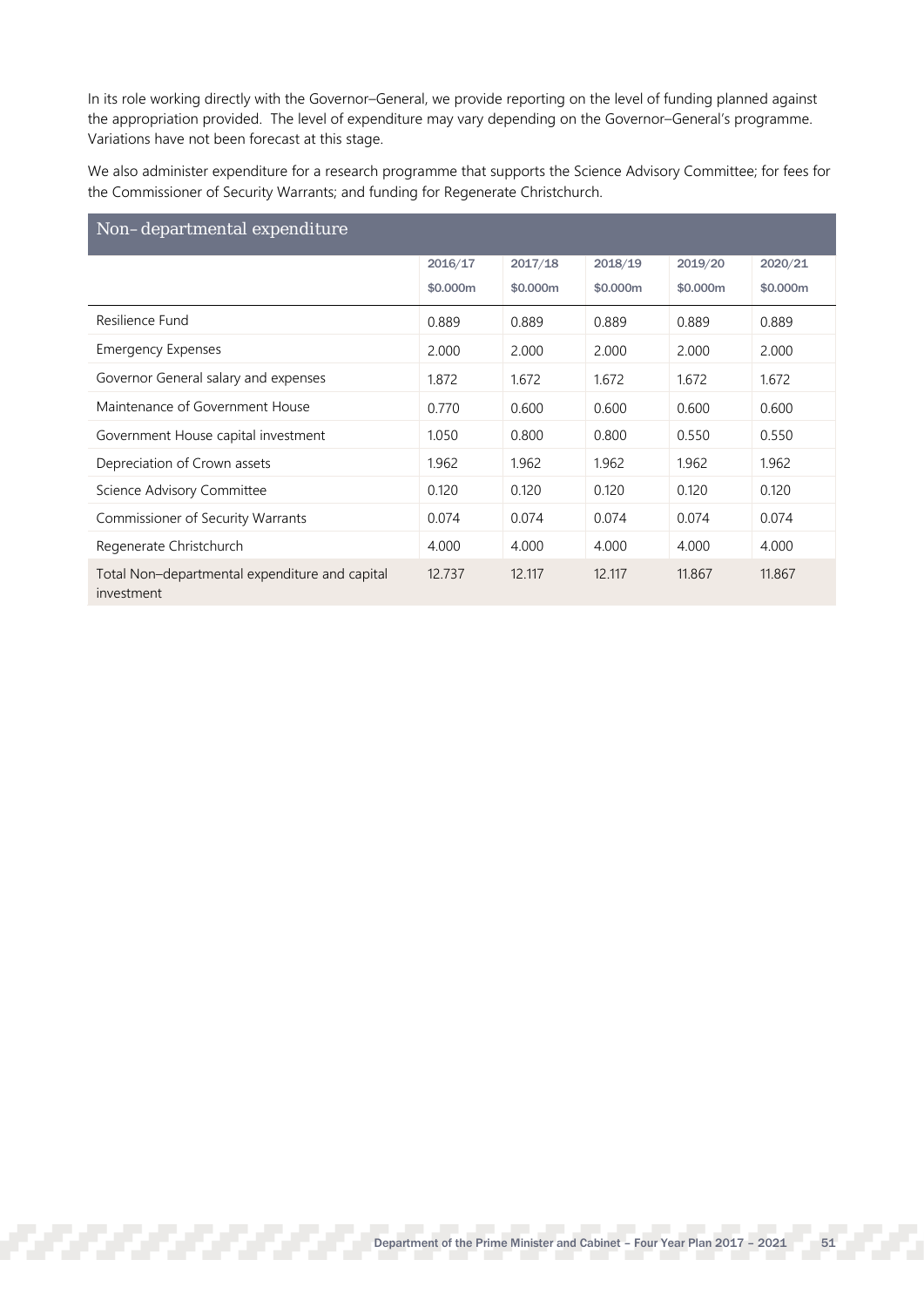In its role working directly with the Governor–General, we provide reporting on the level of funding planned against the appropriation provided. The level of expenditure may vary depending on the Governor–General's programme. Variations have not been forecast at this stage.

We also administer expenditure for a research programme that supports the Science Advisory Committee; for fees for the Commissioner of Security Warrants; and funding for Regenerate Christchurch.

## Non–departmental expenditure

| | 2016/17 $0.000m | 2017/18 $0.000m | 2018/19 $0.000m | 2019/20 $0.000m | 2020/21 $0.000m |
|---|---|---|---|---|---|
| Resilience Fund | 0.889 | 0.889 | 0.889 | 0.889 | 0.889 |
| Emergency Expenses | 2.000 | 2.000 | 2.000 | 2.000 | 2.000 |
| Governor General salary and expenses | 1.872 | 1.672 | 1.672 | 1.672 | 1.672 |
| Maintenance of Government House | 0.770 | 0.600 | 0.600 | 0.600 | 0.600 |
| Government House capital investment | 1.050 | 0.800 | 0.800 | 0.550 | 0.550 |
| Depreciation of Crown assets | 1.962 | 1.962 | 1.962 | 1.962 | 1.962 |
| Science Advisory Committee | 0.120 | 0.120 | 0.120 | 0.120 | 0.120 |
| Commissioner of Security Warrants | 0.074 | 0.074 | 0.074 | 0.074 | 0.074 |
| Regenerate Christchurch | 4.000 | 4.000 | 4.000 | 4.000 | 4.000 |
| Total Non–departmental expenditure and capital investment | 12.737 | 12.117 | 12.117 | 11.867 | 11.867 |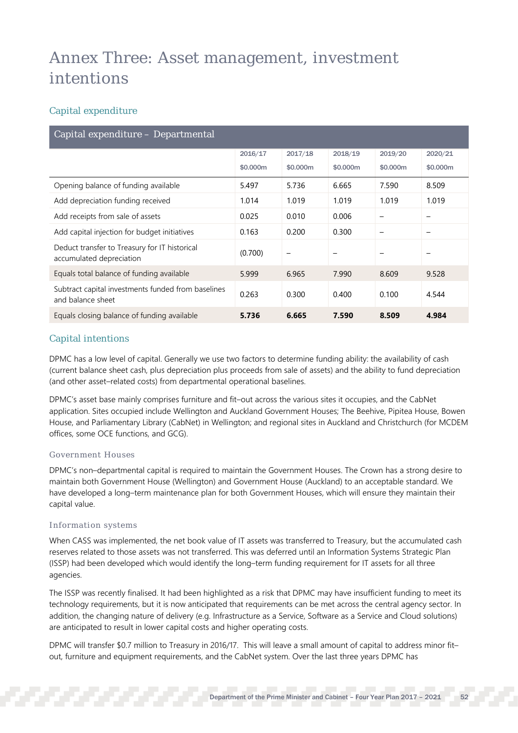# Annex Three: Asset management, investment intentions

## Capital expenditure

| Capital expenditure – Departmental | 2016/17 $0.000m | 2017/18 $0.000m | 2018/19 $0.000m | 2019/20 $0.000m | 2020/21 $0.000m |
|---|---|---|---|---|---|
| Opening balance of funding available | 5.497 | 5.736 | 6.665 | 7.590 | 8.509 |
| Add depreciation funding received | 1.014 | 1.019 | 1.019 | 1.019 | 1.019 |
| Add receipts from sale of assets | 0.025 | 0.010 | 0.006 | – | – |
| Add capital injection for budget initiatives | 0.163 | 0.200 | 0.300 | – | – |
| Deduct transfer to Treasury for IT historical accumulated depreciation | (0.700) | – | – | – | – |
| Equals total balance of funding available | 5.999 | 6.965 | 7.990 | 8.609 | 9.528 |
| Subtract capital investments funded from baselines and balance sheet | 0.263 | 0.300 | 0.400 | 0.100 | 4.544 |
| Equals closing balance of funding available | **5.736** | **6.665** | **7.590** | **8.509** | **4.984** |

## Capital intentions

DPMC has a low level of capital. Generally we use two factors to determine funding ability: the availability of cash (current balance sheet cash, plus depreciation plus proceeds from sale of assets) and the ability to fund depreciation (and other asset–related costs) from departmental operational baselines.

DPMC's asset base mainly comprises furniture and fit–out across the various sites it occupies, and the CabNet application. Sites occupied include Wellington and Auckland Government Houses; The Beehive, Pipitea House, Bowen House, and Parliamentary Library (CabNet) in Wellington; and regional sites in Auckland and Christchurch (for MCDEM offices, some OCE functions, and GCG).

### Government Houses

DPMC's non–departmental capital is required to maintain the Government Houses. The Crown has a strong desire to maintain both Government House (Wellington) and Government House (Auckland) to an acceptable standard. We have developed a long–term maintenance plan for both Government Houses, which will ensure they maintain their capital value.

### Information systems

When CASS was implemented, the net book value of IT assets was transferred to Treasury, but the accumulated cash reserves related to those assets was not transferred. This was deferred until an Information Systems Strategic Plan (ISSP) had been developed which would identify the long–term funding requirement for IT assets for all three agencies.

The ISSP was recently finalised. It had been highlighted as a risk that DPMC may have insufficient funding to meet its technology requirements, but it is now anticipated that requirements can be met across the central agency sector. In addition, the changing nature of delivery (e.g. Infrastructure as a Service, Software as a Service and Cloud solutions) are anticipated to result in lower capital costs and higher operating costs.

DPMC will transfer $0.7 million to Treasury in 2016/17. This will leave a small amount of capital to address minor fit–out, furniture and equipment requirements, and the CabNet system. Over the last three years DPMC has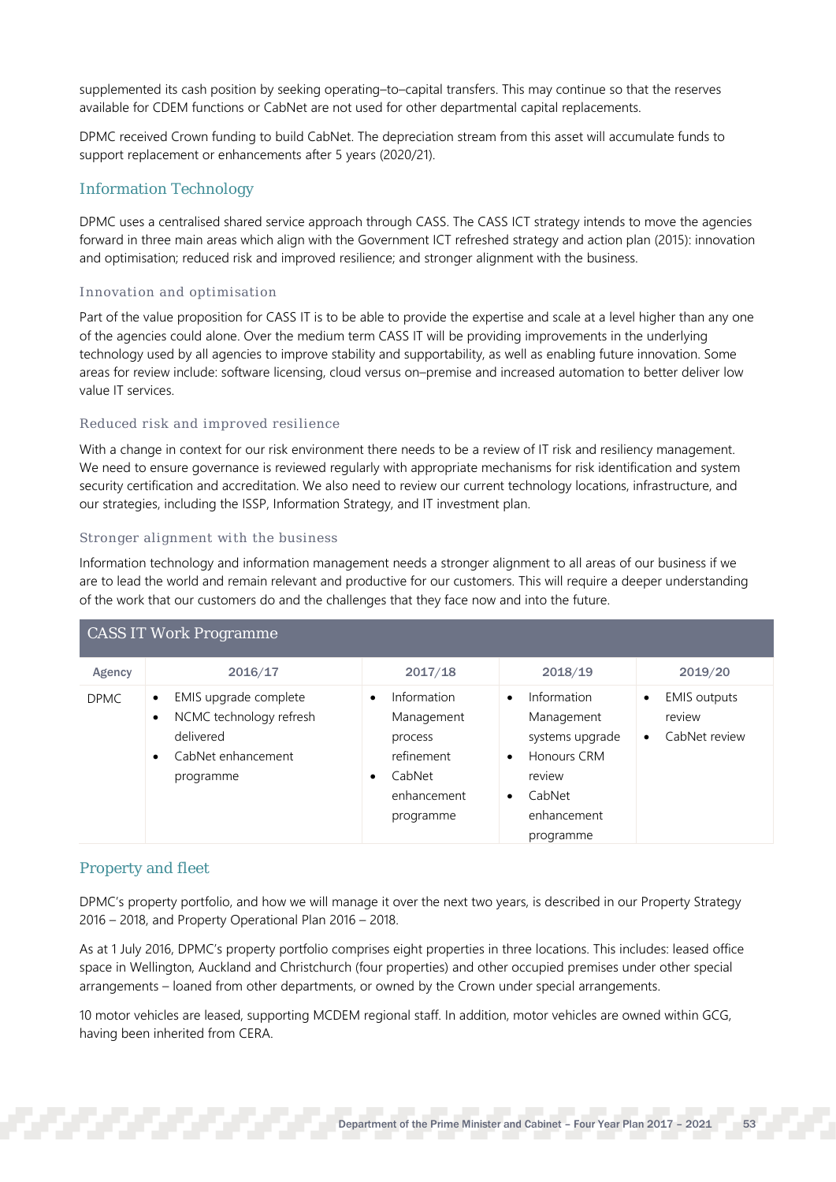supplemented its cash position by seeking operating–to–capital transfers. This may continue so that the reserves available for CDEM functions or CabNet are not used for other departmental capital replacements.

DPMC received Crown funding to build CabNet. The depreciation stream from this asset will accumulate funds to support replacement or enhancements after 5 years (2020/21).

## Information Technology

DPMC uses a centralised shared service approach through CASS. The CASS ICT strategy intends to move the agencies forward in three main areas which align with the Government ICT refreshed strategy and action plan (2015): innovation and optimisation; reduced risk and improved resilience; and stronger alignment with the business.

### Innovation and optimisation

Part of the value proposition for CASS IT is to be able to provide the expertise and scale at a level higher than any one of the agencies could alone. Over the medium term CASS IT will be providing improvements in the underlying technology used by all agencies to improve stability and supportability, as well as enabling future innovation. Some areas for review include: software licensing, cloud versus on–premise and increased automation to better deliver low value IT services.

### Reduced risk and improved resilience

With a change in context for our risk environment there needs to be a review of IT risk and resiliency management. We need to ensure governance is reviewed regularly with appropriate mechanisms for risk identification and system security certification and accreditation. We also need to review our current technology locations, infrastructure, and our strategies, including the ISSP, Information Strategy, and IT investment plan.

### Stronger alignment with the business

Information technology and information management needs a stronger alignment to all areas of our business if we are to lead the world and remain relevant and productive for our customers. This will require a deeper understanding of the work that our customers do and the challenges that they face now and into the future.

**CASS IT Work Programme**

| Agency | 2016/17 | 2017/18 | 2018/19 | 2019/20 |
|---|---|---|---|---|
| DPMC | • EMIS upgrade complete<br>• NCMC technology refresh delivered<br>• CabNet enhancement programme | • Information Management process refinement<br>• CabNet enhancement programme | • Information Management systems upgrade<br>• Honours CRM review<br>• CabNet enhancement programme | • EMIS outputs review<br>• CabNet review |

## Property and fleet

DPMC's property portfolio, and how we will manage it over the next two years, is described in our Property Strategy 2016 – 2018, and Property Operational Plan 2016 – 2018.

As at 1 July 2016, DPMC's property portfolio comprises eight properties in three locations. This includes: leased office space in Wellington, Auckland and Christchurch (four properties) and other occupied premises under other special arrangements – loaned from other departments, or owned by the Crown under special arrangements.

10 motor vehicles are leased, supporting MCDEM regional staff. In addition, motor vehicles are owned within GCG, having been inherited from CERA.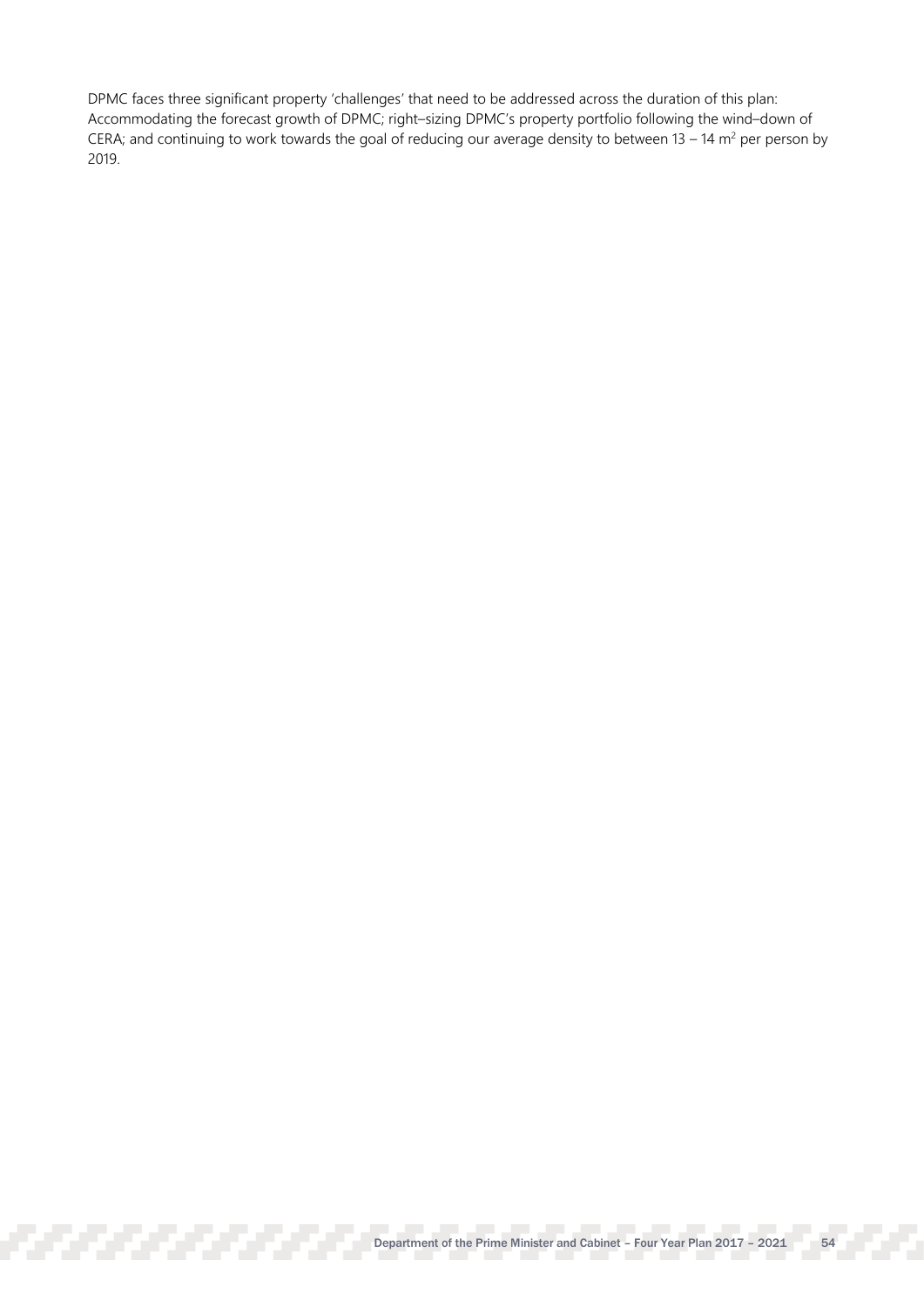DPMC faces three significant property 'challenges' that need to be addressed across the duration of this plan: Accommodating the forecast growth of DPMC; right–sizing DPMC's property portfolio following the wind–down of CERA; and continuing to work towards the goal of reducing our average density to between 13 – 14 $m^2$ per person by 2019.